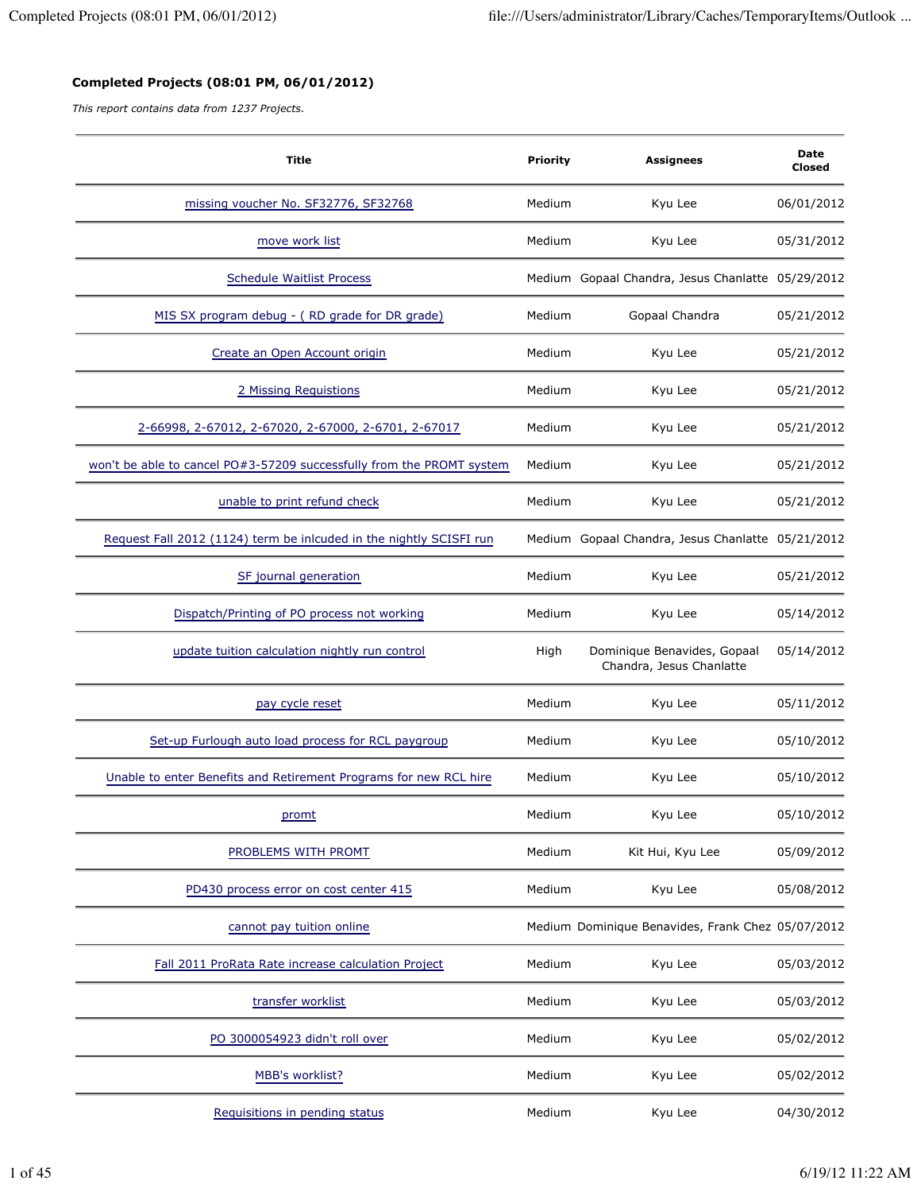**Completed Projects (08:01 PM, 06/01/2012)**

*This report contains data from 1237 Projects.*

| Title | Priority | Assignees | Date Closed |
|---|---|---|---|
| missing voucher No. SF32776, SF32768 | Medium | Kyu Lee | 06/01/2012 |
| move work list | Medium | Kyu Lee | 05/31/2012 |
| Schedule Waitlist Process | Medium | Gopaal Chandra, Jesus Chanlatte | 05/29/2012 |
| MIS SX program debug - ( RD grade for DR grade) | Medium | Gopaal Chandra | 05/21/2012 |
| Create an Open Account origin | Medium | Kyu Lee | 05/21/2012 |
| 2 Missing Requistions | Medium | Kyu Lee | 05/21/2012 |
| 2-66998, 2-67012, 2-67020, 2-67000, 2-6701, 2-67017 | Medium | Kyu Lee | 05/21/2012 |
| won't be able to cancel PO#3-57209 successfully from the PROMT system | Medium | Kyu Lee | 05/21/2012 |
| unable to print refund check | Medium | Kyu Lee | 05/21/2012 |
| Request Fall 2012 (1124) term be inlcuded in the nightly SCISFI run | Medium | Gopaal Chandra, Jesus Chanlatte | 05/21/2012 |
| SF journal generation | Medium | Kyu Lee | 05/21/2012 |
| Dispatch/Printing of PO process not working | Medium | Kyu Lee | 05/14/2012 |
| update tuition calculation nightly run control | High | Dominique Benavides, Gopaal Chandra, Jesus Chanlatte | 05/14/2012 |
| pay cycle reset | Medium | Kyu Lee | 05/11/2012 |
| Set-up Furlough auto load process for RCL paygroup | Medium | Kyu Lee | 05/10/2012 |
| Unable to enter Benefits and Retirement Programs for new RCL hire | Medium | Kyu Lee | 05/10/2012 |
| promt | Medium | Kyu Lee | 05/10/2012 |
| PROBLEMS WITH PROMT | Medium | Kit Hui, Kyu Lee | 05/09/2012 |
| PD430 process error on cost center 415 | Medium | Kyu Lee | 05/08/2012 |
| cannot pay tuition online | Medium | Dominique Benavides, Frank Chez | 05/07/2012 |
| Fall 2011 ProRata Rate increase calculation Project | Medium | Kyu Lee | 05/03/2012 |
| transfer worklist | Medium | Kyu Lee | 05/03/2012 |
| PO 3000054923 didn't roll over | Medium | Kyu Lee | 05/02/2012 |
| MBB's worklist? | Medium | Kyu Lee | 05/02/2012 |
| Requisitions in pending status | Medium | Kyu Lee | 04/30/2012 |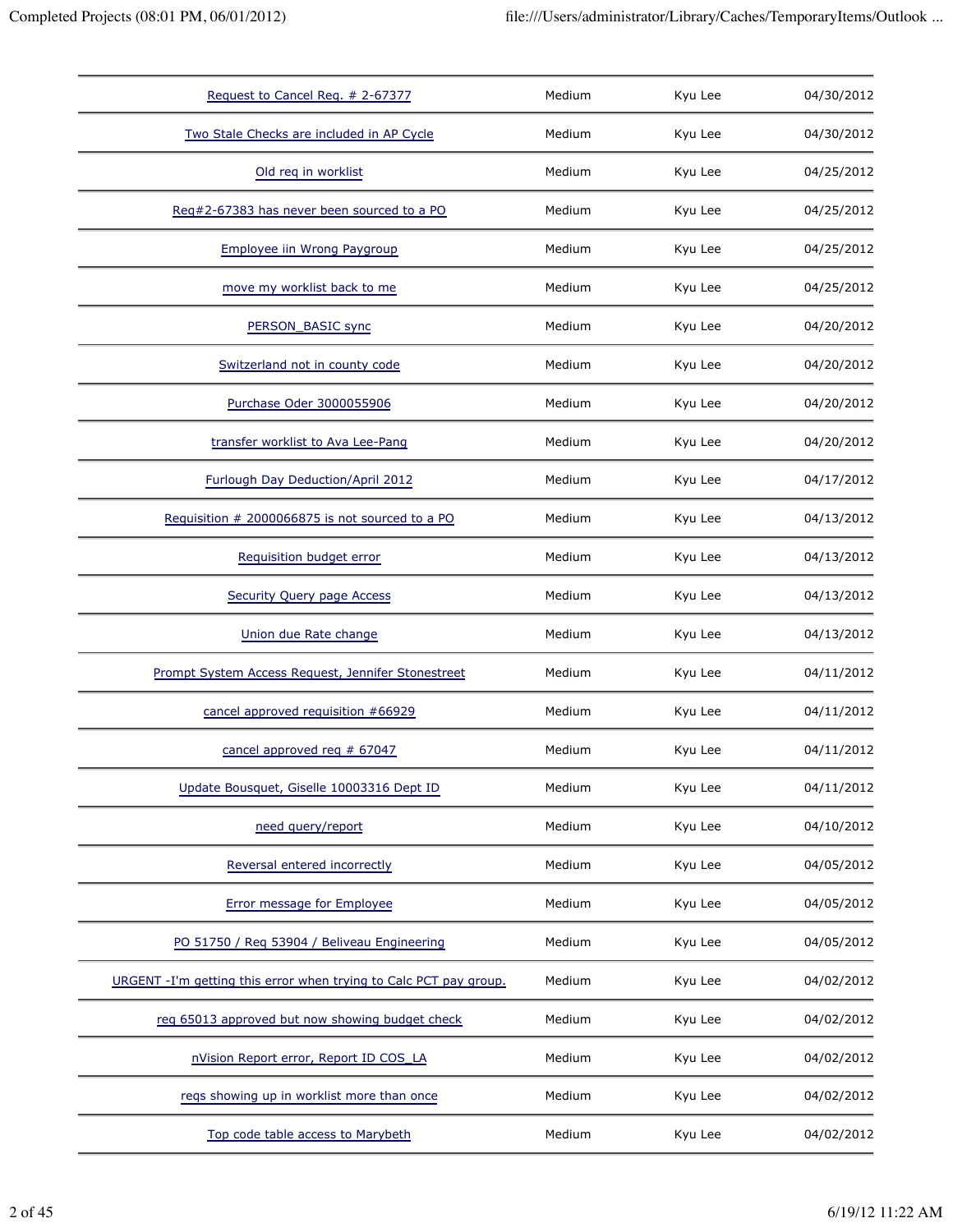| | | | |
|---|---|---|---|
| Request to Cancel Req. # 2-67377 | Medium | Kyu Lee | 04/30/2012 |
| Two Stale Checks are included in AP Cycle | Medium | Kyu Lee | 04/30/2012 |
| Old req in worklist | Medium | Kyu Lee | 04/25/2012 |
| Req#2-67383 has never been sourced to a PO | Medium | Kyu Lee | 04/25/2012 |
| Employee iin Wrong Paygroup | Medium | Kyu Lee | 04/25/2012 |
| move my worklist back to me | Medium | Kyu Lee | 04/25/2012 |
| PERSON_BASIC sync | Medium | Kyu Lee | 04/20/2012 |
| Switzerland not in county code | Medium | Kyu Lee | 04/20/2012 |
| Purchase Oder 3000055906 | Medium | Kyu Lee | 04/20/2012 |
| transfer worklist to Ava Lee-Pang | Medium | Kyu Lee | 04/20/2012 |
| Furlough Day Deduction/April 2012 | Medium | Kyu Lee | 04/17/2012 |
| Requisition # 2000066875 is not sourced to a PO | Medium | Kyu Lee | 04/13/2012 |
| Requisition budget error | Medium | Kyu Lee | 04/13/2012 |
| Security Query page Access | Medium | Kyu Lee | 04/13/2012 |
| Union due Rate change | Medium | Kyu Lee | 04/13/2012 |
| Prompt System Access Request, Jennifer Stonestreet | Medium | Kyu Lee | 04/11/2012 |
| cancel approved requisition #66929 | Medium | Kyu Lee | 04/11/2012 |
| cancel approved req # 67047 | Medium | Kyu Lee | 04/11/2012 |
| Update Bousquet, Giselle 10003316 Dept ID | Medium | Kyu Lee | 04/11/2012 |
| need query/report | Medium | Kyu Lee | 04/10/2012 |
| Reversal entered incorrectly | Medium | Kyu Lee | 04/05/2012 |
| Error message for Employee | Medium | Kyu Lee | 04/05/2012 |
| PO 51750 / Req 53904 / Beliveau Engineering | Medium | Kyu Lee | 04/05/2012 |
| URGENT -I'm getting this error when trying to Calc PCT pay group. | Medium | Kyu Lee | 04/02/2012 |
| req 65013 approved but now showing budget check | Medium | Kyu Lee | 04/02/2012 |
| nVision Report error, Report ID COS_LA | Medium | Kyu Lee | 04/02/2012 |
| reqs showing up in worklist more than once | Medium | Kyu Lee | 04/02/2012 |
| Top code table access to Marybeth | Medium | Kyu Lee | 04/02/2012 |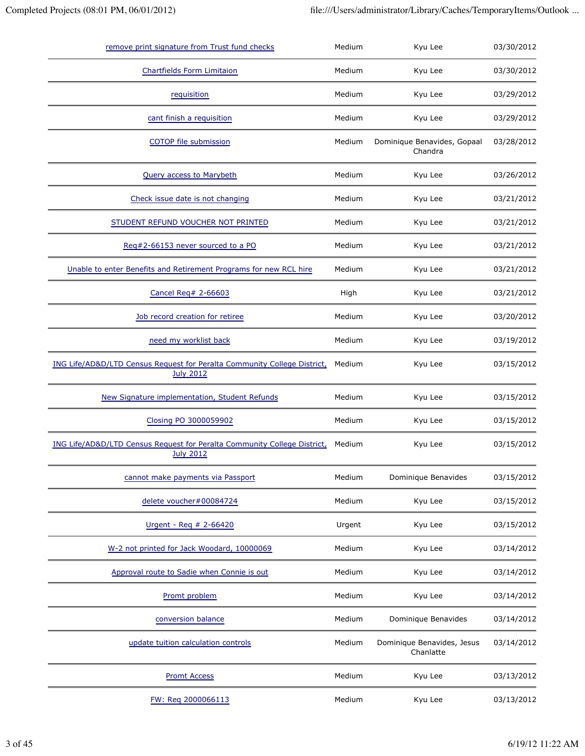| | | | |
|---|---|---|---|
| remove print signature from Trust fund checks | Medium | Kyu Lee | 03/30/2012 |
| Chartfields Form Limitaion | Medium | Kyu Lee | 03/30/2012 |
| requisition | Medium | Kyu Lee | 03/29/2012 |
| cant finish a requisition | Medium | Kyu Lee | 03/29/2012 |
| COTOP file submission | Medium | Dominique Benavides, Gopaal Chandra | 03/28/2012 |
| Query access to Marybeth | Medium | Kyu Lee | 03/26/2012 |
| Check issue date is not changing | Medium | Kyu Lee | 03/21/2012 |
| STUDENT REFUND VOUCHER NOT PRINTED | Medium | Kyu Lee | 03/21/2012 |
| Req#2-66153 never sourced to a PO | Medium | Kyu Lee | 03/21/2012 |
| Unable to enter Benefits and Retirement Programs for new RCL hire | Medium | Kyu Lee | 03/21/2012 |
| Cancel Req# 2-66603 | High | Kyu Lee | 03/21/2012 |
| Job record creation for retiree | Medium | Kyu Lee | 03/20/2012 |
| need my worklist back | Medium | Kyu Lee | 03/19/2012 |
| ING Life/AD&D/LTD Census Request for Peralta Community College District, July 2012 | Medium | Kyu Lee | 03/15/2012 |
| New Signature implementation, Student Refunds | Medium | Kyu Lee | 03/15/2012 |
| Closing PO 3000059902 | Medium | Kyu Lee | 03/15/2012 |
| ING Life/AD&D/LTD Census Request for Peralta Community College District, July 2012 | Medium | Kyu Lee | 03/15/2012 |
| cannot make payments via Passport | Medium | Dominique Benavides | 03/15/2012 |
| delete voucher#00084724 | Medium | Kyu Lee | 03/15/2012 |
| Urgent - Req # 2-66420 | Urgent | Kyu Lee | 03/15/2012 |
| W-2 not printed for Jack Woodard, 10000069 | Medium | Kyu Lee | 03/14/2012 |
| Approval route to Sadie when Connie is out | Medium | Kyu Lee | 03/14/2012 |
| Promt problem | Medium | Kyu Lee | 03/14/2012 |
| conversion balance | Medium | Dominique Benavides | 03/14/2012 |
| update tuition calculation controls | Medium | Dominique Benavides, Jesus Chanlatte | 03/14/2012 |
| Promt Access | Medium | Kyu Lee | 03/13/2012 |
| FW: Req 2000066113 | Medium | Kyu Lee | 03/13/2012 |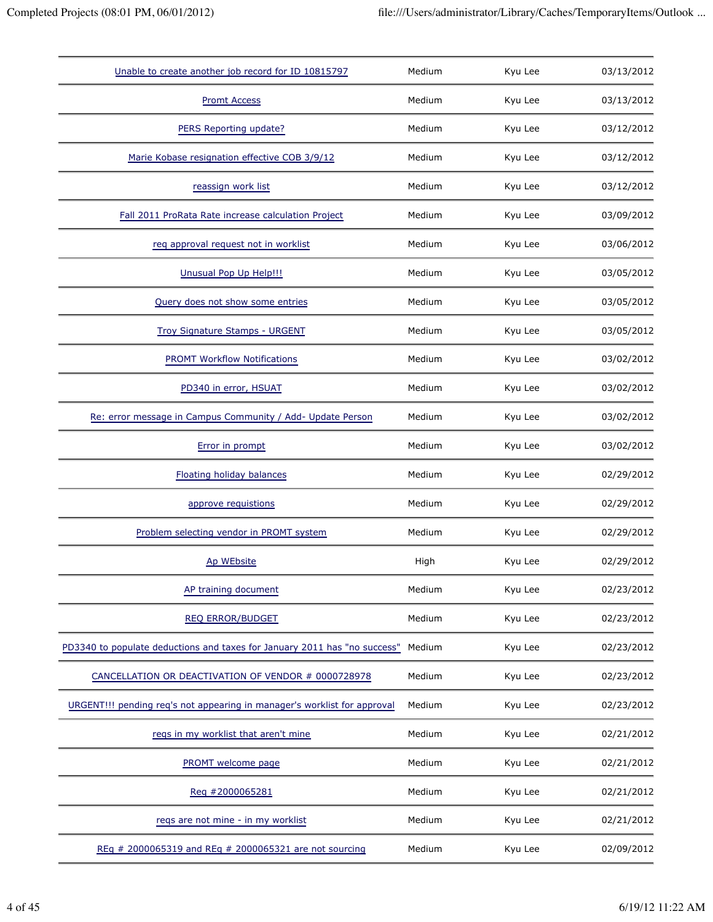| | | | |
|---|---|---|---|
| Unable to create another job record for ID 10815797 | Medium | Kyu Lee | 03/13/2012 |
| Promt Access | Medium | Kyu Lee | 03/13/2012 |
| PERS Reporting update? | Medium | Kyu Lee | 03/12/2012 |
| Marie Kobase resignation effective COB 3/9/12 | Medium | Kyu Lee | 03/12/2012 |
| reassign work list | Medium | Kyu Lee | 03/12/2012 |
| Fall 2011 ProRata Rate increase calculation Project | Medium | Kyu Lee | 03/09/2012 |
| req approval request not in worklist | Medium | Kyu Lee | 03/06/2012 |
| Unusual Pop Up Help!!! | Medium | Kyu Lee | 03/05/2012 |
| Query does not show some entries | Medium | Kyu Lee | 03/05/2012 |
| Troy Signature Stamps - URGENT | Medium | Kyu Lee | 03/05/2012 |
| PROMT Workflow Notifications | Medium | Kyu Lee | 03/02/2012 |
| PD340 in error, HSUAT | Medium | Kyu Lee | 03/02/2012 |
| Re: error message in Campus Community / Add- Update Person | Medium | Kyu Lee | 03/02/2012 |
| Error in prompt | Medium | Kyu Lee | 03/02/2012 |
| Floating holiday balances | Medium | Kyu Lee | 02/29/2012 |
| approve requistions | Medium | Kyu Lee | 02/29/2012 |
| Problem selecting vendor in PROMT system | Medium | Kyu Lee | 02/29/2012 |
| Ap WEbsite | High | Kyu Lee | 02/29/2012 |
| AP training document | Medium | Kyu Lee | 02/23/2012 |
| REQ ERROR/BUDGET | Medium | Kyu Lee | 02/23/2012 |
| PD3340 to populate deductions and taxes for January 2011 has "no success" | Medium | Kyu Lee | 02/23/2012 |
| CANCELLATION OR DEACTIVATION OF VENDOR # 0000728978 | Medium | Kyu Lee | 02/23/2012 |
| URGENT!!! pending req's not appearing in manager's worklist for approval | Medium | Kyu Lee | 02/23/2012 |
| reqs in my worklist that aren't mine | Medium | Kyu Lee | 02/21/2012 |
| PROMT welcome page | Medium | Kyu Lee | 02/21/2012 |
| Req #2000065281 | Medium | Kyu Lee | 02/21/2012 |
| reqs are not mine - in my worklist | Medium | Kyu Lee | 02/21/2012 |
| REq # 2000065319 and REq # 2000065321 are not sourcing | Medium | Kyu Lee | 02/09/2012 |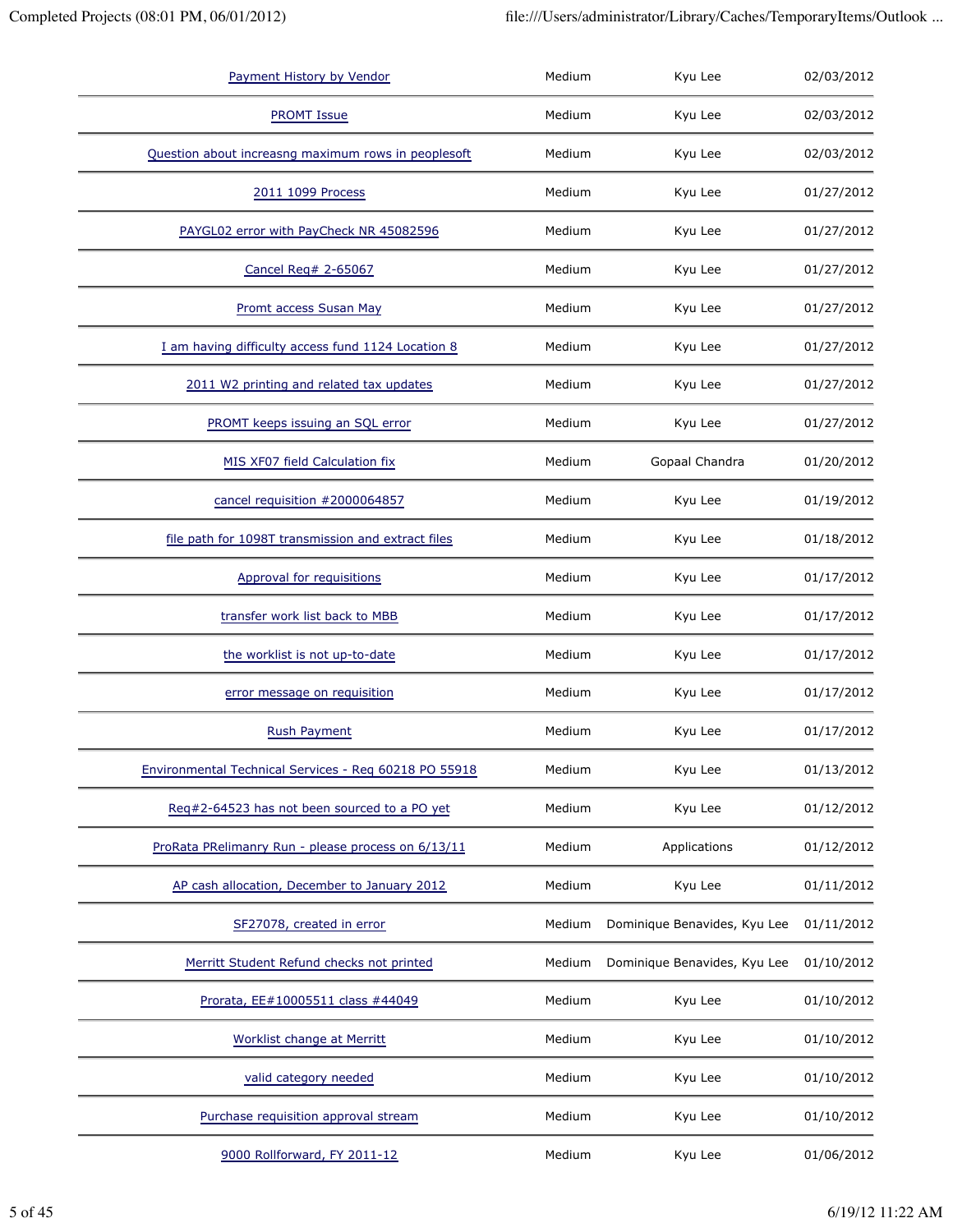| | | | |
|---|---|---|---|
| Payment History by Vendor | Medium | Kyu Lee | 02/03/2012 |
| PROMT Issue | Medium | Kyu Lee | 02/03/2012 |
| Question about increasng maximum rows in peoplesoft | Medium | Kyu Lee | 02/03/2012 |
| 2011 1099 Process | Medium | Kyu Lee | 01/27/2012 |
| PAYGL02 error with PayCheck NR 45082596 | Medium | Kyu Lee | 01/27/2012 |
| Cancel Req# 2-65067 | Medium | Kyu Lee | 01/27/2012 |
| Promt access Susan May | Medium | Kyu Lee | 01/27/2012 |
| I am having difficulty access fund 1124 Location 8 | Medium | Kyu Lee | 01/27/2012 |
| 2011 W2 printing and related tax updates | Medium | Kyu Lee | 01/27/2012 |
| PROMT keeps issuing an SQL error | Medium | Kyu Lee | 01/27/2012 |
| MIS XF07 field Calculation fix | Medium | Gopaal Chandra | 01/20/2012 |
| cancel requisition #2000064857 | Medium | Kyu Lee | 01/19/2012 |
| file path for 1098T transmission and extract files | Medium | Kyu Lee | 01/18/2012 |
| Approval for requisitions | Medium | Kyu Lee | 01/17/2012 |
| transfer work list back to MBB | Medium | Kyu Lee | 01/17/2012 |
| the worklist is not up-to-date | Medium | Kyu Lee | 01/17/2012 |
| error message on requisition | Medium | Kyu Lee | 01/17/2012 |
| Rush Payment | Medium | Kyu Lee | 01/17/2012 |
| Environmental Technical Services - Req 60218 PO 55918 | Medium | Kyu Lee | 01/13/2012 |
| Req#2-64523 has not been sourced to a PO yet | Medium | Kyu Lee | 01/12/2012 |
| ProRata PRelimanry Run - please process on 6/13/11 | Medium | Applications | 01/12/2012 |
| AP cash allocation, December to January 2012 | Medium | Kyu Lee | 01/11/2012 |
| SF27078, created in error | Medium | Dominique Benavides, Kyu Lee | 01/11/2012 |
| Merritt Student Refund checks not printed | Medium | Dominique Benavides, Kyu Lee | 01/10/2012 |
| Prorata, EE#10005511 class #44049 | Medium | Kyu Lee | 01/10/2012 |
| Worklist change at Merritt | Medium | Kyu Lee | 01/10/2012 |
| valid category needed | Medium | Kyu Lee | 01/10/2012 |
| Purchase requisition approval stream | Medium | Kyu Lee | 01/10/2012 |
| 9000 Rollforward, FY 2011-12 | Medium | Kyu Lee | 01/06/2012 |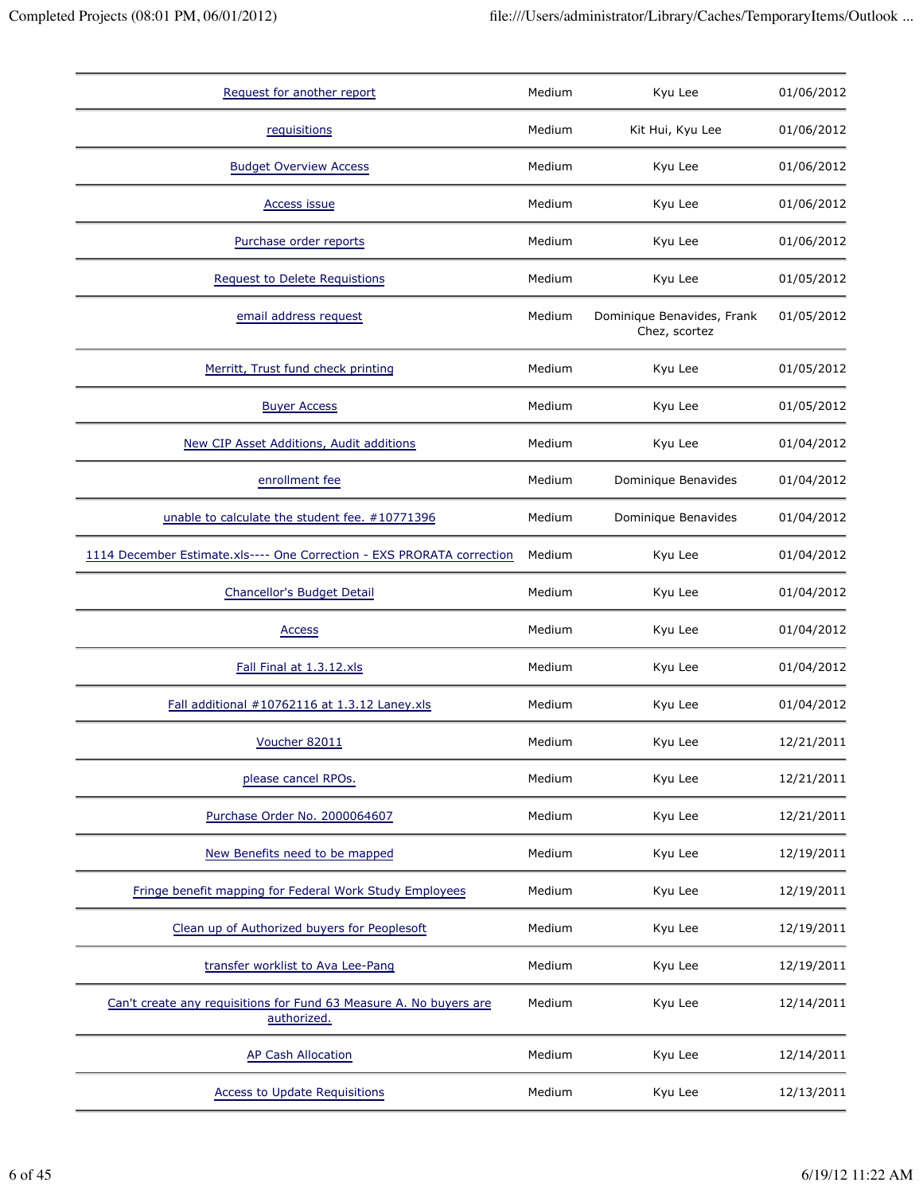| | | | |
|---|---|---|---|
| Request for another report | Medium | Kyu Lee | 01/06/2012 |
| requisitions | Medium | Kit Hui, Kyu Lee | 01/06/2012 |
| Budget Overview Access | Medium | Kyu Lee | 01/06/2012 |
| Access issue | Medium | Kyu Lee | 01/06/2012 |
| Purchase order reports | Medium | Kyu Lee | 01/06/2012 |
| Request to Delete Requistions | Medium | Kyu Lee | 01/05/2012 |
| email address request | Medium | Dominique Benavides, Frank Chez, scortez | 01/05/2012 |
| Merritt, Trust fund check printing | Medium | Kyu Lee | 01/05/2012 |
| Buyer Access | Medium | Kyu Lee | 01/05/2012 |
| New CIP Asset Additions, Audit additions | Medium | Kyu Lee | 01/04/2012 |
| enrollment fee | Medium | Dominique Benavides | 01/04/2012 |
| unable to calculate the student fee. #10771396 | Medium | Dominique Benavides | 01/04/2012 |
| 1114 December Estimate.xls---- One Correction - EXS PRORATA correction | Medium | Kyu Lee | 01/04/2012 |
| Chancellor's Budget Detail | Medium | Kyu Lee | 01/04/2012 |
| Access | Medium | Kyu Lee | 01/04/2012 |
| Fall Final at 1.3.12.xls | Medium | Kyu Lee | 01/04/2012 |
| Fall additional #10762116 at 1.3.12 Laney.xls | Medium | Kyu Lee | 01/04/2012 |
| Voucher 82011 | Medium | Kyu Lee | 12/21/2011 |
| please cancel RPOs. | Medium | Kyu Lee | 12/21/2011 |
| Purchase Order No. 2000064607 | Medium | Kyu Lee | 12/21/2011 |
| New Benefits need to be mapped | Medium | Kyu Lee | 12/19/2011 |
| Fringe benefit mapping for Federal Work Study Employees | Medium | Kyu Lee | 12/19/2011 |
| Clean up of Authorized buyers for Peoplesoft | Medium | Kyu Lee | 12/19/2011 |
| transfer worklist to Ava Lee-Pang | Medium | Kyu Lee | 12/19/2011 |
| Can't create any requisitions for Fund 63 Measure A. No buyers are authorized. | Medium | Kyu Lee | 12/14/2011 |
| AP Cash Allocation | Medium | Kyu Lee | 12/14/2011 |
| Access to Update Requisitions | Medium | Kyu Lee | 12/13/2011 |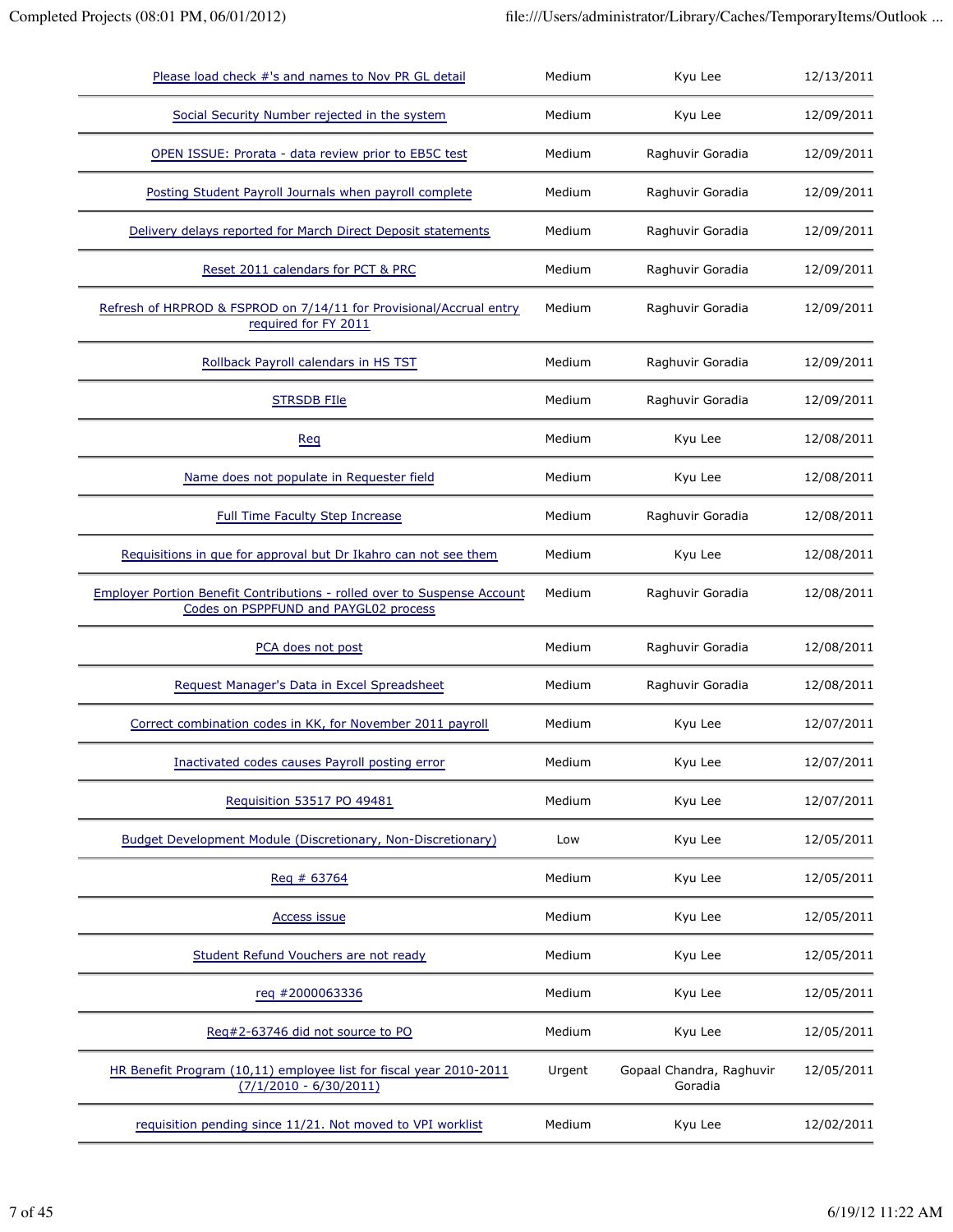| | | | |
|---|---|---|---|
| Please load check #'s and names to Nov PR GL detail | Medium | Kyu Lee | 12/13/2011 |
| Social Security Number rejected in the system | Medium | Kyu Lee | 12/09/2011 |
| OPEN ISSUE: Prorata - data review prior to EB5C test | Medium | Raghuvir Goradia | 12/09/2011 |
| Posting Student Payroll Journals when payroll complete | Medium | Raghuvir Goradia | 12/09/2011 |
| Delivery delays reported for March Direct Deposit statements | Medium | Raghuvir Goradia | 12/09/2011 |
| Reset 2011 calendars for PCT & PRC | Medium | Raghuvir Goradia | 12/09/2011 |
| Refresh of HRPROD & FSPROD on 7/14/11 for Provisional/Accrual entry required for FY 2011 | Medium | Raghuvir Goradia | 12/09/2011 |
| Rollback Payroll calendars in HS TST | Medium | Raghuvir Goradia | 12/09/2011 |
| STRSDB FIle | Medium | Raghuvir Goradia | 12/09/2011 |
| Req | Medium | Kyu Lee | 12/08/2011 |
| Name does not populate in Requester field | Medium | Kyu Lee | 12/08/2011 |
| Full Time Faculty Step Increase | Medium | Raghuvir Goradia | 12/08/2011 |
| Requisitions in que for approval but Dr Ikahro can not see them | Medium | Kyu Lee | 12/08/2011 |
| Employer Portion Benefit Contributions - rolled over to Suspense Account Codes on PSPPFUND and PAYGL02 process | Medium | Raghuvir Goradia | 12/08/2011 |
| PCA does not post | Medium | Raghuvir Goradia | 12/08/2011 |
| Request Manager's Data in Excel Spreadsheet | Medium | Raghuvir Goradia | 12/08/2011 |
| Correct combination codes in KK, for November 2011 payroll | Medium | Kyu Lee | 12/07/2011 |
| Inactivated codes causes Payroll posting error | Medium | Kyu Lee | 12/07/2011 |
| Requisition 53517 PO 49481 | Medium | Kyu Lee | 12/07/2011 |
| Budget Development Module (Discretionary, Non-Discretionary) | Low | Kyu Lee | 12/05/2011 |
| Req # 63764 | Medium | Kyu Lee | 12/05/2011 |
| Access issue | Medium | Kyu Lee | 12/05/2011 |
| Student Refund Vouchers are not ready | Medium | Kyu Lee | 12/05/2011 |
| req #2000063336 | Medium | Kyu Lee | 12/05/2011 |
| Req#2-63746 did not source to PO | Medium | Kyu Lee | 12/05/2011 |
| HR Benefit Program (10,11) employee list for fiscal year 2010-2011 (7/1/2010 - 6/30/2011) | Urgent | Gopaal Chandra, Raghuvir Goradia | 12/05/2011 |
| requisition pending since 11/21. Not moved to VPI worklist | Medium | Kyu Lee | 12/02/2011 |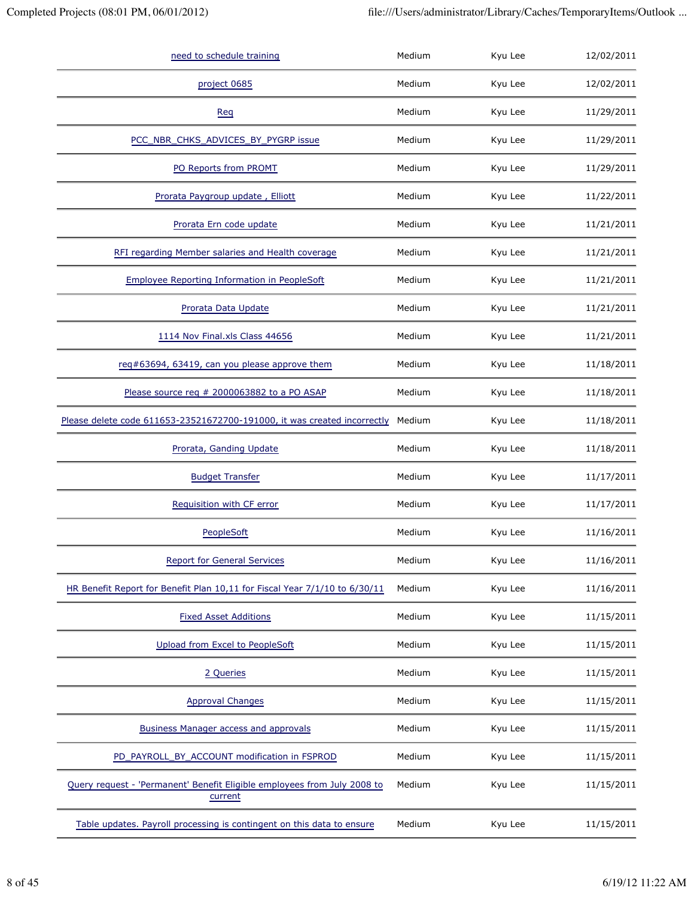| | | | |
|---|---|---|---|
| need to schedule training | Medium | Kyu Lee | 12/02/2011 |
| project 0685 | Medium | Kyu Lee | 12/02/2011 |
| Req | Medium | Kyu Lee | 11/29/2011 |
| PCC_NBR_CHKS_ADVICES_BY_PYGRP issue | Medium | Kyu Lee | 11/29/2011 |
| PO Reports from PROMT | Medium | Kyu Lee | 11/29/2011 |
| Prorata Paygroup update , Elliott | Medium | Kyu Lee | 11/22/2011 |
| Prorata Ern code update | Medium | Kyu Lee | 11/21/2011 |
| RFI regarding Member salaries and Health coverage | Medium | Kyu Lee | 11/21/2011 |
| Employee Reporting Information in PeopleSoft | Medium | Kyu Lee | 11/21/2011 |
| Prorata Data Update | Medium | Kyu Lee | 11/21/2011 |
| 1114 Nov Final.xls Class 44656 | Medium | Kyu Lee | 11/21/2011 |
| req#63694, 63419, can you please approve them | Medium | Kyu Lee | 11/18/2011 |
| Please source req # 2000063882 to a PO ASAP | Medium | Kyu Lee | 11/18/2011 |
| Please delete code 611653-23521672700-191000, it was created incorrectly | Medium | Kyu Lee | 11/18/2011 |
| Prorata, Ganding Update | Medium | Kyu Lee | 11/18/2011 |
| Budget Transfer | Medium | Kyu Lee | 11/17/2011 |
| Requisition with CF error | Medium | Kyu Lee | 11/17/2011 |
| PeopleSoft | Medium | Kyu Lee | 11/16/2011 |
| Report for General Services | Medium | Kyu Lee | 11/16/2011 |
| HR Benefit Report for Benefit Plan 10,11 for Fiscal Year 7/1/10 to 6/30/11 | Medium | Kyu Lee | 11/16/2011 |
| Fixed Asset Additions | Medium | Kyu Lee | 11/15/2011 |
| Upload from Excel to PeopleSoft | Medium | Kyu Lee | 11/15/2011 |
| 2 Queries | Medium | Kyu Lee | 11/15/2011 |
| Approval Changes | Medium | Kyu Lee | 11/15/2011 |
| Business Manager access and approvals | Medium | Kyu Lee | 11/15/2011 |
| PD_PAYROLL_BY_ACCOUNT modification in FSPROD | Medium | Kyu Lee | 11/15/2011 |
| Query request - 'Permanent' Benefit Eligible employees from July 2008 to current | Medium | Kyu Lee | 11/15/2011 |
| Table updates. Payroll processing is contingent on this data to ensure | Medium | Kyu Lee | 11/15/2011 |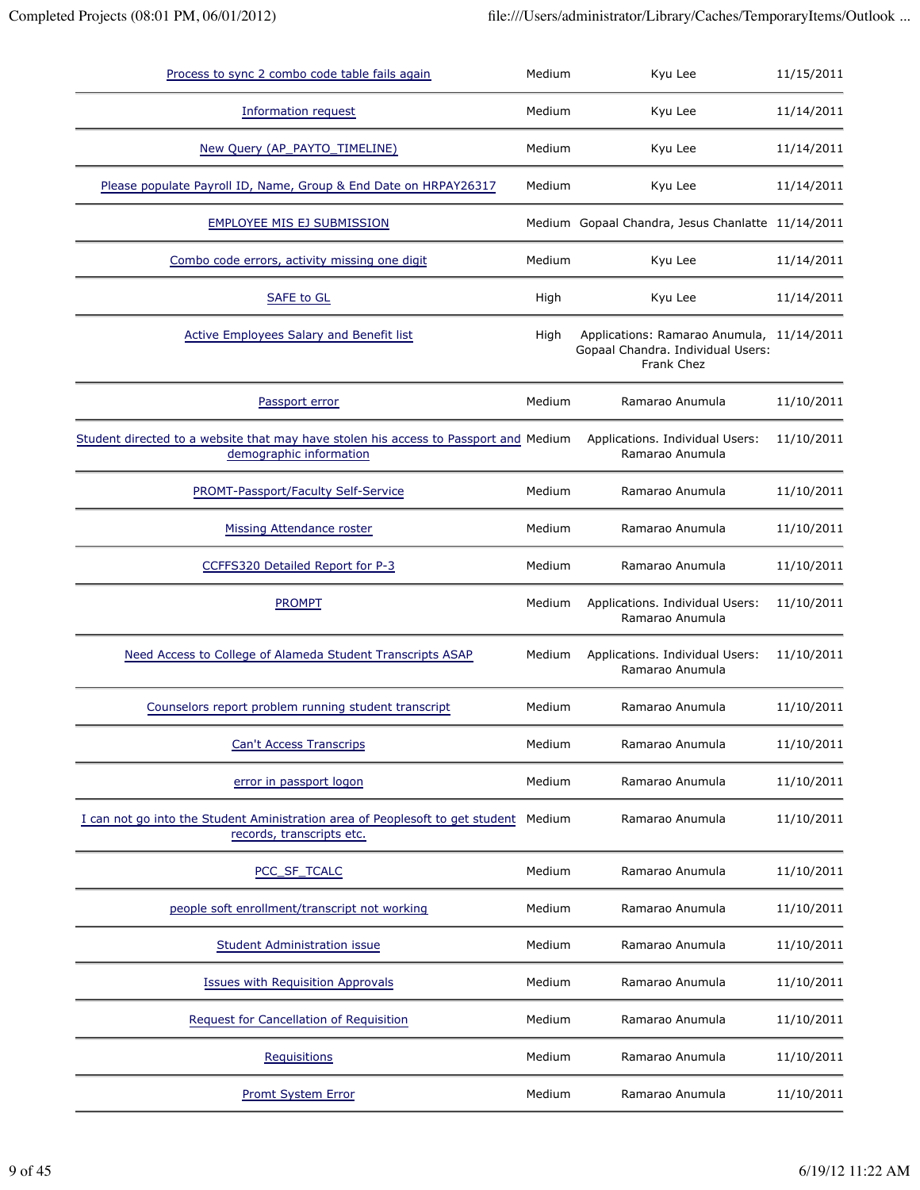| | | | |
|---|---|---|---|
| Process to sync 2 combo code table fails again | Medium | Kyu Lee | 11/15/2011 |
| Information request | Medium | Kyu Lee | 11/14/2011 |
| New Query (AP_PAYTO_TIMELINE) | Medium | Kyu Lee | 11/14/2011 |
| Please populate Payroll ID, Name, Group & End Date on HRPAY26317 | Medium | Kyu Lee | 11/14/2011 |
| EMPLOYEE MIS EJ SUBMISSION | Medium | Gopaal Chandra, Jesus Chanlatte | 11/14/2011 |
| Combo code errors, activity missing one digit | Medium | Kyu Lee | 11/14/2011 |
| SAFE to GL | High | Kyu Lee | 11/14/2011 |
| Active Employees Salary and Benefit list | High | Applications: Ramarao Anumula, Gopaal Chandra. Individual Users: Frank Chez | 11/14/2011 |
| Passport error | Medium | Ramarao Anumula | 11/10/2011 |
| Student directed to a website that may have stolen his access to Passport and demographic information | Medium | Applications. Individual Users: Ramarao Anumula | 11/10/2011 |
| PROMT-Passport/Faculty Self-Service | Medium | Ramarao Anumula | 11/10/2011 |
| Missing Attendance roster | Medium | Ramarao Anumula | 11/10/2011 |
| CCFFS320 Detailed Report for P-3 | Medium | Ramarao Anumula | 11/10/2011 |
| PROMPT | Medium | Applications. Individual Users: Ramarao Anumula | 11/10/2011 |
| Need Access to College of Alameda Student Transcripts ASAP | Medium | Applications. Individual Users: Ramarao Anumula | 11/10/2011 |
| Counselors report problem running student transcript | Medium | Ramarao Anumula | 11/10/2011 |
| Can't Access Transcrips | Medium | Ramarao Anumula | 11/10/2011 |
| error in passport logon | Medium | Ramarao Anumula | 11/10/2011 |
| I can not go into the Student Aministration area of Peoplesoft to get student records, transcripts etc. | Medium | Ramarao Anumula | 11/10/2011 |
| PCC_SF_TCALC | Medium | Ramarao Anumula | 11/10/2011 |
| people soft enrollment/transcript not working | Medium | Ramarao Anumula | 11/10/2011 |
| Student Administration issue | Medium | Ramarao Anumula | 11/10/2011 |
| Issues with Requisition Approvals | Medium | Ramarao Anumula | 11/10/2011 |
| Request for Cancellation of Requisition | Medium | Ramarao Anumula | 11/10/2011 |
| Requisitions | Medium | Ramarao Anumula | 11/10/2011 |
| Promt System Error | Medium | Ramarao Anumula | 11/10/2011 |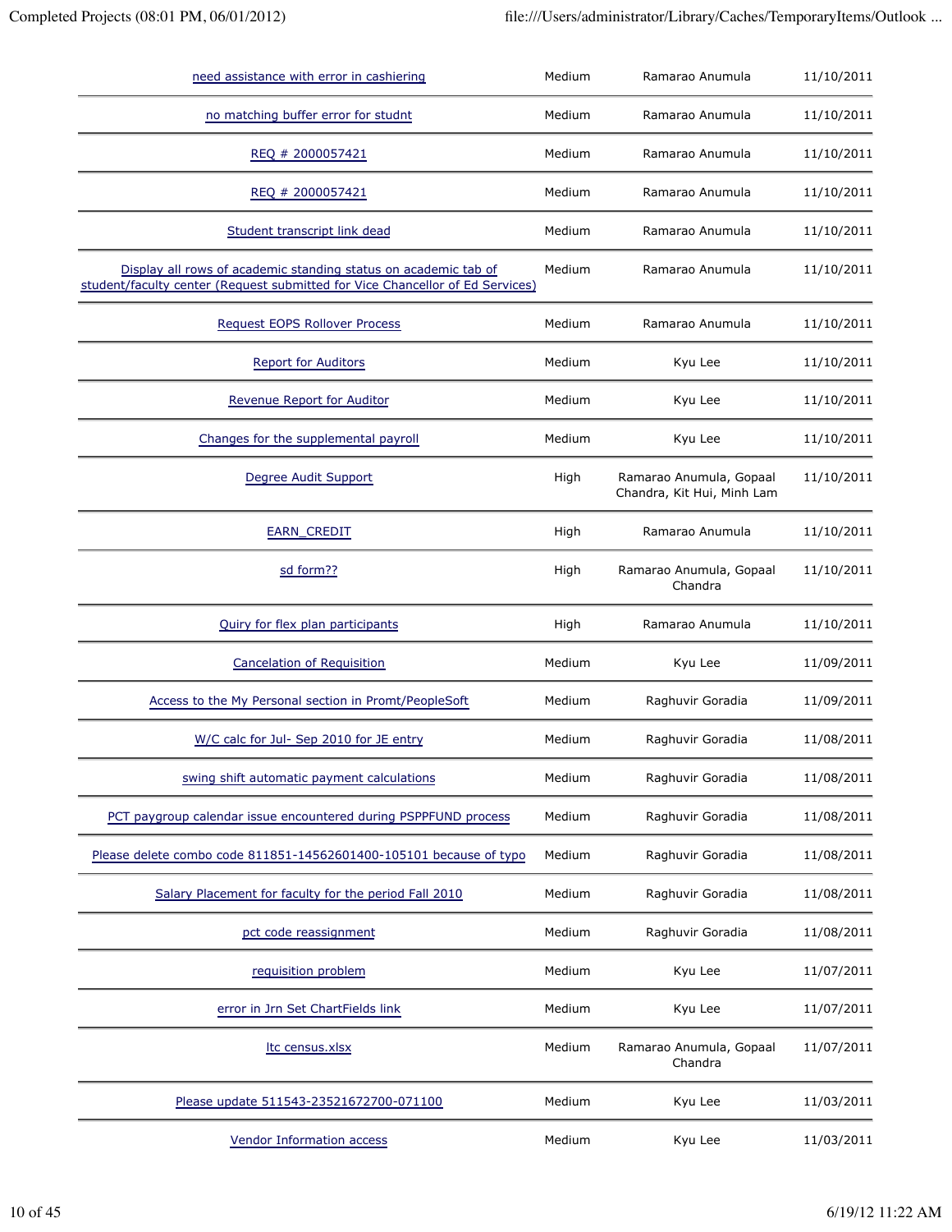| | | | |
|---|---|---|---|
| need assistance with error in cashiering | Medium | Ramarao Anumula | 11/10/2011 |
| no matching buffer error for studnt | Medium | Ramarao Anumula | 11/10/2011 |
| REQ # 2000057421 | Medium | Ramarao Anumula | 11/10/2011 |
| REQ # 2000057421 | Medium | Ramarao Anumula | 11/10/2011 |
| Student transcript link dead | Medium | Ramarao Anumula | 11/10/2011 |
| Display all rows of academic standing status on academic tab of student/faculty center (Request submitted for Vice Chancellor of Ed Services) | Medium | Ramarao Anumula | 11/10/2011 |
| Request EOPS Rollover Process | Medium | Ramarao Anumula | 11/10/2011 |
| Report for Auditors | Medium | Kyu Lee | 11/10/2011 |
| Revenue Report for Auditor | Medium | Kyu Lee | 11/10/2011 |
| Changes for the supplemental payroll | Medium | Kyu Lee | 11/10/2011 |
| Degree Audit Support | High | Ramarao Anumula, Gopaal Chandra, Kit Hui, Minh Lam | 11/10/2011 |
| EARN_CREDIT | High | Ramarao Anumula | 11/10/2011 |
| sd form?? | High | Ramarao Anumula, Gopaal Chandra | 11/10/2011 |
| Quiry for flex plan participants | High | Ramarao Anumula | 11/10/2011 |
| Cancelation of Requisition | Medium | Kyu Lee | 11/09/2011 |
| Access to the My Personal section in Promt/PeopleSoft | Medium | Raghuvir Goradia | 11/09/2011 |
| W/C calc for Jul- Sep 2010 for JE entry | Medium | Raghuvir Goradia | 11/08/2011 |
| swing shift automatic payment calculations | Medium | Raghuvir Goradia | 11/08/2011 |
| PCT paygroup calendar issue encountered during PSPPFUND process | Medium | Raghuvir Goradia | 11/08/2011 |
| Please delete combo code 811851-14562601400-105101 because of typo | Medium | Raghuvir Goradia | 11/08/2011 |
| Salary Placement for faculty for the period Fall 2010 | Medium | Raghuvir Goradia | 11/08/2011 |
| pct code reassignment | Medium | Raghuvir Goradia | 11/08/2011 |
| requisition problem | Medium | Kyu Lee | 11/07/2011 |
| error in Jrn Set ChartFields link | Medium | Kyu Lee | 11/07/2011 |
| ltc census.xlsx | Medium | Ramarao Anumula, Gopaal Chandra | 11/07/2011 |
| Please update 511543-23521672700-071100 | Medium | Kyu Lee | 11/03/2011 |
| Vendor Information access | Medium | Kyu Lee | 11/03/2011 |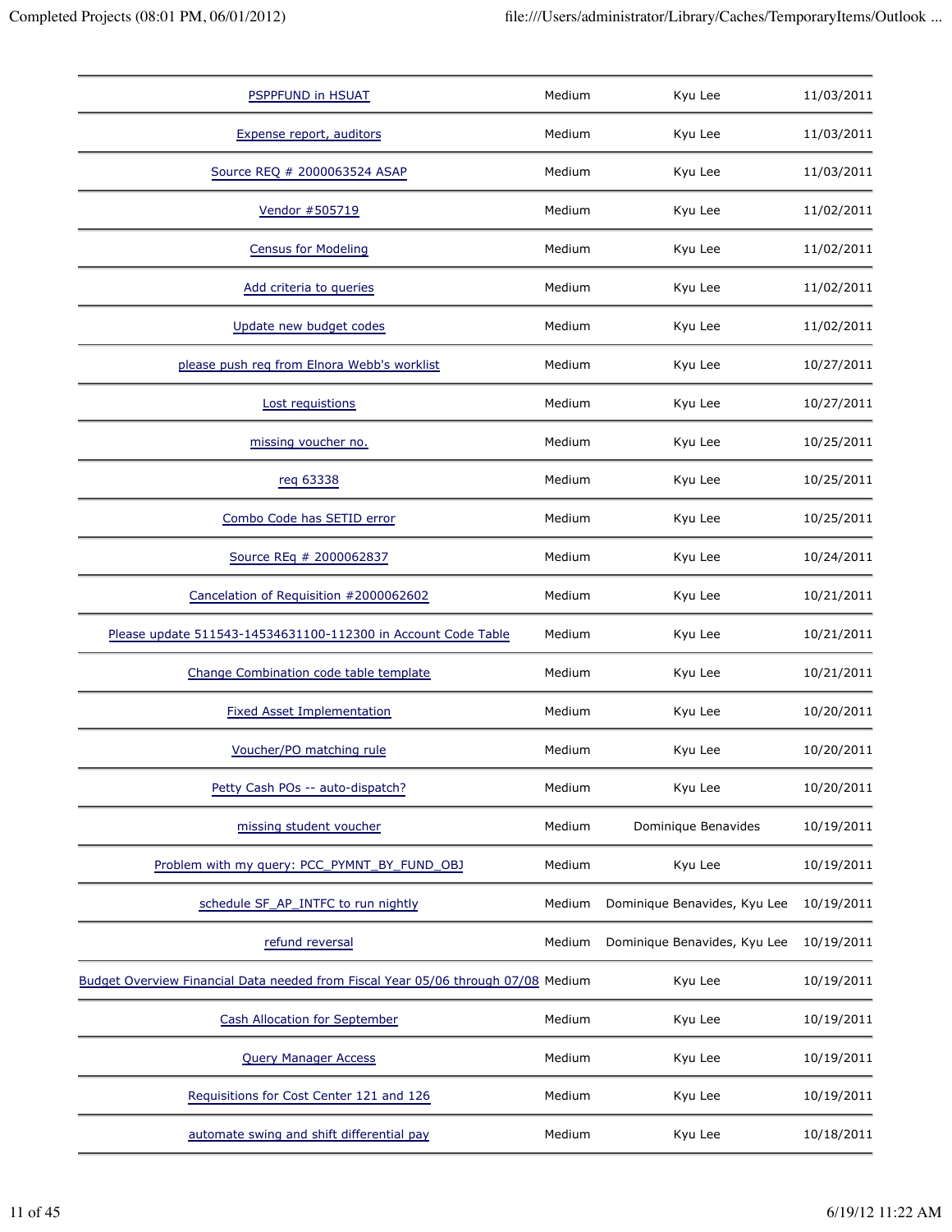| | | | |
|---|---|---|---|
| PSPPFUND in HSUAT | Medium | Kyu Lee | 11/03/2011 |
| Expense report, auditors | Medium | Kyu Lee | 11/03/2011 |
| Source REQ # 2000063524 ASAP | Medium | Kyu Lee | 11/03/2011 |
| Vendor #505719 | Medium | Kyu Lee | 11/02/2011 |
| Census for Modeling | Medium | Kyu Lee | 11/02/2011 |
| Add criteria to queries | Medium | Kyu Lee | 11/02/2011 |
| Update new budget codes | Medium | Kyu Lee | 11/02/2011 |
| please push req from Elnora Webb's worklist | Medium | Kyu Lee | 10/27/2011 |
| Lost requistions | Medium | Kyu Lee | 10/27/2011 |
| missing voucher no. | Medium | Kyu Lee | 10/25/2011 |
| req 63338 | Medium | Kyu Lee | 10/25/2011 |
| Combo Code has SETID error | Medium | Kyu Lee | 10/25/2011 |
| Source REq # 2000062837 | Medium | Kyu Lee | 10/24/2011 |
| Cancelation of Requisition #2000062602 | Medium | Kyu Lee | 10/21/2011 |
| Please update 511543-14534631100-112300 in Account Code Table | Medium | Kyu Lee | 10/21/2011 |
| Change Combination code table template | Medium | Kyu Lee | 10/21/2011 |
| Fixed Asset Implementation | Medium | Kyu Lee | 10/20/2011 |
| Voucher/PO matching rule | Medium | Kyu Lee | 10/20/2011 |
| Petty Cash POs -- auto-dispatch? | Medium | Kyu Lee | 10/20/2011 |
| missing student voucher | Medium | Dominique Benavides | 10/19/2011 |
| Problem with my query: PCC_PYMNT_BY_FUND_OBJ | Medium | Kyu Lee | 10/19/2011 |
| schedule SF_AP_INTFC to run nightly | Medium | Dominique Benavides, Kyu Lee | 10/19/2011 |
| refund reversal | Medium | Dominique Benavides, Kyu Lee | 10/19/2011 |
| Budget Overview Financial Data needed from Fiscal Year 05/06 through 07/08 | Medium | Kyu Lee | 10/19/2011 |
| Cash Allocation for September | Medium | Kyu Lee | 10/19/2011 |
| Query Manager Access | Medium | Kyu Lee | 10/19/2011 |
| Requisitions for Cost Center 121 and 126 | Medium | Kyu Lee | 10/19/2011 |
| automate swing and shift differential pay | Medium | Kyu Lee | 10/18/2011 |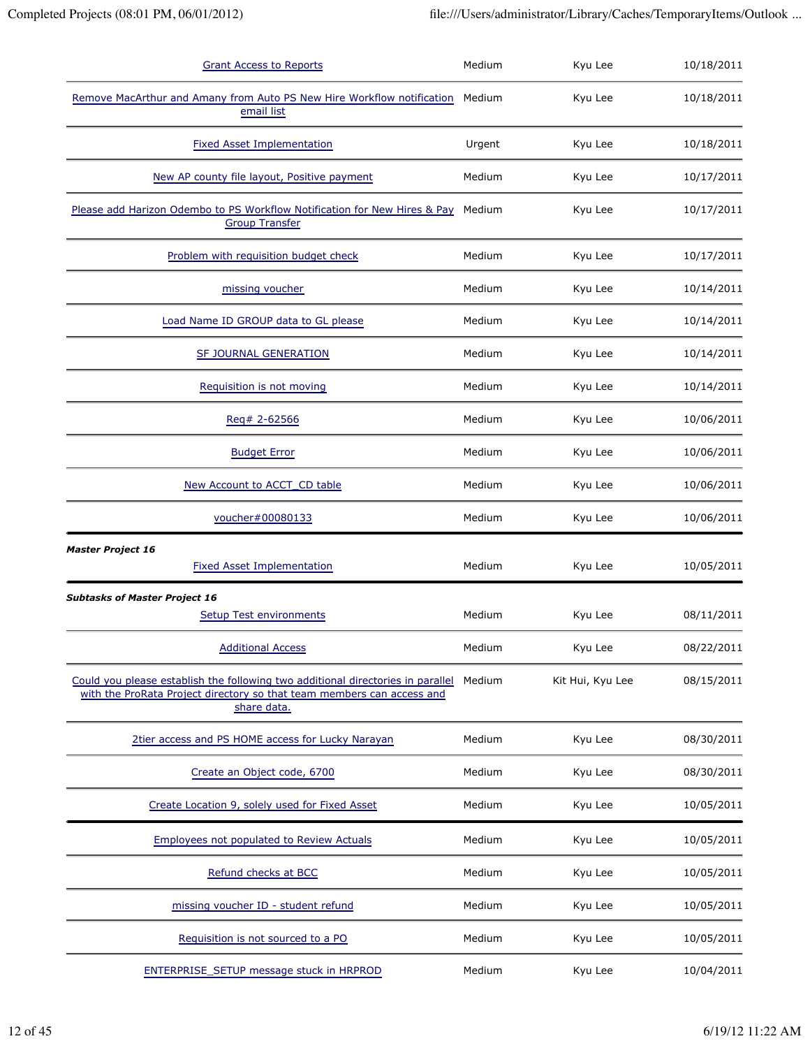| | | | |
|---|---|---|---|
| Grant Access to Reports | Medium | Kyu Lee | 10/18/2011 |
| Remove MacArthur and Amany from Auto PS New Hire Workflow notification email list | Medium | Kyu Lee | 10/18/2011 |
| Fixed Asset Implementation | Urgent | Kyu Lee | 10/18/2011 |
| New AP county file layout, Positive payment | Medium | Kyu Lee | 10/17/2011 |
| Please add Harizon Odembo to PS Workflow Notification for New Hires & Pay Group Transfer | Medium | Kyu Lee | 10/17/2011 |
| Problem with requisition budget check | Medium | Kyu Lee | 10/17/2011 |
| missing voucher | Medium | Kyu Lee | 10/14/2011 |
| Load Name ID GROUP data to GL please | Medium | Kyu Lee | 10/14/2011 |
| SF JOURNAL GENERATION | Medium | Kyu Lee | 10/14/2011 |
| Requisition is not moving | Medium | Kyu Lee | 10/14/2011 |
| Req# 2-62566 | Medium | Kyu Lee | 10/06/2011 |
| Budget Error | Medium | Kyu Lee | 10/06/2011 |
| New Account to ACCT_CD table | Medium | Kyu Lee | 10/06/2011 |
| voucher#00080133 | Medium | Kyu Lee | 10/06/2011 |

***Master Project 16***

| | | | |
|---|---|---|---|
| Fixed Asset Implementation | Medium | Kyu Lee | 10/05/2011 |

***Subtasks of Master Project 16***

| | | | |
|---|---|---|---|
| Setup Test environments | Medium | Kyu Lee | 08/11/2011 |
| Additional Access | Medium | Kyu Lee | 08/22/2011 |
| Could you please establish the following two additional directories in parallel with the ProRata Project directory so that team members can access and share data. | Medium | Kit Hui, Kyu Lee | 08/15/2011 |
| 2tier access and PS HOME access for Lucky Narayan | Medium | Kyu Lee | 08/30/2011 |
| Create an Object code, 6700 | Medium | Kyu Lee | 08/30/2011 |
| Create Location 9, solely used for Fixed Asset | Medium | Kyu Lee | 10/05/2011 |

| | | | |
|---|---|---|---|
| Employees not populated to Review Actuals | Medium | Kyu Lee | 10/05/2011 |
| Refund checks at BCC | Medium | Kyu Lee | 10/05/2011 |
| missing voucher ID - student refund | Medium | Kyu Lee | 10/05/2011 |
| Requisition is not sourced to a PO | Medium | Kyu Lee | 10/05/2011 |
| ENTERPRISE_SETUP message stuck in HRPROD | Medium | Kyu Lee | 10/04/2011 |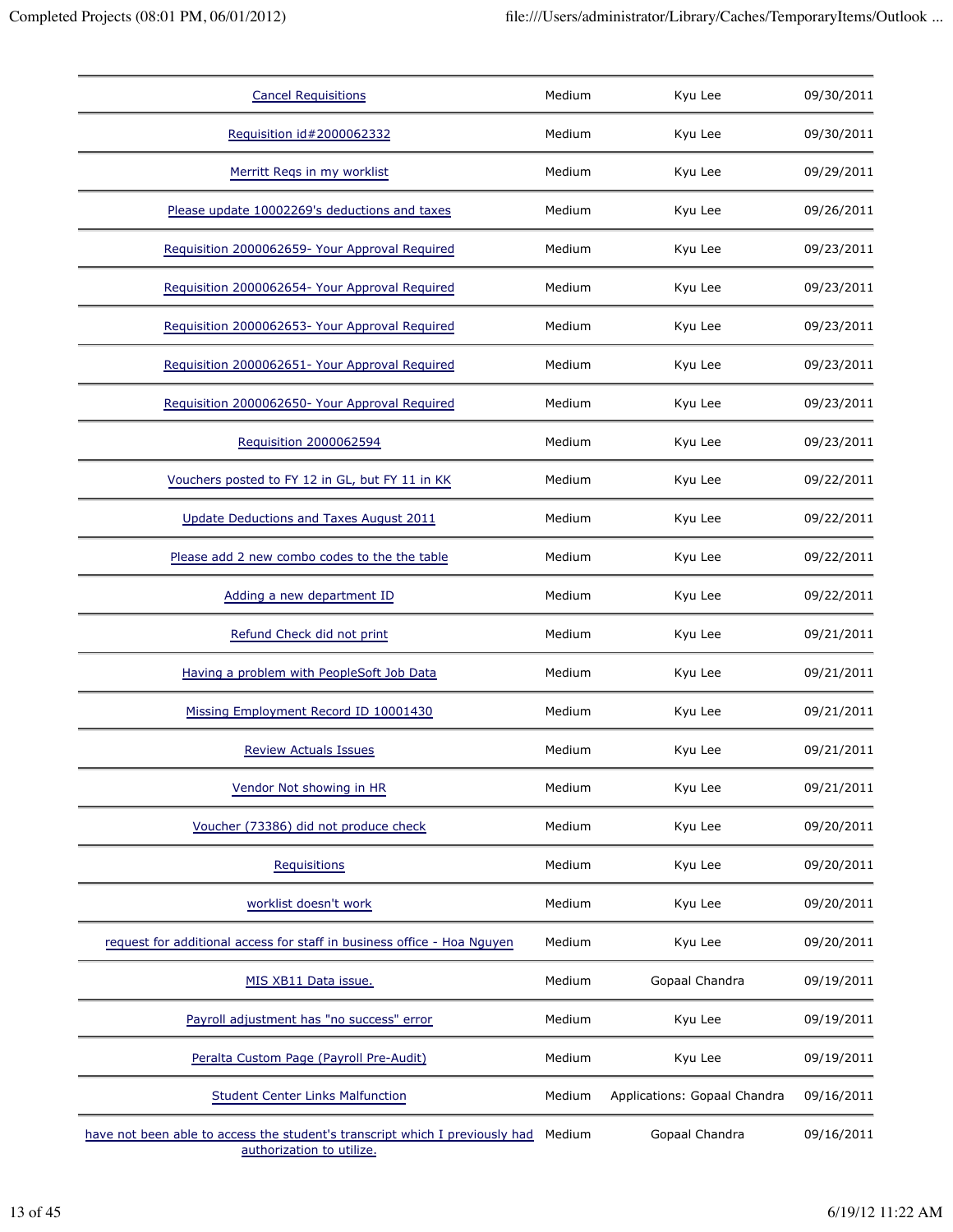| | | | |
|---|---|---|---|
| Cancel Requisitions | Medium | Kyu Lee | 09/30/2011 |
| Requisition id#2000062332 | Medium | Kyu Lee | 09/30/2011 |
| Merritt Reqs in my worklist | Medium | Kyu Lee | 09/29/2011 |
| Please update 10002269's deductions and taxes | Medium | Kyu Lee | 09/26/2011 |
| Requisition 2000062659- Your Approval Required | Medium | Kyu Lee | 09/23/2011 |
| Requisition 2000062654- Your Approval Required | Medium | Kyu Lee | 09/23/2011 |
| Requisition 2000062653- Your Approval Required | Medium | Kyu Lee | 09/23/2011 |
| Requisition 2000062651- Your Approval Required | Medium | Kyu Lee | 09/23/2011 |
| Requisition 2000062650- Your Approval Required | Medium | Kyu Lee | 09/23/2011 |
| Requisition 2000062594 | Medium | Kyu Lee | 09/23/2011 |
| Vouchers posted to FY 12 in GL, but FY 11 in KK | Medium | Kyu Lee | 09/22/2011 |
| Update Deductions and Taxes August 2011 | Medium | Kyu Lee | 09/22/2011 |
| Please add 2 new combo codes to the the table | Medium | Kyu Lee | 09/22/2011 |
| Adding a new department ID | Medium | Kyu Lee | 09/22/2011 |
| Refund Check did not print | Medium | Kyu Lee | 09/21/2011 |
| Having a problem with PeopleSoft Job Data | Medium | Kyu Lee | 09/21/2011 |
| Missing Employment Record ID 10001430 | Medium | Kyu Lee | 09/21/2011 |
| Review Actuals Issues | Medium | Kyu Lee | 09/21/2011 |
| Vendor Not showing in HR | Medium | Kyu Lee | 09/21/2011 |
| Voucher (73386) did not produce check | Medium | Kyu Lee | 09/20/2011 |
| Requisitions | Medium | Kyu Lee | 09/20/2011 |
| worklist doesn't work | Medium | Kyu Lee | 09/20/2011 |
| request for additional access for staff in business office - Hoa Nguyen | Medium | Kyu Lee | 09/20/2011 |
| MIS XB11 Data issue. | Medium | Gopaal Chandra | 09/19/2011 |
| Payroll adjustment has "no success" error | Medium | Kyu Lee | 09/19/2011 |
| Peralta Custom Page (Payroll Pre-Audit) | Medium | Kyu Lee | 09/19/2011 |
| Student Center Links Malfunction | Medium | Applications: Gopaal Chandra | 09/16/2011 |
| have not been able to access the student's transcript which I previously had authorization to utilize. | Medium | Gopaal Chandra | 09/16/2011 |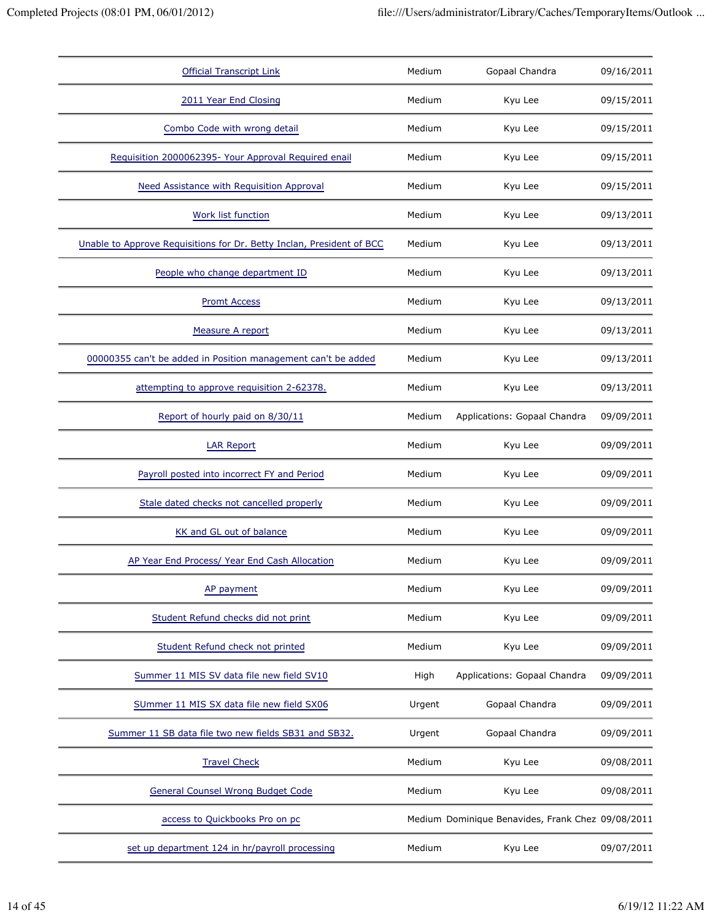| | | | |
|---|---|---|---|
| Official Transcript Link | Medium | Gopaal Chandra | 09/16/2011 |
| 2011 Year End Closing | Medium | Kyu Lee | 09/15/2011 |
| Combo Code with wrong detail | Medium | Kyu Lee | 09/15/2011 |
| Requisition 2000062395- Your Approval Required email | Medium | Kyu Lee | 09/15/2011 |
| Need Assistance with Requisition Approval | Medium | Kyu Lee | 09/15/2011 |
| Work list function | Medium | Kyu Lee | 09/13/2011 |
| Unable to Approve Requisitions for Dr. Betty Inclan, President of BCC | Medium | Kyu Lee | 09/13/2011 |
| People who change department ID | Medium | Kyu Lee | 09/13/2011 |
| Promt Access | Medium | Kyu Lee | 09/13/2011 |
| Measure A report | Medium | Kyu Lee | 09/13/2011 |
| 00000355 can't be added in Position management can't be added | Medium | Kyu Lee | 09/13/2011 |
| attempting to approve requisition 2-62378. | Medium | Kyu Lee | 09/13/2011 |
| Report of hourly paid on 8/30/11 | Medium | Applications: Gopaal Chandra | 09/09/2011 |
| LAR Report | Medium | Kyu Lee | 09/09/2011 |
| Payroll posted into incorrect FY and Period | Medium | Kyu Lee | 09/09/2011 |
| Stale dated checks not cancelled properly | Medium | Kyu Lee | 09/09/2011 |
| KK and GL out of balance | Medium | Kyu Lee | 09/09/2011 |
| AP Year End Process/ Year End Cash Allocation | Medium | Kyu Lee | 09/09/2011 |
| AP payment | Medium | Kyu Lee | 09/09/2011 |
| Student Refund checks did not print | Medium | Kyu Lee | 09/09/2011 |
| Student Refund check not printed | Medium | Kyu Lee | 09/09/2011 |
| Summer 11 MIS SV data file new field SV10 | High | Applications: Gopaal Chandra | 09/09/2011 |
| SUmmer 11 MIS SX data file new field SX06 | Urgent | Gopaal Chandra | 09/09/2011 |
| Summer 11 SB data file two new fields SB31 and SB32. | Urgent | Gopaal Chandra | 09/09/2011 |
| Travel Check | Medium | Kyu Lee | 09/08/2011 |
| General Counsel Wrong Budget Code | Medium | Kyu Lee | 09/08/2011 |
| access to Quickbooks Pro on pc | Medium | Dominique Benavides, Frank Chez | 09/08/2011 |
| set up department 124 in hr/payroll processing | Medium | Kyu Lee | 09/07/2011 |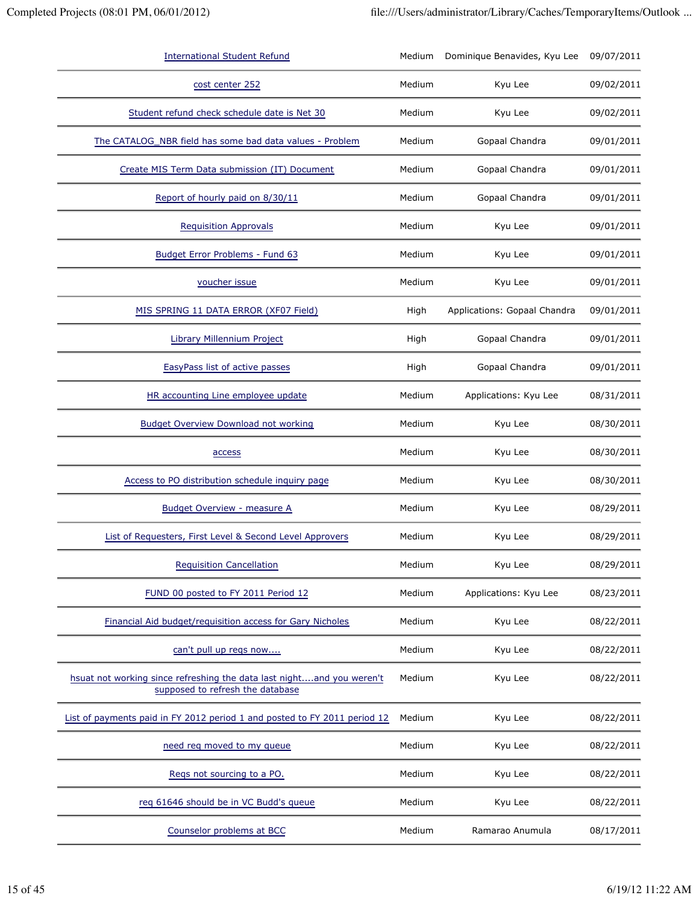| | | | |
|---|---|---|---|
| International Student Refund | Medium | Dominique Benavides, Kyu Lee | 09/07/2011 |
| cost center 252 | Medium | Kyu Lee | 09/02/2011 |
| Student refund check schedule date is Net 30 | Medium | Kyu Lee | 09/02/2011 |
| The CATALOG_NBR field has some bad data values - Problem | Medium | Gopaal Chandra | 09/01/2011 |
| Create MIS Term Data submission (IT) Document | Medium | Gopaal Chandra | 09/01/2011 |
| Report of hourly paid on 8/30/11 | Medium | Gopaal Chandra | 09/01/2011 |
| Requisition Approvals | Medium | Kyu Lee | 09/01/2011 |
| Budget Error Problems - Fund 63 | Medium | Kyu Lee | 09/01/2011 |
| voucher issue | Medium | Kyu Lee | 09/01/2011 |
| MIS SPRING 11 DATA ERROR (XF07 Field) | High | Applications: Gopaal Chandra | 09/01/2011 |
| Library Millennium Project | High | Gopaal Chandra | 09/01/2011 |
| EasyPass list of active passes | High | Gopaal Chandra | 09/01/2011 |
| HR accounting Line employee update | Medium | Applications: Kyu Lee | 08/31/2011 |
| Budget Overview Download not working | Medium | Kyu Lee | 08/30/2011 |
| access | Medium | Kyu Lee | 08/30/2011 |
| Access to PO distribution schedule inquiry page | Medium | Kyu Lee | 08/30/2011 |
| Budget Overview - measure A | Medium | Kyu Lee | 08/29/2011 |
| List of Requesters, First Level & Second Level Approvers | Medium | Kyu Lee | 08/29/2011 |
| Requisition Cancellation | Medium | Kyu Lee | 08/29/2011 |
| FUND 00 posted to FY 2011 Period 12 | Medium | Applications: Kyu Lee | 08/23/2011 |
| Financial Aid budget/requisition access for Gary Nicholes | Medium | Kyu Lee | 08/22/2011 |
| can't pull up reqs now.... | Medium | Kyu Lee | 08/22/2011 |
| hsuat not working since refreshing the data last night....and you weren't supposed to refresh the database | Medium | Kyu Lee | 08/22/2011 |
| List of payments paid in FY 2012 period 1 and posted to FY 2011 period 12 | Medium | Kyu Lee | 08/22/2011 |
| need req moved to my queue | Medium | Kyu Lee | 08/22/2011 |
| Reqs not sourcing to a PO. | Medium | Kyu Lee | 08/22/2011 |
| req 61646 should be in VC Budd's queue | Medium | Kyu Lee | 08/22/2011 |
| Counselor problems at BCC | Medium | Ramarao Anumula | 08/17/2011 |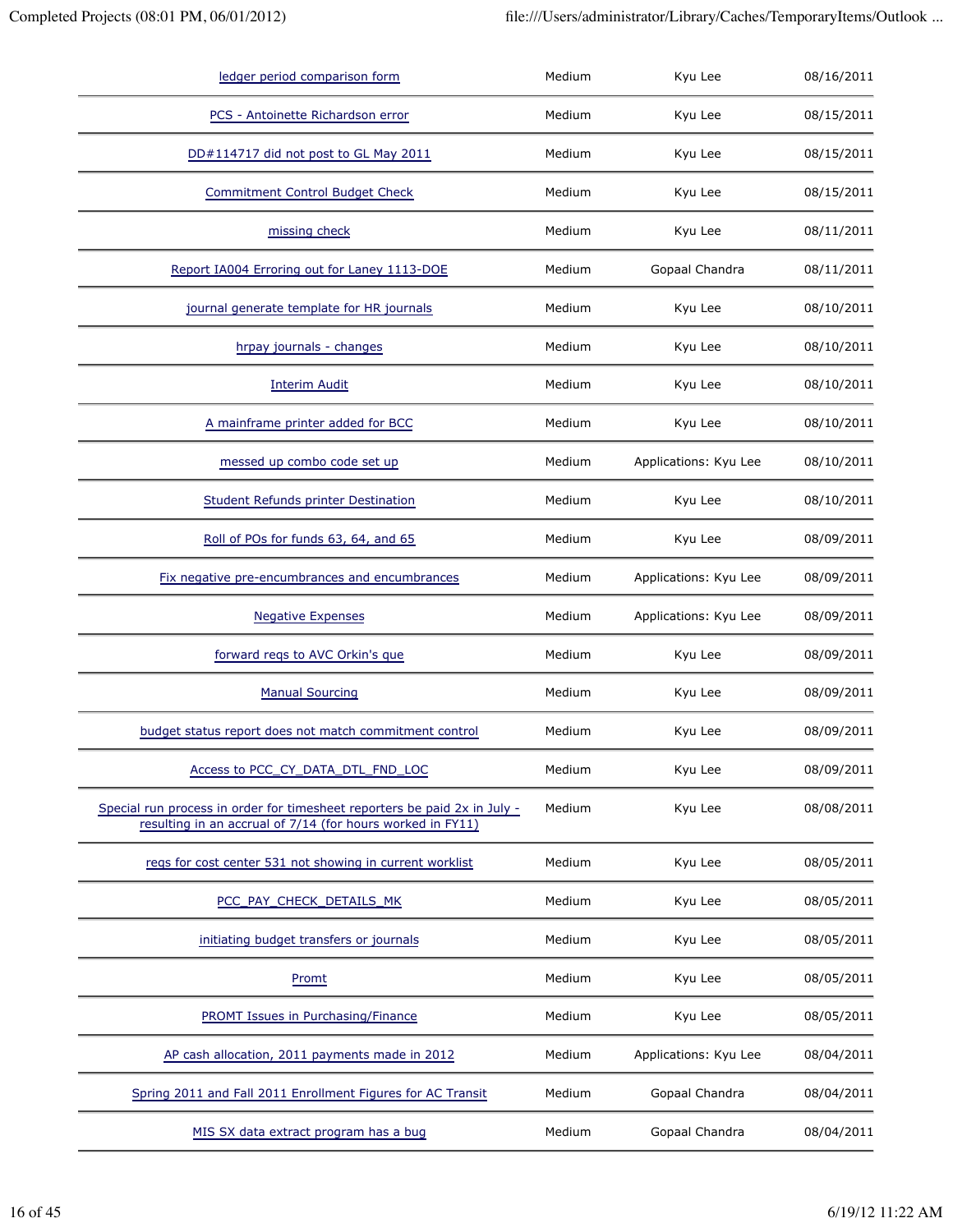| | | | |
|---|---|---|---|
| ledger period comparison form | Medium | Kyu Lee | 08/16/2011 |
| PCS - Antoinette Richardson error | Medium | Kyu Lee | 08/15/2011 |
| DD#114717 did not post to GL May 2011 | Medium | Kyu Lee | 08/15/2011 |
| Commitment Control Budget Check | Medium | Kyu Lee | 08/15/2011 |
| missing check | Medium | Kyu Lee | 08/11/2011 |
| Report IA004 Erroring out for Laney 1113-DOE | Medium | Gopaal Chandra | 08/11/2011 |
| journal generate template for HR journals | Medium | Kyu Lee | 08/10/2011 |
| hrpay journals - changes | Medium | Kyu Lee | 08/10/2011 |
| Interim Audit | Medium | Kyu Lee | 08/10/2011 |
| A mainframe printer added for BCC | Medium | Kyu Lee | 08/10/2011 |
| messed up combo code set up | Medium | Applications: Kyu Lee | 08/10/2011 |
| Student Refunds printer Destination | Medium | Kyu Lee | 08/10/2011 |
| Roll of POs for funds 63, 64, and 65 | Medium | Kyu Lee | 08/09/2011 |
| Fix negative pre-encumbrances and encumbrances | Medium | Applications: Kyu Lee | 08/09/2011 |
| Negative Expenses | Medium | Applications: Kyu Lee | 08/09/2011 |
| forward reqs to AVC Orkin's que | Medium | Kyu Lee | 08/09/2011 |
| Manual Sourcing | Medium | Kyu Lee | 08/09/2011 |
| budget status report does not match commitment control | Medium | Kyu Lee | 08/09/2011 |
| Access to PCC_CY_DATA_DTL_FND_LOC | Medium | Kyu Lee | 08/09/2011 |
| Special run process in order for timesheet reporters be paid 2x in July - resulting in an accrual of 7/14 (for hours worked in FY11) | Medium | Kyu Lee | 08/08/2011 |
| reqs for cost center 531 not showing in current worklist | Medium | Kyu Lee | 08/05/2011 |
| PCC_PAY_CHECK_DETAILS_MK | Medium | Kyu Lee | 08/05/2011 |
| initiating budget transfers or journals | Medium | Kyu Lee | 08/05/2011 |
| Promt | Medium | Kyu Lee | 08/05/2011 |
| PROMT Issues in Purchasing/Finance | Medium | Kyu Lee | 08/05/2011 |
| AP cash allocation, 2011 payments made in 2012 | Medium | Applications: Kyu Lee | 08/04/2011 |
| Spring 2011 and Fall 2011 Enrollment Figures for AC Transit | Medium | Gopaal Chandra | 08/04/2011 |
| MIS SX data extract program has a bug | Medium | Gopaal Chandra | 08/04/2011 |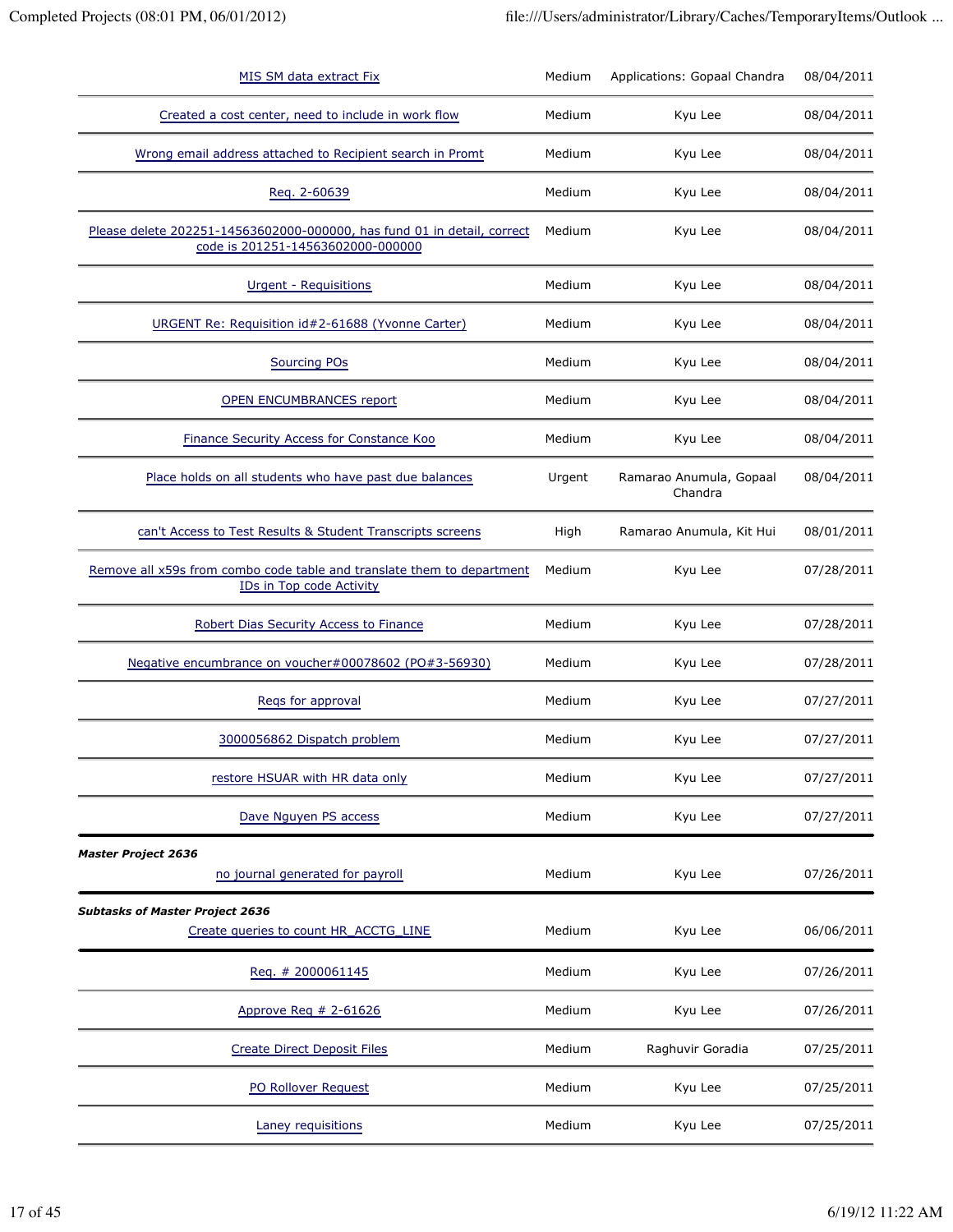| Project | Priority | Assigned To | Date |
|---|---|---|---|
| MIS SM data extract Fix | Medium | Applications: Gopaal Chandra | 08/04/2011 |
| Created a cost center, need to include in work flow | Medium | Kyu Lee | 08/04/2011 |
| Wrong email address attached to Recipient search in Promt | Medium | Kyu Lee | 08/04/2011 |
| Req. 2-60639 | Medium | Kyu Lee | 08/04/2011 |
| Please delete 202251-14563602000-000000, has fund 01 in detail, correct code is 201251-14563602000-000000 | Medium | Kyu Lee | 08/04/2011 |
| Urgent - Requisitions | Medium | Kyu Lee | 08/04/2011 |
| URGENT Re: Requisition id#2-61688 (Yvonne Carter) | Medium | Kyu Lee | 08/04/2011 |
| Sourcing POs | Medium | Kyu Lee | 08/04/2011 |
| OPEN ENCUMBRANCES report | Medium | Kyu Lee | 08/04/2011 |
| Finance Security Access for Constance Koo | Medium | Kyu Lee | 08/04/2011 |
| Place holds on all students who have past due balances | Urgent | Ramarao Anumula, Gopaal Chandra | 08/04/2011 |
| can't Access to Test Results & Student Transcripts screens | High | Ramarao Anumula, Kit Hui | 08/01/2011 |
| Remove all x59s from combo code table and translate them to department IDs in Top code Activity | Medium | Kyu Lee | 07/28/2011 |
| Robert Dias Security Access to Finance | Medium | Kyu Lee | 07/28/2011 |
| Negative encumbrance on voucher#00078602 (PO#3-56930) | Medium | Kyu Lee | 07/28/2011 |
| Reqs for approval | Medium | Kyu Lee | 07/27/2011 |
| 3000056862 Dispatch problem | Medium | Kyu Lee | 07/27/2011 |
| restore HSUAR with HR data only | Medium | Kyu Lee | 07/27/2011 |
| Dave Nguyen PS access | Medium | Kyu Lee | 07/27/2011 |

***Master Project 2636***

| Project | Priority | Assigned To | Date |
|---|---|---|---|
| no journal generated for payroll | Medium | Kyu Lee | 07/26/2011 |

***Subtasks of Master Project 2636***

| Project | Priority | Assigned To | Date |
|---|---|---|---|
| Create queries to count HR_ACCTG_LINE | Medium | Kyu Lee | 06/06/2011 |

| Project | Priority | Assigned To | Date |
|---|---|---|---|
| Req. # 2000061145 | Medium | Kyu Lee | 07/26/2011 |
| Approve Req # 2-61626 | Medium | Kyu Lee | 07/26/2011 |
| Create Direct Deposit Files | Medium | Raghuvir Goradia | 07/25/2011 |
| PO Rollover Request | Medium | Kyu Lee | 07/25/2011 |
| Laney requisitions | Medium | Kyu Lee | 07/25/2011 |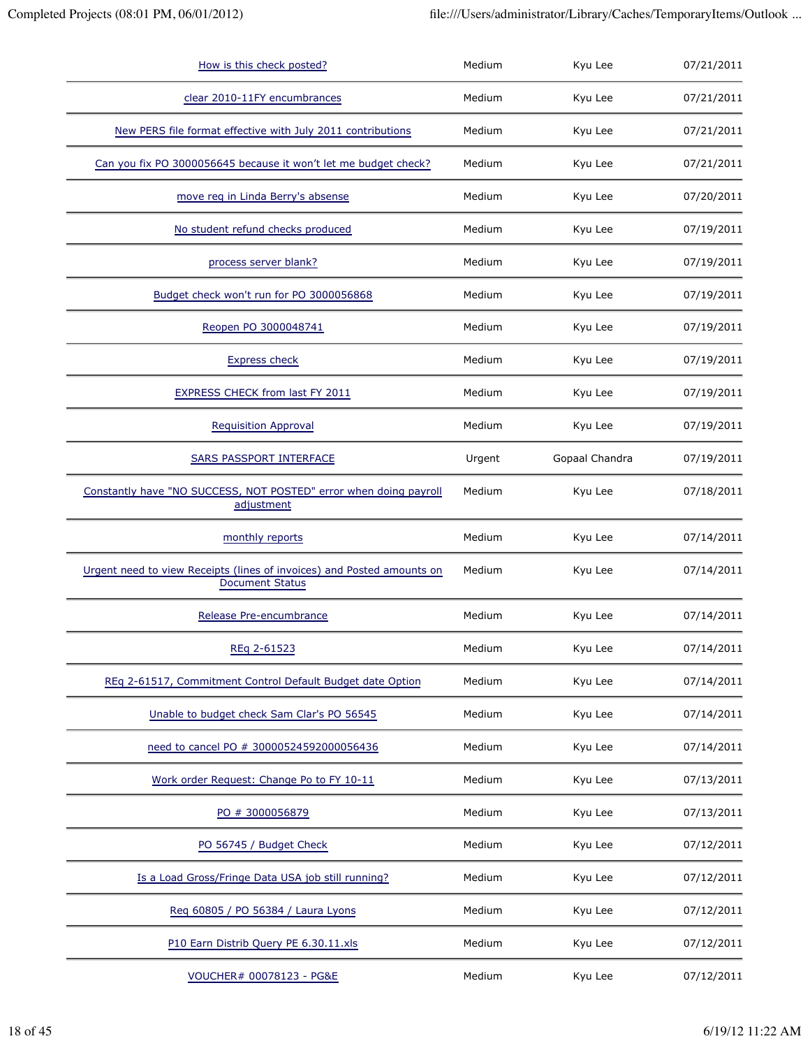| | | | |
|---|---|---|---|
| How is this check posted? | Medium | Kyu Lee | 07/21/2011 |
| clear 2010-11FY encumbrances | Medium | Kyu Lee | 07/21/2011 |
| New PERS file format effective with July 2011 contributions | Medium | Kyu Lee | 07/21/2011 |
| Can you fix PO 3000056645 because it won't let me budget check? | Medium | Kyu Lee | 07/21/2011 |
| move req in Linda Berry's absense | Medium | Kyu Lee | 07/20/2011 |
| No student refund checks produced | Medium | Kyu Lee | 07/19/2011 |
| process server blank? | Medium | Kyu Lee | 07/19/2011 |
| Budget check won't run for PO 3000056868 | Medium | Kyu Lee | 07/19/2011 |
| Reopen PO 3000048741 | Medium | Kyu Lee | 07/19/2011 |
| Express check | Medium | Kyu Lee | 07/19/2011 |
| EXPRESS CHECK from last FY 2011 | Medium | Kyu Lee | 07/19/2011 |
| Requisition Approval | Medium | Kyu Lee | 07/19/2011 |
| SARS PASSPORT INTERFACE | Urgent | Gopaal Chandra | 07/19/2011 |
| Constantly have "NO SUCCESS, NOT POSTED" error when doing payroll adjustment | Medium | Kyu Lee | 07/18/2011 |
| monthly reports | Medium | Kyu Lee | 07/14/2011 |
| Urgent need to view Receipts (lines of invoices) and Posted amounts on Document Status | Medium | Kyu Lee | 07/14/2011 |
| Release Pre-encumbrance | Medium | Kyu Lee | 07/14/2011 |
| REq 2-61523 | Medium | Kyu Lee | 07/14/2011 |
| REq 2-61517, Commitment Control Default Budget date Option | Medium | Kyu Lee | 07/14/2011 |
| Unable to budget check Sam Clar's PO 56545 | Medium | Kyu Lee | 07/14/2011 |
| need to cancel PO # 30000524592000056436 | Medium | Kyu Lee | 07/14/2011 |
| Work order Request: Change Po to FY 10-11 | Medium | Kyu Lee | 07/13/2011 |
| PO # 3000056879 | Medium | Kyu Lee | 07/13/2011 |
| PO 56745 / Budget Check | Medium | Kyu Lee | 07/12/2011 |
| Is a Load Gross/Fringe Data USA job still running? | Medium | Kyu Lee | 07/12/2011 |
| Req 60805 / PO 56384 / Laura Lyons | Medium | Kyu Lee | 07/12/2011 |
| P10 Earn Distrib Query PE 6.30.11.xls | Medium | Kyu Lee | 07/12/2011 |
| VOUCHER# 00078123 - PG&E | Medium | Kyu Lee | 07/12/2011 |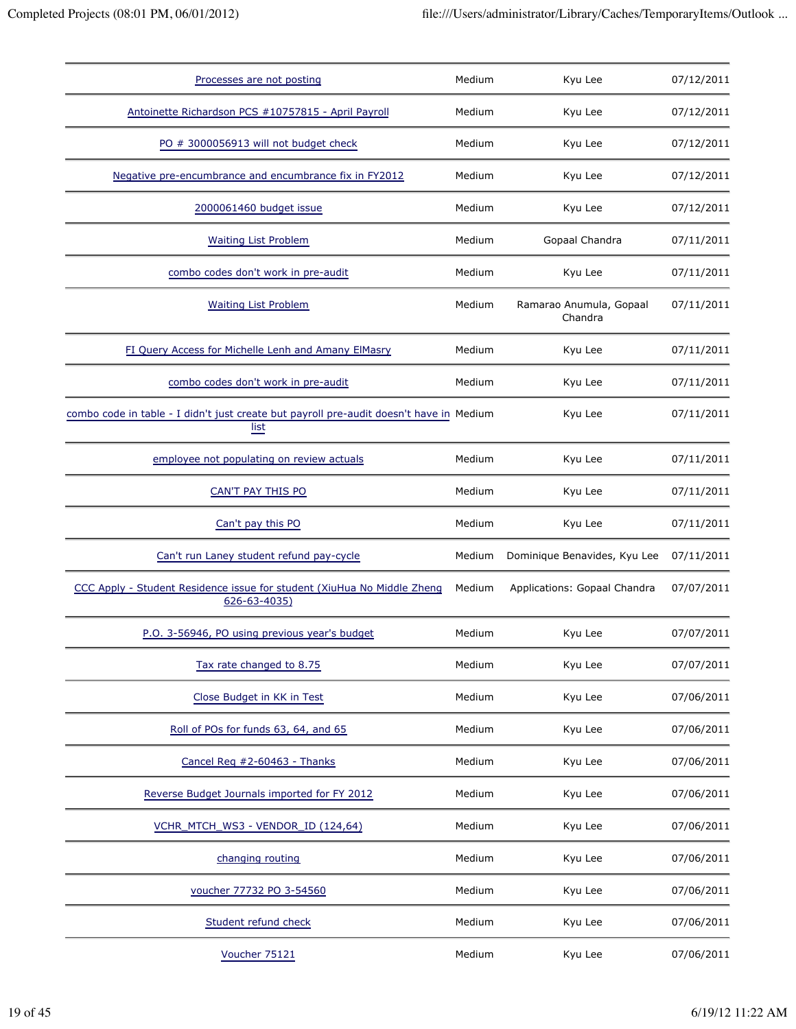| | | | |
|---|---|---|---|
| Processes are not posting | Medium | Kyu Lee | 07/12/2011 |
| Antoinette Richardson PCS #10757815 - April Payroll | Medium | Kyu Lee | 07/12/2011 |
| PO # 3000056913 will not budget check | Medium | Kyu Lee | 07/12/2011 |
| Negative pre-encumbrance and encumbrance fix in FY2012 | Medium | Kyu Lee | 07/12/2011 |
| 2000061460 budget issue | Medium | Kyu Lee | 07/12/2011 |
| Waiting List Problem | Medium | Gopaal Chandra | 07/11/2011 |
| combo codes don't work in pre-audit | Medium | Kyu Lee | 07/11/2011 |
| Waiting List Problem | Medium | Ramarao Anumula, Gopaal Chandra | 07/11/2011 |
| FI Query Access for Michelle Lenh and Amany ElMasry | Medium | Kyu Lee | 07/11/2011 |
| combo codes don't work in pre-audit | Medium | Kyu Lee | 07/11/2011 |
| combo code in table - I didn't just create but payroll pre-audit doesn't have in list | Medium | Kyu Lee | 07/11/2011 |
| employee not populating on review actuals | Medium | Kyu Lee | 07/11/2011 |
| CAN'T PAY THIS PO | Medium | Kyu Lee | 07/11/2011 |
| Can't pay this PO | Medium | Kyu Lee | 07/11/2011 |
| Can't run Laney student refund pay-cycle | Medium | Dominique Benavides, Kyu Lee | 07/11/2011 |
| CCC Apply - Student Residence issue for student (XiuHua No Middle Zheng 626-63-4035) | Medium | Applications: Gopaal Chandra | 07/07/2011 |
| P.O. 3-56946, PO using previous year's budget | Medium | Kyu Lee | 07/07/2011 |
| Tax rate changed to 8.75 | Medium | Kyu Lee | 07/07/2011 |
| Close Budget in KK in Test | Medium | Kyu Lee | 07/06/2011 |
| Roll of POs for funds 63, 64, and 65 | Medium | Kyu Lee | 07/06/2011 |
| Cancel Req #2-60463 - Thanks | Medium | Kyu Lee | 07/06/2011 |
| Reverse Budget Journals imported for FY 2012 | Medium | Kyu Lee | 07/06/2011 |
| VCHR_MTCH_WS3 - VENDOR_ID (124,64) | Medium | Kyu Lee | 07/06/2011 |
| changing routing | Medium | Kyu Lee | 07/06/2011 |
| voucher 77732 PO 3-54560 | Medium | Kyu Lee | 07/06/2011 |
| Student refund check | Medium | Kyu Lee | 07/06/2011 |
| Voucher 75121 | Medium | Kyu Lee | 07/06/2011 |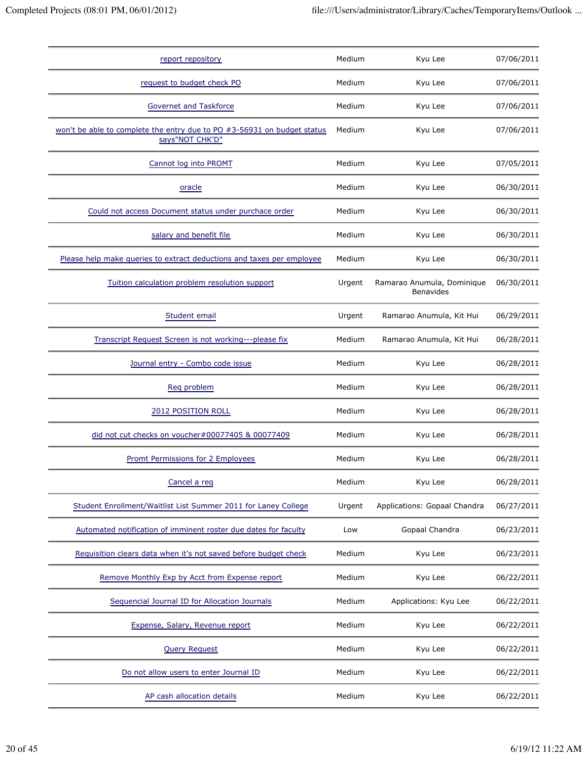| | | | |
|---|---|---|---|
| report repository | Medium | Kyu Lee | 07/06/2011 |
| request to budget check PO | Medium | Kyu Lee | 07/06/2011 |
| Governet and Taskforce | Medium | Kyu Lee | 07/06/2011 |
| won't be able to complete the entry due to PO #3-56931 on budget status says"NOT CHK'D" | Medium | Kyu Lee | 07/06/2011 |
| Cannot log into PROMT | Medium | Kyu Lee | 07/05/2011 |
| oracle | Medium | Kyu Lee | 06/30/2011 |
| Could not access Document status under purchace order | Medium | Kyu Lee | 06/30/2011 |
| salary and benefit file | Medium | Kyu Lee | 06/30/2011 |
| Please help make queries to extract deductions and taxes per employee | Medium | Kyu Lee | 06/30/2011 |
| Tuition calculation problem resolution support | Urgent | Ramarao Anumula, Dominique Benavides | 06/30/2011 |
| Student email | Urgent | Ramarao Anumula, Kit Hui | 06/29/2011 |
| Transcript Request Screen is not working---please fix | Medium | Ramarao Anumula, Kit Hui | 06/28/2011 |
| Journal entry - Combo code issue | Medium | Kyu Lee | 06/28/2011 |
| Req problem | Medium | Kyu Lee | 06/28/2011 |
| 2012 POSITION ROLL | Medium | Kyu Lee | 06/28/2011 |
| did not cut checks on voucher#00077405 & 00077409 | Medium | Kyu Lee | 06/28/2011 |
| Promt Permissions for 2 Employees | Medium | Kyu Lee | 06/28/2011 |
| Cancel a req | Medium | Kyu Lee | 06/28/2011 |
| Student Enrollment/Waitlist List Summer 2011 for Laney College | Urgent | Applications: Gopaal Chandra | 06/27/2011 |
| Automated notification of imminent roster due dates for faculty | Low | Gopaal Chandra | 06/23/2011 |
| Requisition clears data when it's not saved before budget check | Medium | Kyu Lee | 06/23/2011 |
| Remove Monthly Exp by Acct from Expense report | Medium | Kyu Lee | 06/22/2011 |
| Sequencial Journal ID for Allocation Journals | Medium | Applications: Kyu Lee | 06/22/2011 |
| Expense, Salary, Revenue report | Medium | Kyu Lee | 06/22/2011 |
| Query Request | Medium | Kyu Lee | 06/22/2011 |
| Do not allow users to enter Journal ID | Medium | Kyu Lee | 06/22/2011 |
| AP cash allocation details | Medium | Kyu Lee | 06/22/2011 |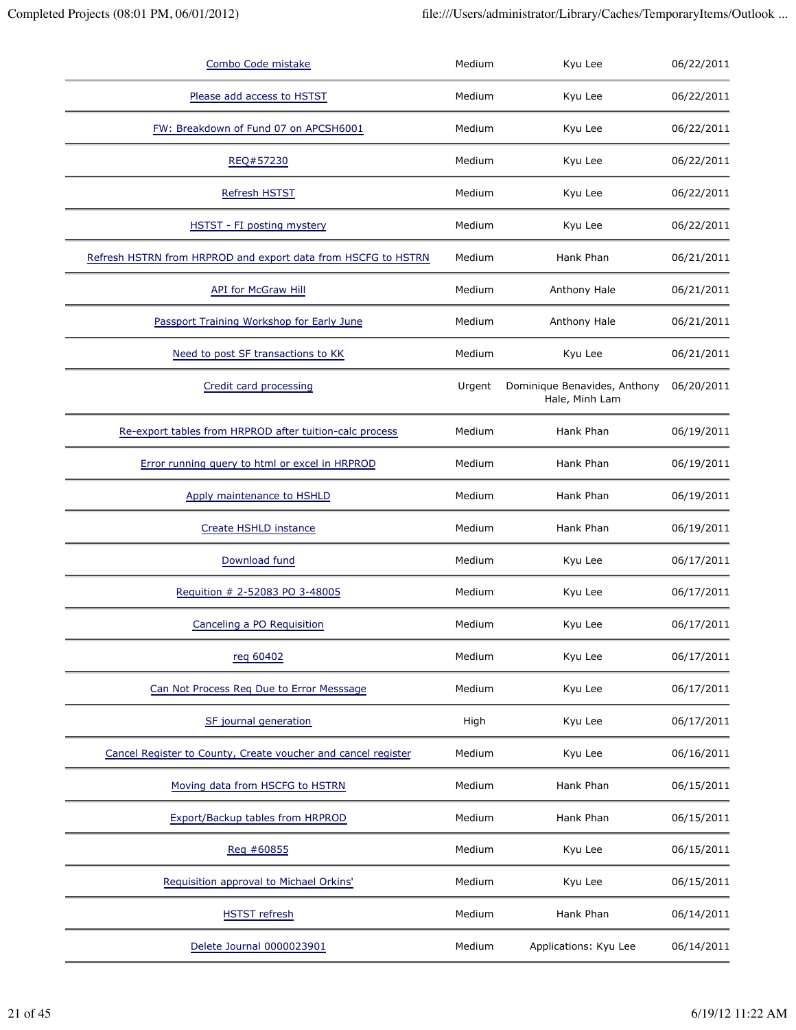| | | | |
|---|---|---|---|
| Combo Code mistake | Medium | Kyu Lee | 06/22/2011 |
| Please add access to HSTST | Medium | Kyu Lee | 06/22/2011 |
| FW: Breakdown of Fund 07 on APCSH6001 | Medium | Kyu Lee | 06/22/2011 |
| REQ#57230 | Medium | Kyu Lee | 06/22/2011 |
| Refresh HSTST | Medium | Kyu Lee | 06/22/2011 |
| HSTST - FI posting mystery | Medium | Kyu Lee | 06/22/2011 |
| Refresh HSTRN from HRPROD and export data from HSCFG to HSTRN | Medium | Hank Phan | 06/21/2011 |
| API for McGraw Hill | Medium | Anthony Hale | 06/21/2011 |
| Passport Training Workshop for Early June | Medium | Anthony Hale | 06/21/2011 |
| Need to post SF transactions to KK | Medium | Kyu Lee | 06/21/2011 |
| Credit card processing | Urgent | Dominique Benavides, Anthony Hale, Minh Lam | 06/20/2011 |
| Re-export tables from HRPROD after tuition-calc process | Medium | Hank Phan | 06/19/2011 |
| Error running query to html or excel in HRPROD | Medium | Hank Phan | 06/19/2011 |
| Apply maintenance to HSHLD | Medium | Hank Phan | 06/19/2011 |
| Create HSHLD instance | Medium | Hank Phan | 06/19/2011 |
| Download fund | Medium | Kyu Lee | 06/17/2011 |
| Requition # 2-52083 PO 3-48005 | Medium | Kyu Lee | 06/17/2011 |
| Canceling a PO Requisition | Medium | Kyu Lee | 06/17/2011 |
| req 60402 | Medium | Kyu Lee | 06/17/2011 |
| Can Not Process Req Due to Error Messsage | Medium | Kyu Lee | 06/17/2011 |
| SF journal generation | High | Kyu Lee | 06/17/2011 |
| Cancel Register to County, Create voucher and cancel register | Medium | Kyu Lee | 06/16/2011 |
| Moving data from HSCFG to HSTRN | Medium | Hank Phan | 06/15/2011 |
| Export/Backup tables from HRPROD | Medium | Hank Phan | 06/15/2011 |
| Req #60855 | Medium | Kyu Lee | 06/15/2011 |
| Requisition approval to Michael Orkins' | Medium | Kyu Lee | 06/15/2011 |
| HSTST refresh | Medium | Hank Phan | 06/14/2011 |
| Delete Journal 0000023901 | Medium | Applications: Kyu Lee | 06/14/2011 |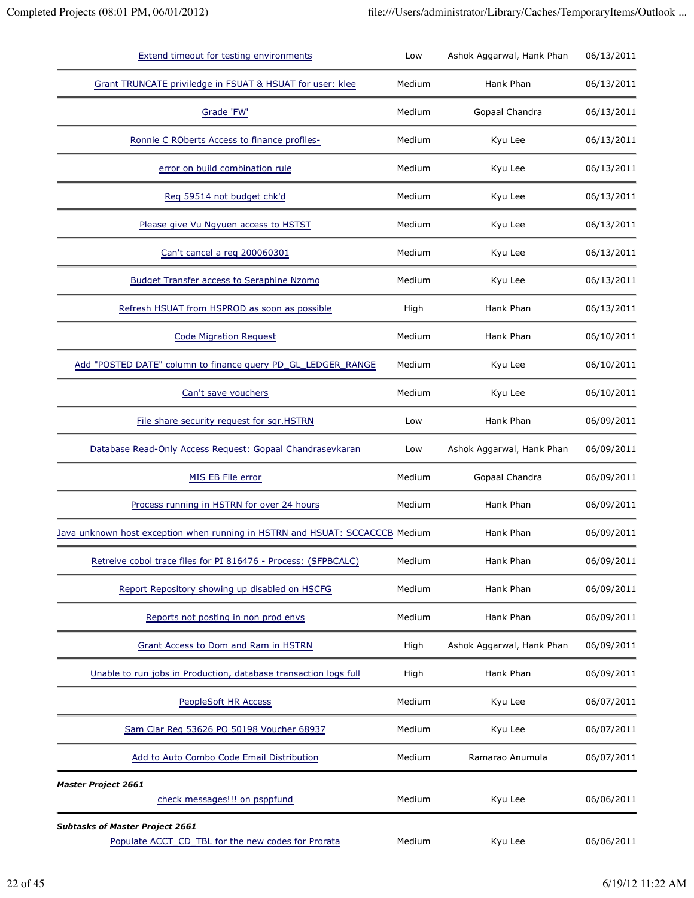| | | | |
|---|---|---|---|
| Extend timeout for testing environments | Low | Ashok Aggarwal, Hank Phan | 06/13/2011 |
| Grant TRUNCATE priviledge in FSUAT & HSUAT for user: klee | Medium | Hank Phan | 06/13/2011 |
| Grade 'FW' | Medium | Gopaal Chandra | 06/13/2011 |
| Ronnie C ROberts Access to finance profiles- | Medium | Kyu Lee | 06/13/2011 |
| error on build combination rule | Medium | Kyu Lee | 06/13/2011 |
| Req 59514 not budget chk'd | Medium | Kyu Lee | 06/13/2011 |
| Please give Vu Ngyuen access to HSTST | Medium | Kyu Lee | 06/13/2011 |
| Can't cancel a req 200060301 | Medium | Kyu Lee | 06/13/2011 |
| Budget Transfer access to Seraphine Nzomo | Medium | Kyu Lee | 06/13/2011 |
| Refresh HSUAT from HSPROD as soon as possible | High | Hank Phan | 06/13/2011 |
| Code Migration Request | Medium | Hank Phan | 06/10/2011 |
| Add "POSTED DATE" column to finance query PD_GL_LEDGER_RANGE | Medium | Kyu Lee | 06/10/2011 |
| Can't save vouchers | Medium | Kyu Lee | 06/10/2011 |
| File share security request for sqr.HSTRN | Low | Hank Phan | 06/09/2011 |
| Database Read-Only Access Request: Gopaal Chandrasevkaran | Low | Ashok Aggarwal, Hank Phan | 06/09/2011 |
| MIS EB File error | Medium | Gopaal Chandra | 06/09/2011 |
| Process running in HSTRN for over 24 hours | Medium | Hank Phan | 06/09/2011 |
| Java unknown host exception when running in HSTRN and HSUAT: SCCACCCB | Medium | Hank Phan | 06/09/2011 |
| Retreive cobol trace files for PI 816476 - Process: (SFPBCALC) | Medium | Hank Phan | 06/09/2011 |
| Report Repository showing up disabled on HSCFG | Medium | Hank Phan | 06/09/2011 |
| Reports not posting in non prod envs | Medium | Hank Phan | 06/09/2011 |
| Grant Access to Dom and Ram in HSTRN | High | Ashok Aggarwal, Hank Phan | 06/09/2011 |
| Unable to run jobs in Production, database transaction logs full | High | Hank Phan | 06/09/2011 |
| PeopleSoft HR Access | Medium | Kyu Lee | 06/07/2011 |
| Sam Clar Req 53626 PO 50198 Voucher 68937 | Medium | Kyu Lee | 06/07/2011 |
| Add to Auto Combo Code Email Distribution | Medium | Ramarao Anumula | 06/07/2011 |

***Master Project 2661***

| | | | |
|---|---|---|---|
| check messages!!! on psppfund | Medium | Kyu Lee | 06/06/2011 |

***Subtasks of Master Project 2661***

| | | | |
|---|---|---|---|
| Populate ACCT_CD_TBL for the new codes for Prorata | Medium | Kyu Lee | 06/06/2011 |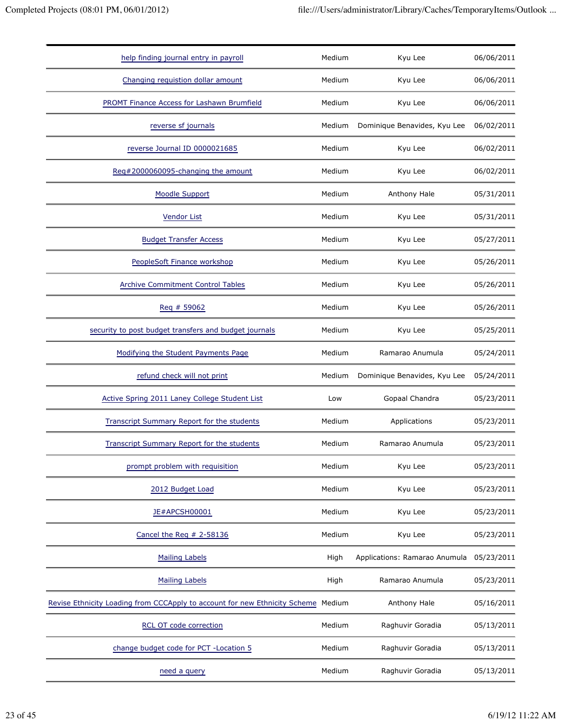| | | | |
|---|---|---|---|
| help finding journal entry in payroll | Medium | Kyu Lee | 06/06/2011 |
| Changing requistion dollar amount | Medium | Kyu Lee | 06/06/2011 |
| PROMT Finance Access for Lashawn Brumfield | Medium | Kyu Lee | 06/06/2011 |
| reverse sf journals | Medium | Dominique Benavides, Kyu Lee | 06/02/2011 |
| reverse Journal ID 0000021685 | Medium | Kyu Lee | 06/02/2011 |
| Req#2000060095-changing the amount | Medium | Kyu Lee | 06/02/2011 |
| Moodle Support | Medium | Anthony Hale | 05/31/2011 |
| Vendor List | Medium | Kyu Lee | 05/31/2011 |
| Budget Transfer Access | Medium | Kyu Lee | 05/27/2011 |
| PeopleSoft Finance workshop | Medium | Kyu Lee | 05/26/2011 |
| Archive Commitment Control Tables | Medium | Kyu Lee | 05/26/2011 |
| Req # 59062 | Medium | Kyu Lee | 05/26/2011 |
| security to post budget transfers and budget journals | Medium | Kyu Lee | 05/25/2011 |
| Modifying the Student Payments Page | Medium | Ramarao Anumula | 05/24/2011 |
| refund check will not print | Medium | Dominique Benavides, Kyu Lee | 05/24/2011 |
| Active Spring 2011 Laney College Student List | Low | Gopaal Chandra | 05/23/2011 |
| Transcript Summary Report for the students | Medium | Applications | 05/23/2011 |
| Transcript Summary Report for the students | Medium | Ramarao Anumula | 05/23/2011 |
| prompt problem with requisition | Medium | Kyu Lee | 05/23/2011 |
| 2012 Budget Load | Medium | Kyu Lee | 05/23/2011 |
| JE#APCSH00001 | Medium | Kyu Lee | 05/23/2011 |
| Cancel the Req # 2-58136 | Medium | Kyu Lee | 05/23/2011 |
| Mailing Labels | High | Applications: Ramarao Anumula | 05/23/2011 |
| Mailing Labels | High | Ramarao Anumula | 05/23/2011 |
| Revise Ethnicity Loading from CCCApply to account for new Ethnicity Scheme | Medium | Anthony Hale | 05/16/2011 |
| RCL OT code correction | Medium | Raghuvir Goradia | 05/13/2011 |
| change budget code for PCT -Location 5 | Medium | Raghuvir Goradia | 05/13/2011 |
| need a query | Medium | Raghuvir Goradia | 05/13/2011 |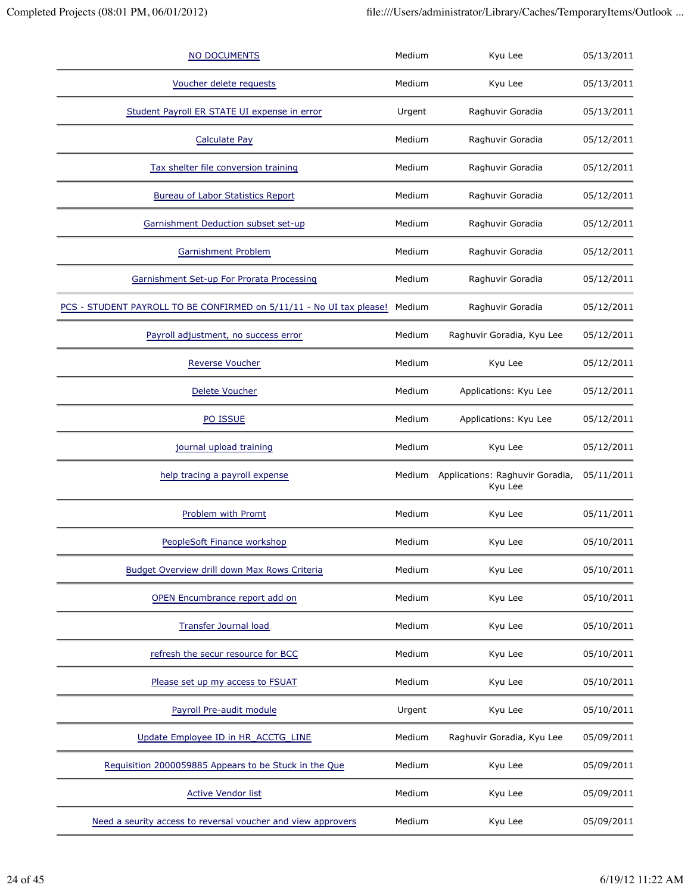| | | | |
|---|---|---|---|
| NO DOCUMENTS | Medium | Kyu Lee | 05/13/2011 |
| Voucher delete requests | Medium | Kyu Lee | 05/13/2011 |
| Student Payroll ER STATE UI expense in error | Urgent | Raghuvir Goradia | 05/13/2011 |
| Calculate Pay | Medium | Raghuvir Goradia | 05/12/2011 |
| Tax shelter file conversion training | Medium | Raghuvir Goradia | 05/12/2011 |
| Bureau of Labor Statistics Report | Medium | Raghuvir Goradia | 05/12/2011 |
| Garnishment Deduction subset set-up | Medium | Raghuvir Goradia | 05/12/2011 |
| Garnishment Problem | Medium | Raghuvir Goradia | 05/12/2011 |
| Garnishment Set-up For Prorata Processing | Medium | Raghuvir Goradia | 05/12/2011 |
| PCS - STUDENT PAYROLL TO BE CONFIRMED on 5/11/11 - No UI tax please! | Medium | Raghuvir Goradia | 05/12/2011 |
| Payroll adjustment, no success error | Medium | Raghuvir Goradia, Kyu Lee | 05/12/2011 |
| Reverse Voucher | Medium | Kyu Lee | 05/12/2011 |
| Delete Voucher | Medium | Applications: Kyu Lee | 05/12/2011 |
| PO ISSUE | Medium | Applications: Kyu Lee | 05/12/2011 |
| journal upload training | Medium | Kyu Lee | 05/12/2011 |
| help tracing a payroll expense | Medium | Applications: Raghuvir Goradia, Kyu Lee | 05/11/2011 |
| Problem with Promt | Medium | Kyu Lee | 05/11/2011 |
| PeopleSoft Finance workshop | Medium | Kyu Lee | 05/10/2011 |
| Budget Overview drill down Max Rows Criteria | Medium | Kyu Lee | 05/10/2011 |
| OPEN Encumbrance report add on | Medium | Kyu Lee | 05/10/2011 |
| Transfer Journal load | Medium | Kyu Lee | 05/10/2011 |
| refresh the secur resource for BCC | Medium | Kyu Lee | 05/10/2011 |
| Please set up my access to FSUAT | Medium | Kyu Lee | 05/10/2011 |
| Payroll Pre-audit module | Urgent | Kyu Lee | 05/10/2011 |
| Update Employee ID in HR_ACCTG_LINE | Medium | Raghuvir Goradia, Kyu Lee | 05/09/2011 |
| Requisition 2000059885 Appears to be Stuck in the Que | Medium | Kyu Lee | 05/09/2011 |
| Active Vendor list | Medium | Kyu Lee | 05/09/2011 |
| Need a seurity access to reversal voucher and view approvers | Medium | Kyu Lee | 05/09/2011 |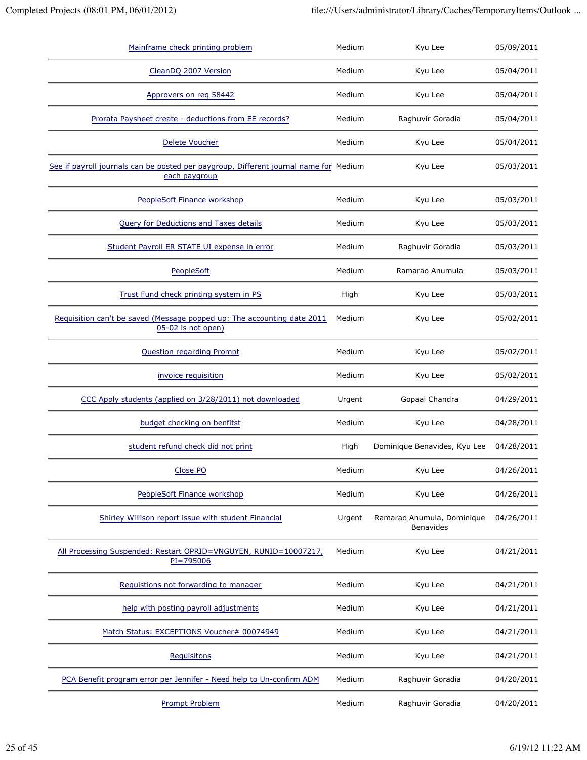| | | | |
|---|---|---|---|
| Mainframe check printing problem | Medium | Kyu Lee | 05/09/2011 |
| CleanDQ 2007 Version | Medium | Kyu Lee | 05/04/2011 |
| Approvers on req 58442 | Medium | Kyu Lee | 05/04/2011 |
| Prorata Paysheet create - deductions from EE records? | Medium | Raghuvir Goradia | 05/04/2011 |
| Delete Voucher | Medium | Kyu Lee | 05/04/2011 |
| See if payroll journals can be posted per paygroup, Different journal name for each paygroup | Medium | Kyu Lee | 05/03/2011 |
| PeopleSoft Finance workshop | Medium | Kyu Lee | 05/03/2011 |
| Query for Deductions and Taxes details | Medium | Kyu Lee | 05/03/2011 |
| Student Payroll ER STATE UI expense in error | Medium | Raghuvir Goradia | 05/03/2011 |
| PeopleSoft | Medium | Ramarao Anumula | 05/03/2011 |
| Trust Fund check printing system in PS | High | Kyu Lee | 05/03/2011 |
| Requisition can't be saved (Message popped up: The accounting date 2011 05-02 is not open) | Medium | Kyu Lee | 05/02/2011 |
| Question regarding Prompt | Medium | Kyu Lee | 05/02/2011 |
| invoice requisition | Medium | Kyu Lee | 05/02/2011 |
| CCC Apply students (applied on 3/28/2011) not downloaded | Urgent | Gopaal Chandra | 04/29/2011 |
| budget checking on benfitst | Medium | Kyu Lee | 04/28/2011 |
| student refund check did not print | High | Dominique Benavides, Kyu Lee | 04/28/2011 |
| Close PO | Medium | Kyu Lee | 04/26/2011 |
| PeopleSoft Finance workshop | Medium | Kyu Lee | 04/26/2011 |
| Shirley Willison report issue with student Financial | Urgent | Ramarao Anumula, Dominique Benavides | 04/26/2011 |
| All Processing Suspended: Restart OPRID=VNGUYEN, RUNID=10007217, PI=795006 | Medium | Kyu Lee | 04/21/2011 |
| Requistions not forwarding to manager | Medium | Kyu Lee | 04/21/2011 |
| help with posting payroll adjustments | Medium | Kyu Lee | 04/21/2011 |
| Match Status: EXCEPTIONS Voucher# 00074949 | Medium | Kyu Lee | 04/21/2011 |
| Requisitons | Medium | Kyu Lee | 04/21/2011 |
| PCA Benefit program error per Jennifer - Need help to Un-confirm ADM | Medium | Raghuvir Goradia | 04/20/2011 |
| Prompt Problem | Medium | Raghuvir Goradia | 04/20/2011 |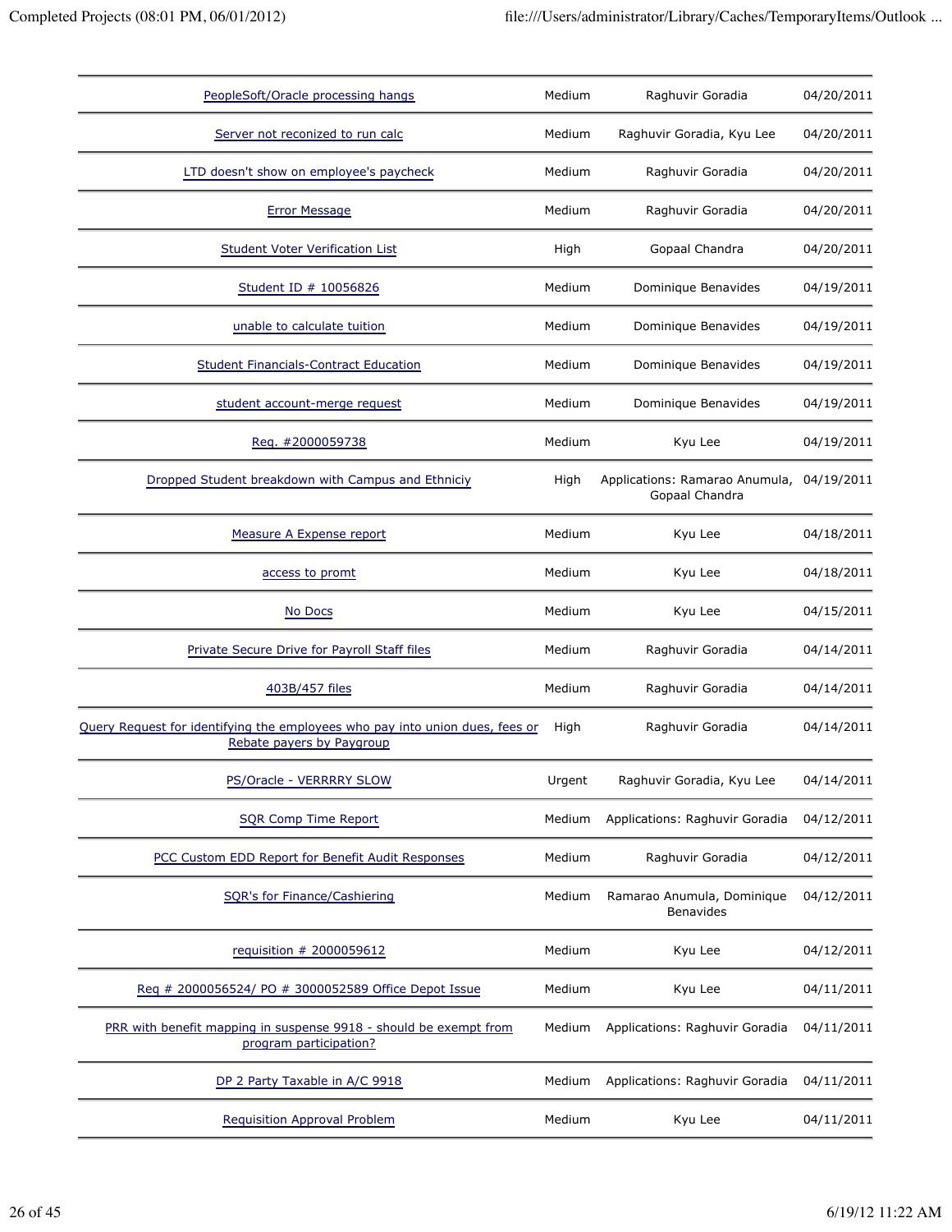| | | | |
|---|---|---|---|
| PeopleSoft/Oracle processing hangs | Medium | Raghuvir Goradia | 04/20/2011 |
| Server not reconized to run calc | Medium | Raghuvir Goradia, Kyu Lee | 04/20/2011 |
| LTD doesn't show on employee's paycheck | Medium | Raghuvir Goradia | 04/20/2011 |
| Error Message | Medium | Raghuvir Goradia | 04/20/2011 |
| Student Voter Verification List | High | Gopaal Chandra | 04/20/2011 |
| Student ID # 10056826 | Medium | Dominique Benavides | 04/19/2011 |
| unable to calculate tuition | Medium | Dominique Benavides | 04/19/2011 |
| Student Financials-Contract Education | Medium | Dominique Benavides | 04/19/2011 |
| student account-merge request | Medium | Dominique Benavides | 04/19/2011 |
| Req. #2000059738 | Medium | Kyu Lee | 04/19/2011 |
| Dropped Student breakdown with Campus and Ethniciy | High | Applications: Ramarao Anumula, Gopaal Chandra | 04/19/2011 |
| Measure A Expense report | Medium | Kyu Lee | 04/18/2011 |
| access to promt | Medium | Kyu Lee | 04/18/2011 |
| No Docs | Medium | Kyu Lee | 04/15/2011 |
| Private Secure Drive for Payroll Staff files | Medium | Raghuvir Goradia | 04/14/2011 |
| 403B/457 files | Medium | Raghuvir Goradia | 04/14/2011 |
| Query Request for identifying the employees who pay into union dues, fees or Rebate payers by Paygroup | High | Raghuvir Goradia | 04/14/2011 |
| PS/Oracle - VERRRRY SLOW | Urgent | Raghuvir Goradia, Kyu Lee | 04/14/2011 |
| SQR Comp Time Report | Medium | Applications: Raghuvir Goradia | 04/12/2011 |
| PCC Custom EDD Report for Benefit Audit Responses | Medium | Raghuvir Goradia | 04/12/2011 |
| SQR's for Finance/Cashiering | Medium | Ramarao Anumula, Dominique Benavides | 04/12/2011 |
| requisition # 2000059612 | Medium | Kyu Lee | 04/12/2011 |
| Req # 2000056524/ PO # 3000052589 Office Depot Issue | Medium | Kyu Lee | 04/11/2011 |
| PRR with benefit mapping in suspense 9918 - should be exempt from program participation? | Medium | Applications: Raghuvir Goradia | 04/11/2011 |
| DP 2 Party Taxable in A/C 9918 | Medium | Applications: Raghuvir Goradia | 04/11/2011 |
| Requisition Approval Problem | Medium | Kyu Lee | 04/11/2011 |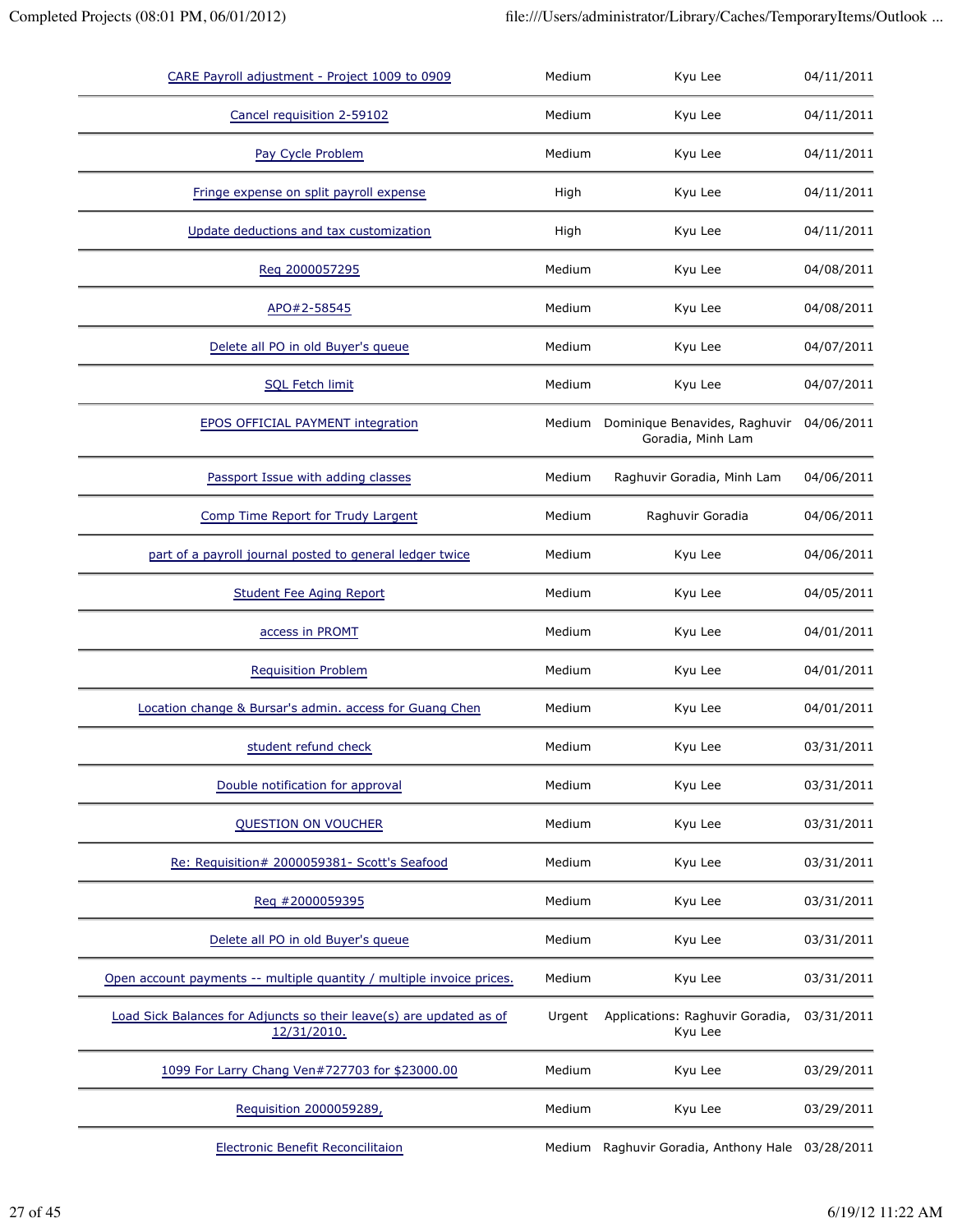| | | | |
|---|---|---|---|
| CARE Payroll adjustment - Project 1009 to 0909 | Medium | Kyu Lee | 04/11/2011 |
| Cancel requisition 2-59102 | Medium | Kyu Lee | 04/11/2011 |
| Pay Cycle Problem | Medium | Kyu Lee | 04/11/2011 |
| Fringe expense on split payroll expense | High | Kyu Lee | 04/11/2011 |
| Update deductions and tax customization | High | Kyu Lee | 04/11/2011 |
| Req 2000057295 | Medium | Kyu Lee | 04/08/2011 |
| APO#2-58545 | Medium | Kyu Lee | 04/08/2011 |
| Delete all PO in old Buyer's queue | Medium | Kyu Lee | 04/07/2011 |
| SQL Fetch limit | Medium | Kyu Lee | 04/07/2011 |
| EPOS OFFICIAL PAYMENT integration | Medium | Dominique Benavides, Raghuvir Goradia, Minh Lam | 04/06/2011 |
| Passport Issue with adding classes | Medium | Raghuvir Goradia, Minh Lam | 04/06/2011 |
| Comp Time Report for Trudy Largent | Medium | Raghuvir Goradia | 04/06/2011 |
| part of a payroll journal posted to general ledger twice | Medium | Kyu Lee | 04/06/2011 |
| Student Fee Aging Report | Medium | Kyu Lee | 04/05/2011 |
| access in PROMT | Medium | Kyu Lee | 04/01/2011 |
| Requisition Problem | Medium | Kyu Lee | 04/01/2011 |
| Location change & Bursar's admin. access for Guang Chen | Medium | Kyu Lee | 04/01/2011 |
| student refund check | Medium | Kyu Lee | 03/31/2011 |
| Double notification for approval | Medium | Kyu Lee | 03/31/2011 |
| QUESTION ON VOUCHER | Medium | Kyu Lee | 03/31/2011 |
| Re: Requisition# 2000059381- Scott's Seafood | Medium | Kyu Lee | 03/31/2011 |
| Req #2000059395 | Medium | Kyu Lee | 03/31/2011 |
| Delete all PO in old Buyer's queue | Medium | Kyu Lee | 03/31/2011 |
| Open account payments -- multiple quantity / multiple invoice prices. | Medium | Kyu Lee | 03/31/2011 |
| Load Sick Balances for Adjuncts so their leave(s) are updated as of 12/31/2010. | Urgent | Applications: Raghuvir Goradia, Kyu Lee | 03/31/2011 |
| 1099 For Larry Chang Ven#727703 for $23000.00 | Medium | Kyu Lee | 03/29/2011 |
| Requisition 2000059289, | Medium | Kyu Lee | 03/29/2011 |
| Electronic Benefit Reconcilitaion | Medium | Raghuvir Goradia, Anthony Hale | 03/28/2011 |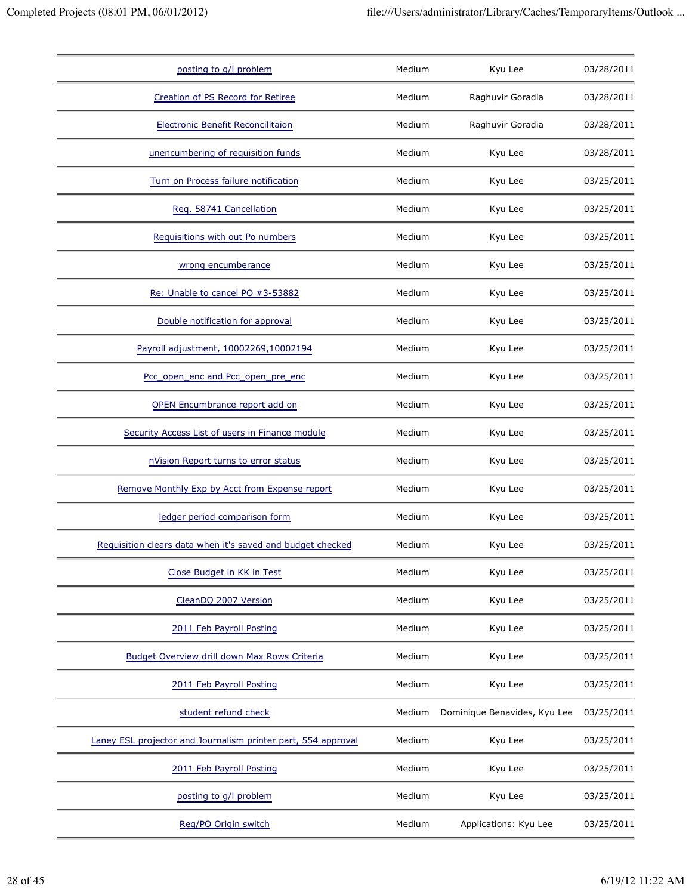| | | | |
|---|---|---|---|
| posting to g/l problem | Medium | Kyu Lee | 03/28/2011 |
| Creation of PS Record for Retiree | Medium | Raghuvir Goradia | 03/28/2011 |
| Electronic Benefit Reconcilitaion | Medium | Raghuvir Goradia | 03/28/2011 |
| unencumbering of requisition funds | Medium | Kyu Lee | 03/28/2011 |
| Turn on Process failure notification | Medium | Kyu Lee | 03/25/2011 |
| Req. 58741 Cancellation | Medium | Kyu Lee | 03/25/2011 |
| Requisitions with out Po numbers | Medium | Kyu Lee | 03/25/2011 |
| wrong encumberance | Medium | Kyu Lee | 03/25/2011 |
| Re: Unable to cancel PO #3-53882 | Medium | Kyu Lee | 03/25/2011 |
| Double notification for approval | Medium | Kyu Lee | 03/25/2011 |
| Payroll adjustment, 10002269,10002194 | Medium | Kyu Lee | 03/25/2011 |
| Pcc_open_enc and Pcc_open_pre_enc | Medium | Kyu Lee | 03/25/2011 |
| OPEN Encumbrance report add on | Medium | Kyu Lee | 03/25/2011 |
| Security Access List of users in Finance module | Medium | Kyu Lee | 03/25/2011 |
| nVision Report turns to error status | Medium | Kyu Lee | 03/25/2011 |
| Remove Monthly Exp by Acct from Expense report | Medium | Kyu Lee | 03/25/2011 |
| ledger period comparison form | Medium | Kyu Lee | 03/25/2011 |
| Requisition clears data when it's saved and budget checked | Medium | Kyu Lee | 03/25/2011 |
| Close Budget in KK in Test | Medium | Kyu Lee | 03/25/2011 |
| CleanDQ 2007 Version | Medium | Kyu Lee | 03/25/2011 |
| 2011 Feb Payroll Posting | Medium | Kyu Lee | 03/25/2011 |
| Budget Overview drill down Max Rows Criteria | Medium | Kyu Lee | 03/25/2011 |
| 2011 Feb Payroll Posting | Medium | Kyu Lee | 03/25/2011 |
| student refund check | Medium | Dominique Benavides, Kyu Lee | 03/25/2011 |
| Laney ESL projector and Journalism printer part, 554 approval | Medium | Kyu Lee | 03/25/2011 |
| 2011 Feb Payroll Posting | Medium | Kyu Lee | 03/25/2011 |
| posting to g/l problem | Medium | Kyu Lee | 03/25/2011 |
| Req/PO Origin switch | Medium | Applications: Kyu Lee | 03/25/2011 |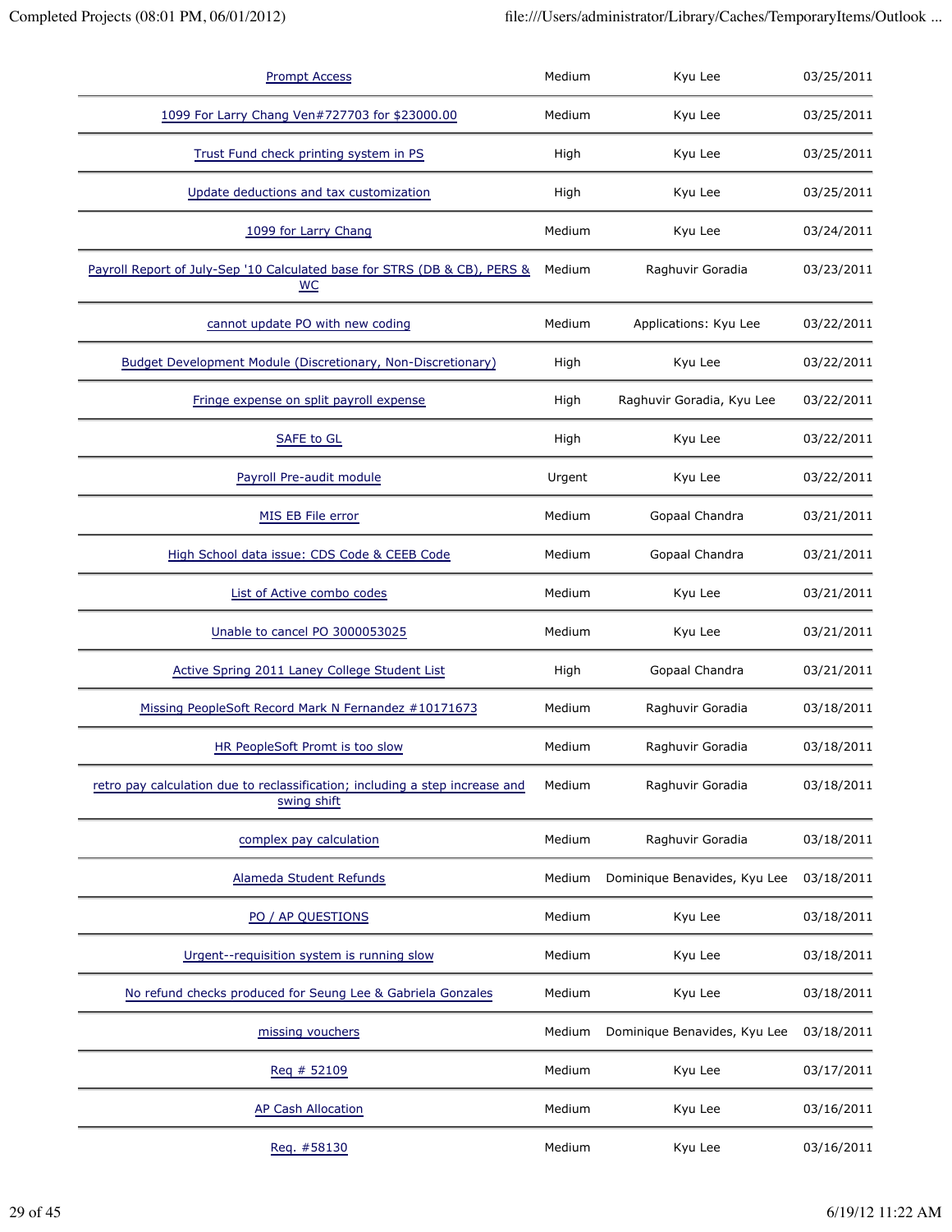| | | | |
|---|---|---|---|
| Prompt Access | Medium | Kyu Lee | 03/25/2011 |
| 1099 For Larry Chang Ven#727703 for $23000.00 | Medium | Kyu Lee | 03/25/2011 |
| Trust Fund check printing system in PS | High | Kyu Lee | 03/25/2011 |
| Update deductions and tax customization | High | Kyu Lee | 03/25/2011 |
| 1099 for Larry Chang | Medium | Kyu Lee | 03/24/2011 |
| Payroll Report of July-Sep '10 Calculated base for STRS (DB & CB), PERS & WC | Medium | Raghuvir Goradia | 03/23/2011 |
| cannot update PO with new coding | Medium | Applications: Kyu Lee | 03/22/2011 |
| Budget Development Module (Discretionary, Non-Discretionary) | High | Kyu Lee | 03/22/2011 |
| Fringe expense on split payroll expense | High | Raghuvir Goradia, Kyu Lee | 03/22/2011 |
| SAFE to GL | High | Kyu Lee | 03/22/2011 |
| Payroll Pre-audit module | Urgent | Kyu Lee | 03/22/2011 |
| MIS EB File error | Medium | Gopaal Chandra | 03/21/2011 |
| High School data issue: CDS Code & CEEB Code | Medium | Gopaal Chandra | 03/21/2011 |
| List of Active combo codes | Medium | Kyu Lee | 03/21/2011 |
| Unable to cancel PO 3000053025 | Medium | Kyu Lee | 03/21/2011 |
| Active Spring 2011 Laney College Student List | High | Gopaal Chandra | 03/21/2011 |
| Missing PeopleSoft Record Mark N Fernandez #10171673 | Medium | Raghuvir Goradia | 03/18/2011 |
| HR PeopleSoft Promt is too slow | Medium | Raghuvir Goradia | 03/18/2011 |
| retro pay calculation due to reclassification; including a step increase and swing shift | Medium | Raghuvir Goradia | 03/18/2011 |
| complex pay calculation | Medium | Raghuvir Goradia | 03/18/2011 |
| Alameda Student Refunds | Medium | Dominique Benavides, Kyu Lee | 03/18/2011 |
| PO / AP QUESTIONS | Medium | Kyu Lee | 03/18/2011 |
| Urgent--requisition system is running slow | Medium | Kyu Lee | 03/18/2011 |
| No refund checks produced for Seung Lee & Gabriela Gonzales | Medium | Kyu Lee | 03/18/2011 |
| missing vouchers | Medium | Dominique Benavides, Kyu Lee | 03/18/2011 |
| Req # 52109 | Medium | Kyu Lee | 03/17/2011 |
| AP Cash Allocation | Medium | Kyu Lee | 03/16/2011 |
| Req. #58130 | Medium | Kyu Lee | 03/16/2011 |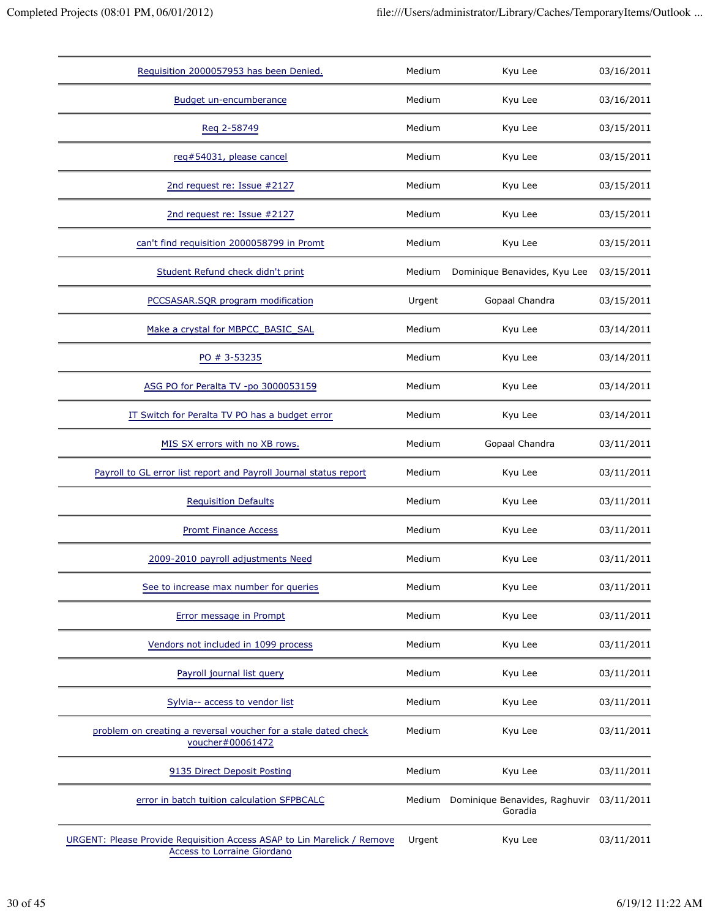| | | | |
|---|---|---|---|
| Requisition 2000057953 has been Denied. | Medium | Kyu Lee | 03/16/2011 |
| Budget un-encumberance | Medium | Kyu Lee | 03/16/2011 |
| Req 2-58749 | Medium | Kyu Lee | 03/15/2011 |
| req#54031, please cancel | Medium | Kyu Lee | 03/15/2011 |
| 2nd request re: Issue #2127 | Medium | Kyu Lee | 03/15/2011 |
| 2nd request re: Issue #2127 | Medium | Kyu Lee | 03/15/2011 |
| can't find requisition 2000058799 in Promt | Medium | Kyu Lee | 03/15/2011 |
| Student Refund check didn't print | Medium | Dominique Benavides, Kyu Lee | 03/15/2011 |
| PCCSASAR.SQR program modification | Urgent | Gopaal Chandra | 03/15/2011 |
| Make a crystal for MBPCC_BASIC_SAL | Medium | Kyu Lee | 03/14/2011 |
| PO # 3-53235 | Medium | Kyu Lee | 03/14/2011 |
| ASG PO for Peralta TV -po 3000053159 | Medium | Kyu Lee | 03/14/2011 |
| IT Switch for Peralta TV PO has a budget error | Medium | Kyu Lee | 03/14/2011 |
| MIS SX errors with no XB rows. | Medium | Gopaal Chandra | 03/11/2011 |
| Payroll to GL error list report and Payroll Journal status report | Medium | Kyu Lee | 03/11/2011 |
| Requisition Defaults | Medium | Kyu Lee | 03/11/2011 |
| Promt Finance Access | Medium | Kyu Lee | 03/11/2011 |
| 2009-2010 payroll adjustments Need | Medium | Kyu Lee | 03/11/2011 |
| See to increase max number for queries | Medium | Kyu Lee | 03/11/2011 |
| Error message in Prompt | Medium | Kyu Lee | 03/11/2011 |
| Vendors not included in 1099 process | Medium | Kyu Lee | 03/11/2011 |
| Payroll journal list query | Medium | Kyu Lee | 03/11/2011 |
| Sylvia-- access to vendor list | Medium | Kyu Lee | 03/11/2011 |
| problem on creating a reversal voucher for a stale dated check voucher#00061472 | Medium | Kyu Lee | 03/11/2011 |
| 9135 Direct Deposit Posting | Medium | Kyu Lee | 03/11/2011 |
| error in batch tuition calculation SFPBCALC | Medium | Dominique Benavides, Raghuvir Goradia | 03/11/2011 |
| URGENT: Please Provide Requisition Access ASAP to Lin Marelick / Remove Access to Lorraine Giordano | Urgent | Kyu Lee | 03/11/2011 |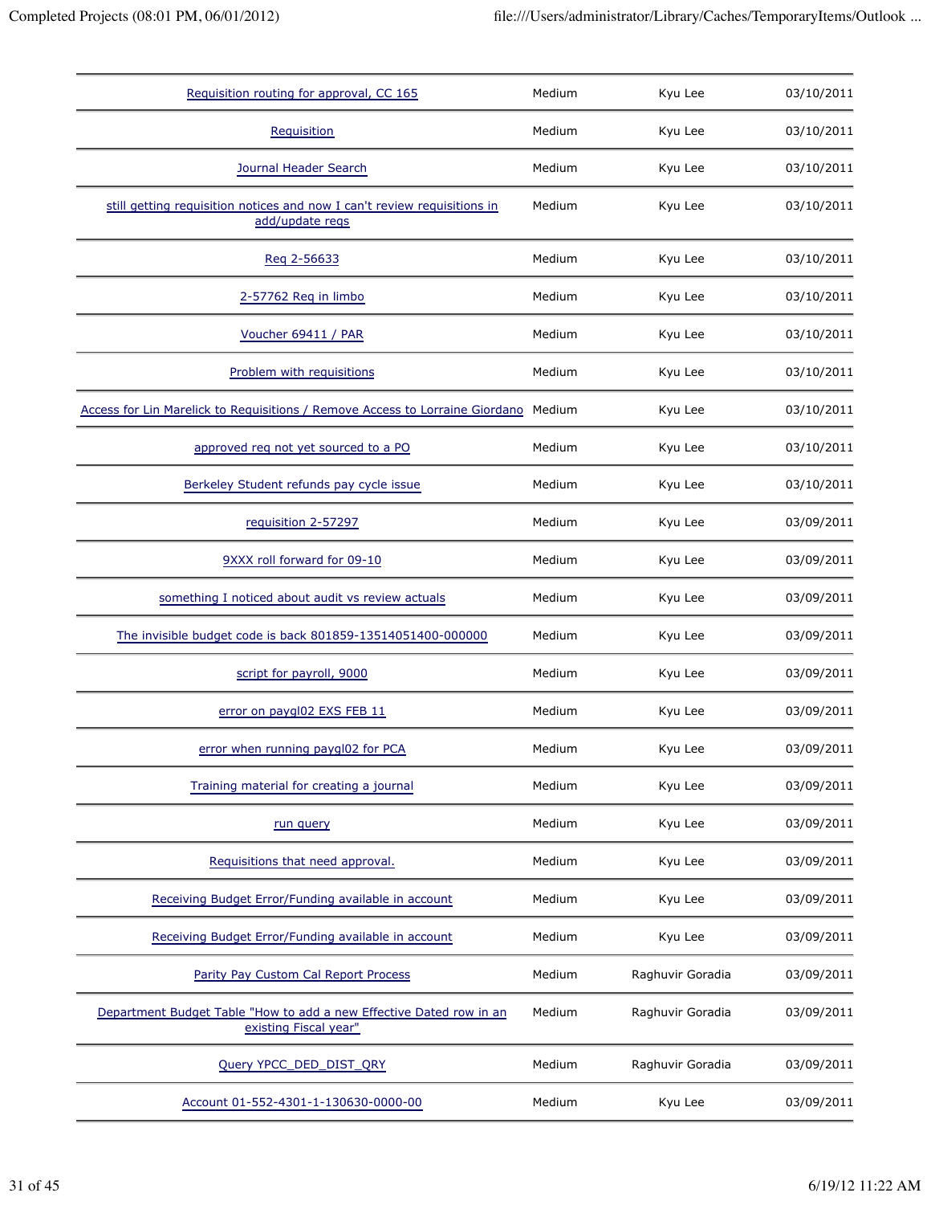| | | | |
|---|---|---|---|
| Requisition routing for approval, CC 165 | Medium | Kyu Lee | 03/10/2011 |
| Requisition | Medium | Kyu Lee | 03/10/2011 |
| Journal Header Search | Medium | Kyu Lee | 03/10/2011 |
| still getting requisition notices and now I can't review requisitions in add/update reqs | Medium | Kyu Lee | 03/10/2011 |
| Req 2-56633 | Medium | Kyu Lee | 03/10/2011 |
| 2-57762 Req in limbo | Medium | Kyu Lee | 03/10/2011 |
| Voucher 69411 / PAR | Medium | Kyu Lee | 03/10/2011 |
| Problem with requisitions | Medium | Kyu Lee | 03/10/2011 |
| Access for Lin Marelick to Requisitions / Remove Access to Lorraine Giordano | Medium | Kyu Lee | 03/10/2011 |
| approved req not yet sourced to a PO | Medium | Kyu Lee | 03/10/2011 |
| Berkeley Student refunds pay cycle issue | Medium | Kyu Lee | 03/10/2011 |
| requisition 2-57297 | Medium | Kyu Lee | 03/09/2011 |
| 9XXX roll forward for 09-10 | Medium | Kyu Lee | 03/09/2011 |
| something I noticed about audit vs review actuals | Medium | Kyu Lee | 03/09/2011 |
| The invisible budget code is back 801859-13514051400-000000 | Medium | Kyu Lee | 03/09/2011 |
| script for payroll, 9000 | Medium | Kyu Lee | 03/09/2011 |
| error on paygl02 EXS FEB 11 | Medium | Kyu Lee | 03/09/2011 |
| error when running paygl02 for PCA | Medium | Kyu Lee | 03/09/2011 |
| Training material for creating a journal | Medium | Kyu Lee | 03/09/2011 |
| run query | Medium | Kyu Lee | 03/09/2011 |
| Requisitions that need approval. | Medium | Kyu Lee | 03/09/2011 |
| Receiving Budget Error/Funding available in account | Medium | Kyu Lee | 03/09/2011 |
| Receiving Budget Error/Funding available in account | Medium | Kyu Lee | 03/09/2011 |
| Parity Pay Custom Cal Report Process | Medium | Raghuvir Goradia | 03/09/2011 |
| Department Budget Table "How to add a new Effective Dated row in an existing Fiscal year" | Medium | Raghuvir Goradia | 03/09/2011 |
| Query YPCC_DED_DIST_QRY | Medium | Raghuvir Goradia | 03/09/2011 |
| Account 01-552-4301-1-130630-0000-00 | Medium | Kyu Lee | 03/09/2011 |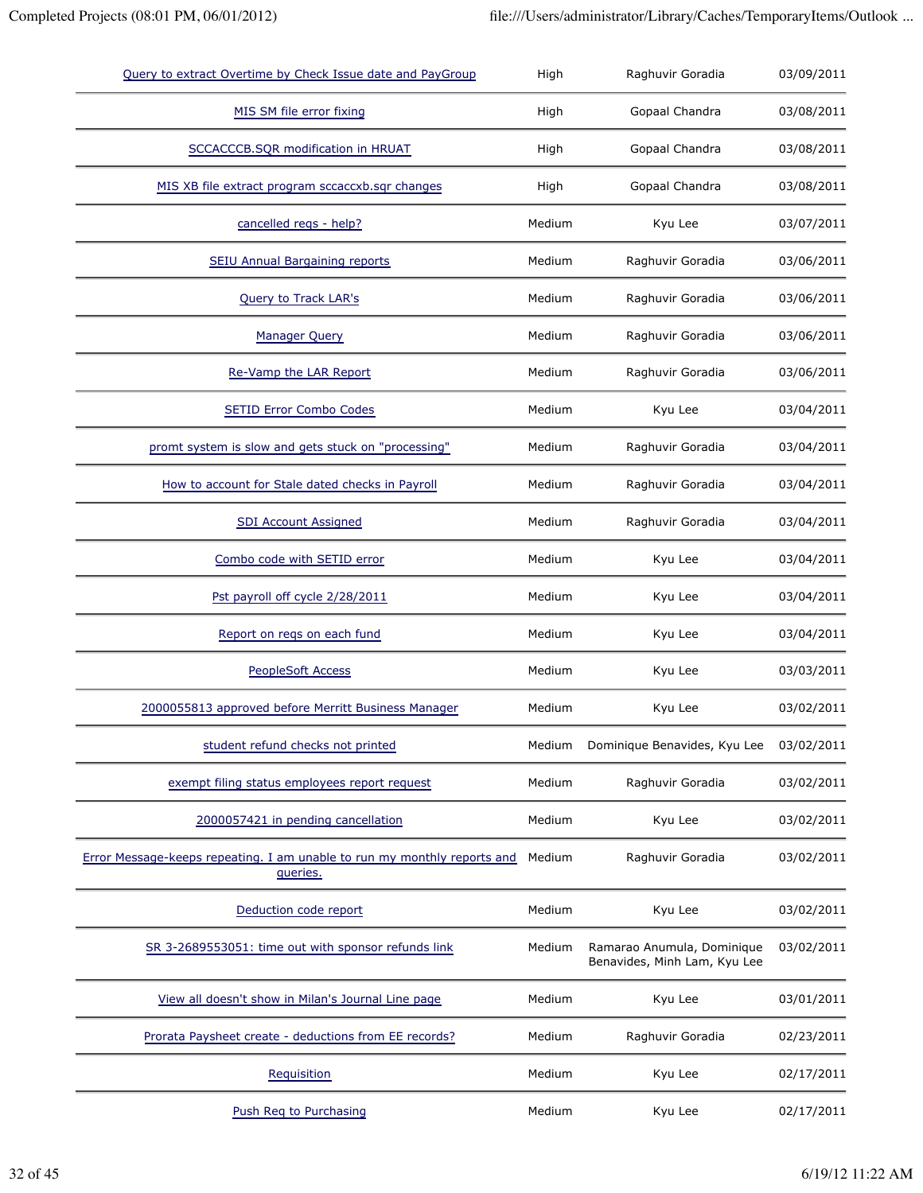| | | | |
|---|---|---|---|
| Query to extract Overtime by Check Issue date and PayGroup | High | Raghuvir Goradia | 03/09/2011 |
| MIS SM file error fixing | High | Gopaal Chandra | 03/08/2011 |
| SCCACCCB.SQR modification in HRUAT | High | Gopaal Chandra | 03/08/2011 |
| MIS XB file extract program sccaccxb.sqr changes | High | Gopaal Chandra | 03/08/2011 |
| cancelled reqs - help? | Medium | Kyu Lee | 03/07/2011 |
| SEIU Annual Bargaining reports | Medium | Raghuvir Goradia | 03/06/2011 |
| Query to Track LAR's | Medium | Raghuvir Goradia | 03/06/2011 |
| Manager Query | Medium | Raghuvir Goradia | 03/06/2011 |
| Re-Vamp the LAR Report | Medium | Raghuvir Goradia | 03/06/2011 |
| SETID Error Combo Codes | Medium | Kyu Lee | 03/04/2011 |
| promt system is slow and gets stuck on "processing" | Medium | Raghuvir Goradia | 03/04/2011 |
| How to account for Stale dated checks in Payroll | Medium | Raghuvir Goradia | 03/04/2011 |
| SDI Account Assigned | Medium | Raghuvir Goradia | 03/04/2011 |
| Combo code with SETID error | Medium | Kyu Lee | 03/04/2011 |
| Pst payroll off cycle 2/28/2011 | Medium | Kyu Lee | 03/04/2011 |
| Report on reqs on each fund | Medium | Kyu Lee | 03/04/2011 |
| PeopleSoft Access | Medium | Kyu Lee | 03/03/2011 |
| 2000055813 approved before Merritt Business Manager | Medium | Kyu Lee | 03/02/2011 |
| student refund checks not printed | Medium | Dominique Benavides, Kyu Lee | 03/02/2011 |
| exempt filing status employees report request | Medium | Raghuvir Goradia | 03/02/2011 |
| 2000057421 in pending cancellation | Medium | Kyu Lee | 03/02/2011 |
| Error Message-keeps repeating. I am unable to run my monthly reports and queries. | Medium | Raghuvir Goradia | 03/02/2011 |
| Deduction code report | Medium | Kyu Lee | 03/02/2011 |
| SR 3-2689553051: time out with sponsor refunds link | Medium | Ramarao Anumula, Dominique Benavides, Minh Lam, Kyu Lee | 03/02/2011 |
| View all doesn't show in Milan's Journal Line page | Medium | Kyu Lee | 03/01/2011 |
| Prorata Paysheet create - deductions from EE records? | Medium | Raghuvir Goradia | 02/23/2011 |
| Requisition | Medium | Kyu Lee | 02/17/2011 |
| Push Req to Purchasing | Medium | Kyu Lee | 02/17/2011 |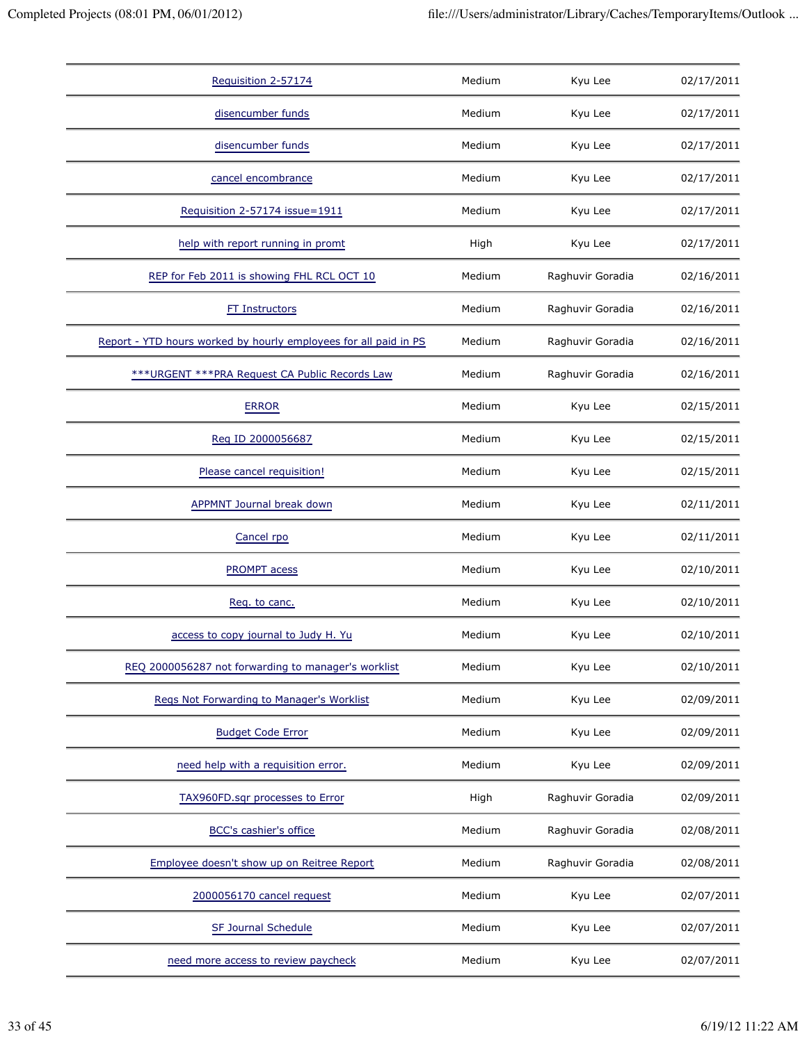| | | | |
|---|---|---|---|
| Requisition 2-57174 | Medium | Kyu Lee | 02/17/2011 |
| disencumber funds | Medium | Kyu Lee | 02/17/2011 |
| disencumber funds | Medium | Kyu Lee | 02/17/2011 |
| cancel encombrance | Medium | Kyu Lee | 02/17/2011 |
| Requisition 2-57174 issue=1911 | Medium | Kyu Lee | 02/17/2011 |
| help with report running in promt | High | Kyu Lee | 02/17/2011 |
| REP for Feb 2011 is showing FHL RCL OCT 10 | Medium | Raghuvir Goradia | 02/16/2011 |
| FT Instructors | Medium | Raghuvir Goradia | 02/16/2011 |
| Report - YTD hours worked by hourly employees for all paid in PS | Medium | Raghuvir Goradia | 02/16/2011 |
| ***URGENT ***PRA Request CA Public Records Law | Medium | Raghuvir Goradia | 02/16/2011 |
| ERROR | Medium | Kyu Lee | 02/15/2011 |
| Req ID 2000056687 | Medium | Kyu Lee | 02/15/2011 |
| Please cancel requisition! | Medium | Kyu Lee | 02/15/2011 |
| APPMNT Journal break down | Medium | Kyu Lee | 02/11/2011 |
| Cancel rpo | Medium | Kyu Lee | 02/11/2011 |
| PROMPT acess | Medium | Kyu Lee | 02/10/2011 |
| Req. to canc. | Medium | Kyu Lee | 02/10/2011 |
| access to copy journal to Judy H. Yu | Medium | Kyu Lee | 02/10/2011 |
| REQ 2000056287 not forwarding to manager's worklist | Medium | Kyu Lee | 02/10/2011 |
| Reqs Not Forwarding to Manager's Worklist | Medium | Kyu Lee | 02/09/2011 |
| Budget Code Error | Medium | Kyu Lee | 02/09/2011 |
| need help with a requisition error. | Medium | Kyu Lee | 02/09/2011 |
| TAX960FD.sqr processes to Error | High | Raghuvir Goradia | 02/09/2011 |
| BCC's cashier's office | Medium | Raghuvir Goradia | 02/08/2011 |
| Employee doesn't show up on Reitree Report | Medium | Raghuvir Goradia | 02/08/2011 |
| 2000056170 cancel request | Medium | Kyu Lee | 02/07/2011 |
| SF Journal Schedule | Medium | Kyu Lee | 02/07/2011 |
| need more access to review paycheck | Medium | Kyu Lee | 02/07/2011 |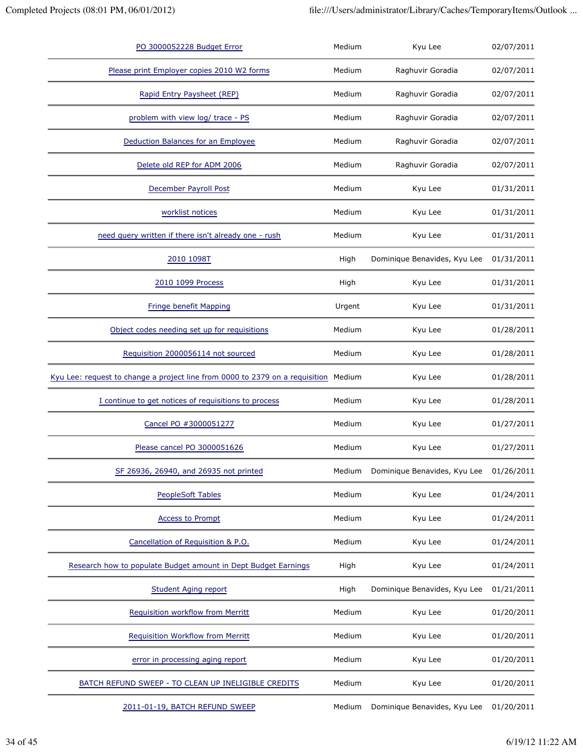| | | | |
|---|---|---|---|
| PO 3000052228 Budget Error | Medium | Kyu Lee | 02/07/2011 |
| Please print Employer copies 2010 W2 forms | Medium | Raghuvir Goradia | 02/07/2011 |
| Rapid Entry Paysheet (REP) | Medium | Raghuvir Goradia | 02/07/2011 |
| problem with view log/ trace - PS | Medium | Raghuvir Goradia | 02/07/2011 |
| Deduction Balances for an Employee | Medium | Raghuvir Goradia | 02/07/2011 |
| Delete old REP for ADM 2006 | Medium | Raghuvir Goradia | 02/07/2011 |
| December Payroll Post | Medium | Kyu Lee | 01/31/2011 |
| worklist notices | Medium | Kyu Lee | 01/31/2011 |
| need query written if there isn't already one - rush | Medium | Kyu Lee | 01/31/2011 |
| 2010 1098T | High | Dominique Benavides, Kyu Lee | 01/31/2011 |
| 2010 1099 Process | High | Kyu Lee | 01/31/2011 |
| Fringe benefit Mapping | Urgent | Kyu Lee | 01/31/2011 |
| Object codes needing set up for requisitions | Medium | Kyu Lee | 01/28/2011 |
| Requisition 2000056114 not sourced | Medium | Kyu Lee | 01/28/2011 |
| Kyu Lee: request to change a project line from 0000 to 2379 on a requisition | Medium | Kyu Lee | 01/28/2011 |
| I continue to get notices of requisitions to process | Medium | Kyu Lee | 01/28/2011 |
| Cancel PO #3000051277 | Medium | Kyu Lee | 01/27/2011 |
| Please cancel PO 3000051626 | Medium | Kyu Lee | 01/27/2011 |
| SF 26936, 26940, and 26935 not printed | Medium | Dominique Benavides, Kyu Lee | 01/26/2011 |
| PeopleSoft Tables | Medium | Kyu Lee | 01/24/2011 |
| Access to Prompt | Medium | Kyu Lee | 01/24/2011 |
| Cancellation of Requisition & P.O. | Medium | Kyu Lee | 01/24/2011 |
| Research how to populate Budget amount in Dept Budget Earnings | High | Kyu Lee | 01/24/2011 |
| Student Aging report | High | Dominique Benavides, Kyu Lee | 01/21/2011 |
| Requisition workflow from Merritt | Medium | Kyu Lee | 01/20/2011 |
| Requisition Workflow from Merritt | Medium | Kyu Lee | 01/20/2011 |
| error in processing aging report | Medium | Kyu Lee | 01/20/2011 |
| BATCH REFUND SWEEP - TO CLEAN UP INELIGIBLE CREDITS | Medium | Kyu Lee | 01/20/2011 |
| 2011-01-19, BATCH REFUND SWEEP | Medium | Dominique Benavides, Kyu Lee | 01/20/2011 |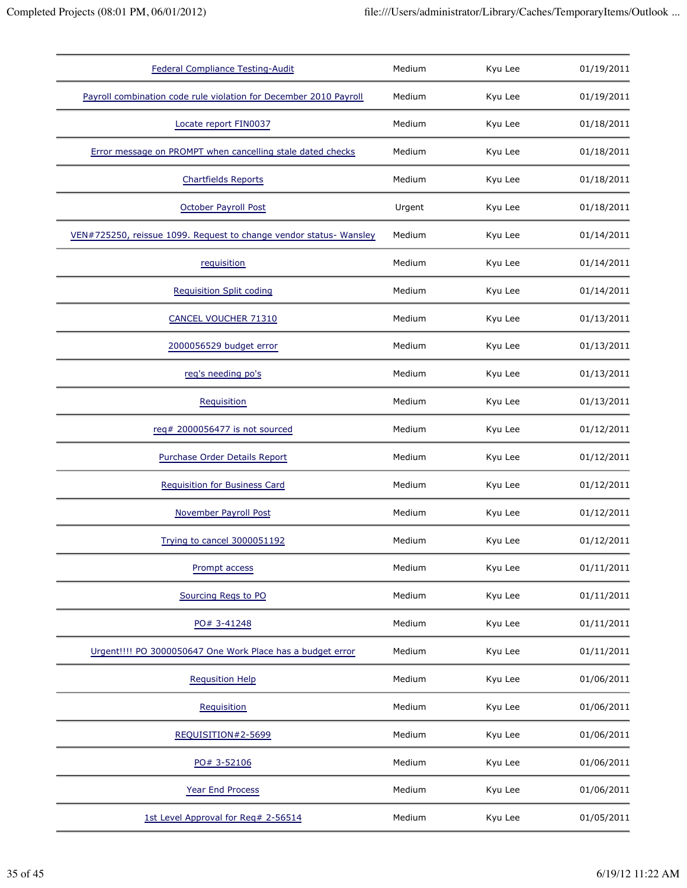| | | | |
|---|---|---|---|
| Federal Compliance Testing-Audit | Medium | Kyu Lee | 01/19/2011 |
| Payroll combination code rule violation for December 2010 Payroll | Medium | Kyu Lee | 01/19/2011 |
| Locate report FIN0037 | Medium | Kyu Lee | 01/18/2011 |
| Error message on PROMPT when cancelling stale dated checks | Medium | Kyu Lee | 01/18/2011 |
| Chartfields Reports | Medium | Kyu Lee | 01/18/2011 |
| October Payroll Post | Urgent | Kyu Lee | 01/18/2011 |
| VEN#725250, reissue 1099. Request to change vendor status- Wansley | Medium | Kyu Lee | 01/14/2011 |
| requisition | Medium | Kyu Lee | 01/14/2011 |
| Requisition Split coding | Medium | Kyu Lee | 01/14/2011 |
| CANCEL VOUCHER 71310 | Medium | Kyu Lee | 01/13/2011 |
| 2000056529 budget error | Medium | Kyu Lee | 01/13/2011 |
| req's needing po's | Medium | Kyu Lee | 01/13/2011 |
| Requisition | Medium | Kyu Lee | 01/13/2011 |
| req# 2000056477 is not sourced | Medium | Kyu Lee | 01/12/2011 |
| Purchase Order Details Report | Medium | Kyu Lee | 01/12/2011 |
| Requisition for Business Card | Medium | Kyu Lee | 01/12/2011 |
| November Payroll Post | Medium | Kyu Lee | 01/12/2011 |
| Trying to cancel 3000051192 | Medium | Kyu Lee | 01/12/2011 |
| Prompt access | Medium | Kyu Lee | 01/11/2011 |
| Sourcing Reqs to PO | Medium | Kyu Lee | 01/11/2011 |
| PO# 3-41248 | Medium | Kyu Lee | 01/11/2011 |
| Urgent!!!! PO 3000050647 One Work Place has a budget error | Medium | Kyu Lee | 01/11/2011 |
| Requsition Help | Medium | Kyu Lee | 01/06/2011 |
| Requisition | Medium | Kyu Lee | 01/06/2011 |
| REQUISITION#2-5699 | Medium | Kyu Lee | 01/06/2011 |
| PO# 3-52106 | Medium | Kyu Lee | 01/06/2011 |
| Year End Process | Medium | Kyu Lee | 01/06/2011 |
| 1st Level Approval for Req# 2-56514 | Medium | Kyu Lee | 01/05/2011 |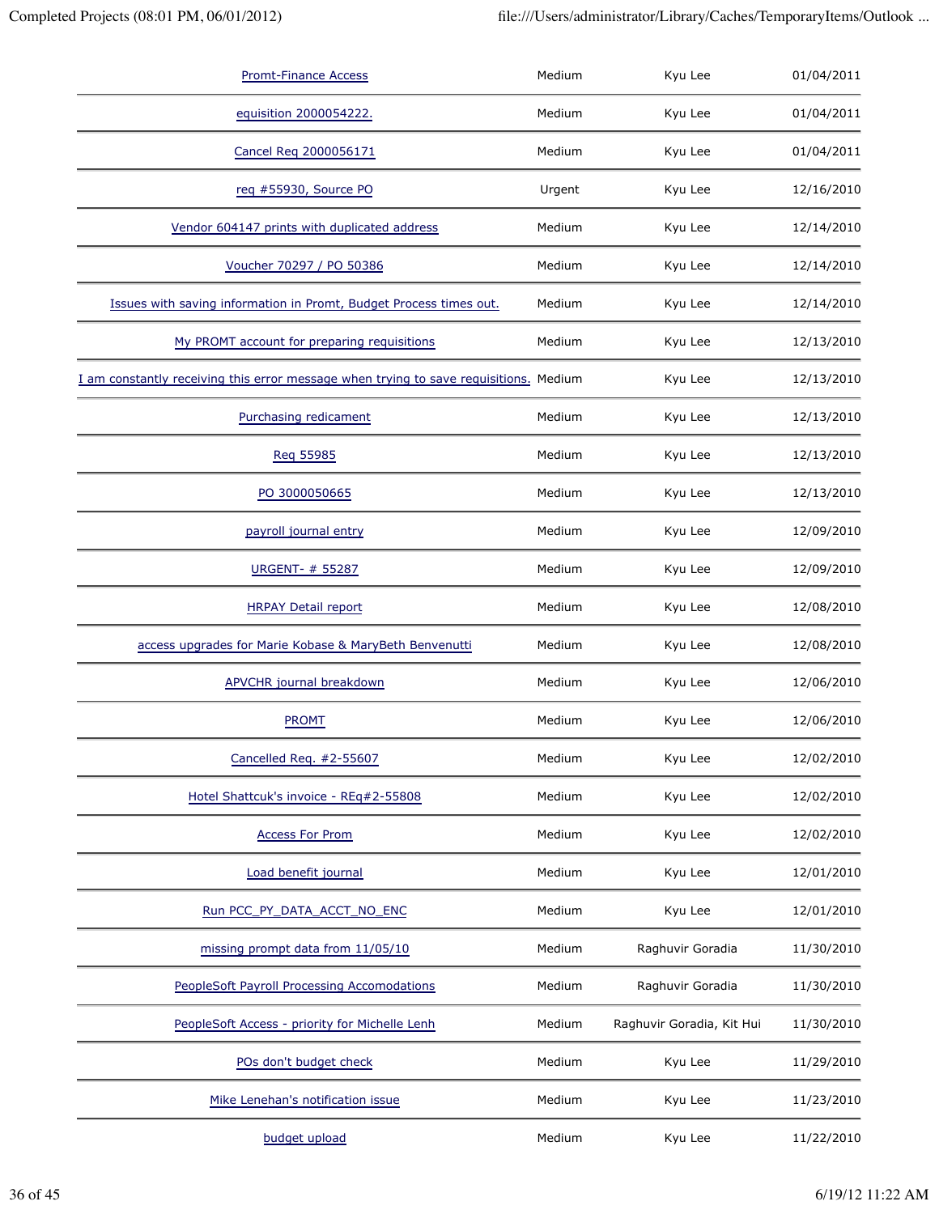| | | | |
|---|---|---|---|
| Promt-Finance Access | Medium | Kyu Lee | 01/04/2011 |
| equisition 2000054222. | Medium | Kyu Lee | 01/04/2011 |
| Cancel Req 2000056171 | Medium | Kyu Lee | 01/04/2011 |
| req #55930, Source PO | Urgent | Kyu Lee | 12/16/2010 |
| Vendor 604147 prints with duplicated address | Medium | Kyu Lee | 12/14/2010 |
| Voucher 70297 / PO 50386 | Medium | Kyu Lee | 12/14/2010 |
| Issues with saving information in Promt, Budget Process times out. | Medium | Kyu Lee | 12/14/2010 |
| My PROMT account for preparing requisitions | Medium | Kyu Lee | 12/13/2010 |
| I am constantly receiving this error message when trying to save requisitions. | Medium | Kyu Lee | 12/13/2010 |
| Purchasing redicament | Medium | Kyu Lee | 12/13/2010 |
| Req 55985 | Medium | Kyu Lee | 12/13/2010 |
| PO 3000050665 | Medium | Kyu Lee | 12/13/2010 |
| payroll journal entry | Medium | Kyu Lee | 12/09/2010 |
| URGENT- # 55287 | Medium | Kyu Lee | 12/09/2010 |
| HRPAY Detail report | Medium | Kyu Lee | 12/08/2010 |
| access upgrades for Marie Kobase & MaryBeth Benvenutti | Medium | Kyu Lee | 12/08/2010 |
| APVCHR journal breakdown | Medium | Kyu Lee | 12/06/2010 |
| PROMT | Medium | Kyu Lee | 12/06/2010 |
| Cancelled Req. #2-55607 | Medium | Kyu Lee | 12/02/2010 |
| Hotel Shattcuk's invoice - REq#2-55808 | Medium | Kyu Lee | 12/02/2010 |
| Access For Prom | Medium | Kyu Lee | 12/02/2010 |
| Load benefit journal | Medium | Kyu Lee | 12/01/2010 |
| Run PCC_PY_DATA_ACCT_NO_ENC | Medium | Kyu Lee | 12/01/2010 |
| missing prompt data from 11/05/10 | Medium | Raghuvir Goradia | 11/30/2010 |
| PeopleSoft Payroll Processing Accomodations | Medium | Raghuvir Goradia | 11/30/2010 |
| PeopleSoft Access - priority for Michelle Lenh | Medium | Raghuvir Goradia, Kit Hui | 11/30/2010 |
| POs don't budget check | Medium | Kyu Lee | 11/29/2010 |
| Mike Lenehan's notification issue | Medium | Kyu Lee | 11/23/2010 |
| budget upload | Medium | Kyu Lee | 11/22/2010 |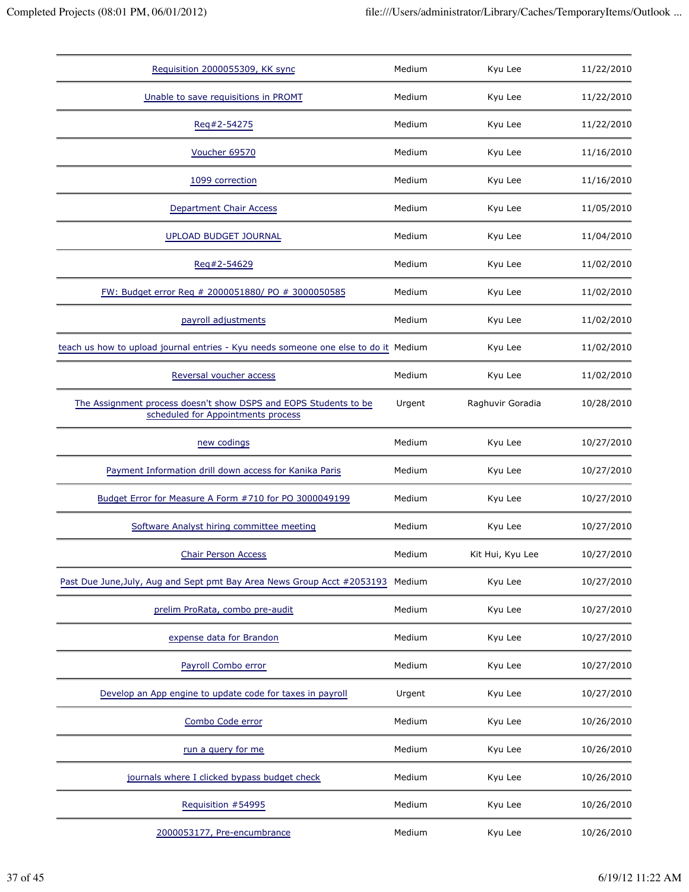| | | | |
|---|---|---|---|
| Requisition 2000055309, KK sync | Medium | Kyu Lee | 11/22/2010 |
| Unable to save requisitions in PROMT | Medium | Kyu Lee | 11/22/2010 |
| Req#2-54275 | Medium | Kyu Lee | 11/22/2010 |
| Voucher 69570 | Medium | Kyu Lee | 11/16/2010 |
| 1099 correction | Medium | Kyu Lee | 11/16/2010 |
| Department Chair Access | Medium | Kyu Lee | 11/05/2010 |
| UPLOAD BUDGET JOURNAL | Medium | Kyu Lee | 11/04/2010 |
| Req#2-54629 | Medium | Kyu Lee | 11/02/2010 |
| FW: Budget error Req # 2000051880/ PO # 3000050585 | Medium | Kyu Lee | 11/02/2010 |
| payroll adjustments | Medium | Kyu Lee | 11/02/2010 |
| teach us how to upload journal entries - Kyu needs someone one else to do it | Medium | Kyu Lee | 11/02/2010 |
| Reversal voucher access | Medium | Kyu Lee | 11/02/2010 |
| The Assignment process doesn't show DSPS and EOPS Students to be scheduled for Appointments process | Urgent | Raghuvir Goradia | 10/28/2010 |
| new codings | Medium | Kyu Lee | 10/27/2010 |
| Payment Information drill down access for Kanika Paris | Medium | Kyu Lee | 10/27/2010 |
| Budget Error for Measure A Form #710 for PO 3000049199 | Medium | Kyu Lee | 10/27/2010 |
| Software Analyst hiring committee meeting | Medium | Kyu Lee | 10/27/2010 |
| Chair Person Access | Medium | Kit Hui, Kyu Lee | 10/27/2010 |
| Past Due June,July, Aug and Sept pmt Bay Area News Group Acct #2053193 | Medium | Kyu Lee | 10/27/2010 |
| prelim ProRata, combo pre-audit | Medium | Kyu Lee | 10/27/2010 |
| expense data for Brandon | Medium | Kyu Lee | 10/27/2010 |
| Payroll Combo error | Medium | Kyu Lee | 10/27/2010 |
| Develop an App engine to update code for taxes in payroll | Urgent | Kyu Lee | 10/27/2010 |
| Combo Code error | Medium | Kyu Lee | 10/26/2010 |
| run a query for me | Medium | Kyu Lee | 10/26/2010 |
| journals where I clicked bypass budget check | Medium | Kyu Lee | 10/26/2010 |
| Requisition #54995 | Medium | Kyu Lee | 10/26/2010 |
| 2000053177, Pre-encumbrance | Medium | Kyu Lee | 10/26/2010 |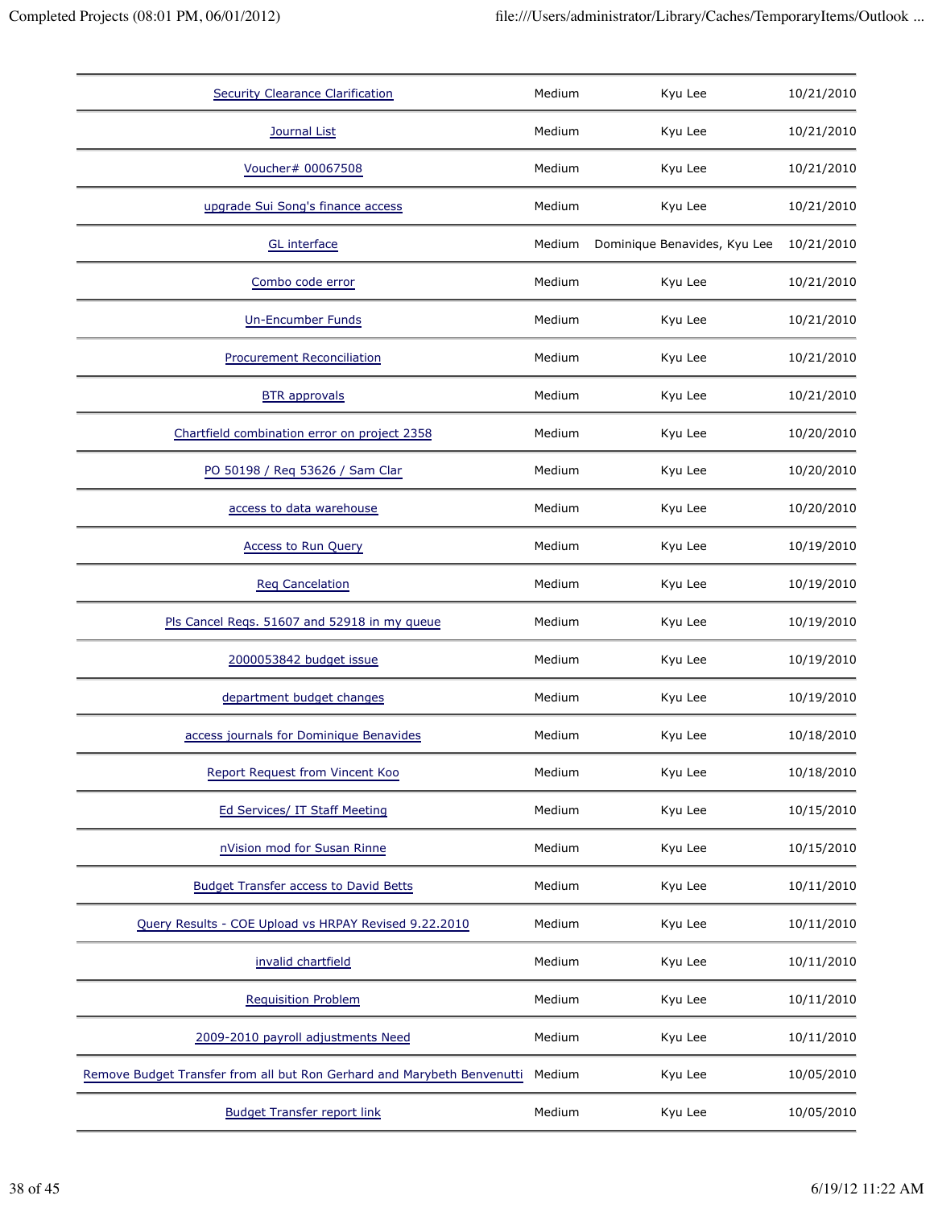| | | | |
|---|---|---|---|
| Security Clearance Clarification | Medium | Kyu Lee | 10/21/2010 |
| Journal List | Medium | Kyu Lee | 10/21/2010 |
| Voucher# 00067508 | Medium | Kyu Lee | 10/21/2010 |
| upgrade Sui Song's finance access | Medium | Kyu Lee | 10/21/2010 |
| GL interface | Medium | Dominique Benavides, Kyu Lee | 10/21/2010 |
| Combo code error | Medium | Kyu Lee | 10/21/2010 |
| Un-Encumber Funds | Medium | Kyu Lee | 10/21/2010 |
| Procurement Reconciliation | Medium | Kyu Lee | 10/21/2010 |
| BTR approvals | Medium | Kyu Lee | 10/21/2010 |
| Chartfield combination error on project 2358 | Medium | Kyu Lee | 10/20/2010 |
| PO 50198 / Req 53626 / Sam Clar | Medium | Kyu Lee | 10/20/2010 |
| access to data warehouse | Medium | Kyu Lee | 10/20/2010 |
| Access to Run Query | Medium | Kyu Lee | 10/19/2010 |
| Req Cancelation | Medium | Kyu Lee | 10/19/2010 |
| Pls Cancel Reqs. 51607 and 52918 in my queue | Medium | Kyu Lee | 10/19/2010 |
| 2000053842 budget issue | Medium | Kyu Lee | 10/19/2010 |
| department budget changes | Medium | Kyu Lee | 10/19/2010 |
| access journals for Dominique Benavides | Medium | Kyu Lee | 10/18/2010 |
| Report Request from Vincent Koo | Medium | Kyu Lee | 10/18/2010 |
| Ed Services/ IT Staff Meeting | Medium | Kyu Lee | 10/15/2010 |
| nVision mod for Susan Rinne | Medium | Kyu Lee | 10/15/2010 |
| Budget Transfer access to David Betts | Medium | Kyu Lee | 10/11/2010 |
| Query Results - COE Upload vs HRPAY Revised 9.22.2010 | Medium | Kyu Lee | 10/11/2010 |
| invalid chartfield | Medium | Kyu Lee | 10/11/2010 |
| Requisition Problem | Medium | Kyu Lee | 10/11/2010 |
| 2009-2010 payroll adjustments Need | Medium | Kyu Lee | 10/11/2010 |
| Remove Budget Transfer from all but Ron Gerhard and Marybeth Benvenutti | Medium | Kyu Lee | 10/05/2010 |
| Budget Transfer report link | Medium | Kyu Lee | 10/05/2010 |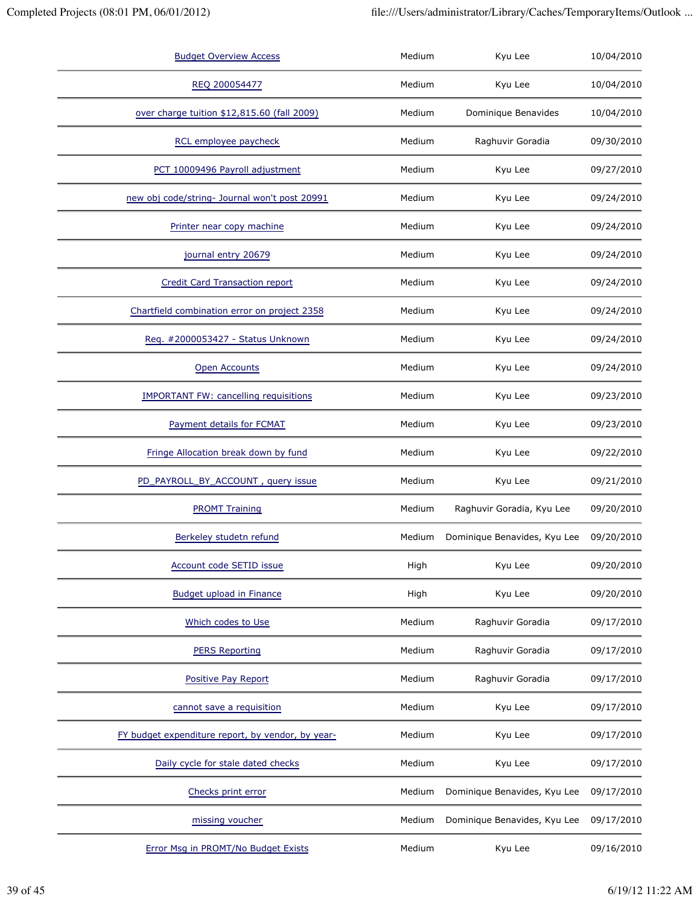| | | | |
|---|---|---|---|
| Budget Overview Access | Medium | Kyu Lee | 10/04/2010 |
| REQ 200054477 | Medium | Kyu Lee | 10/04/2010 |
| over charge tuition $12,815.60 (fall 2009) | Medium | Dominique Benavides | 10/04/2010 |
| RCL employee paycheck | Medium | Raghuvir Goradia | 09/30/2010 |
| PCT 10009496 Payroll adjustment | Medium | Kyu Lee | 09/27/2010 |
| new obj code/string- Journal won't post 20991 | Medium | Kyu Lee | 09/24/2010 |
| Printer near copy machine | Medium | Kyu Lee | 09/24/2010 |
| journal entry 20679 | Medium | Kyu Lee | 09/24/2010 |
| Credit Card Transaction report | Medium | Kyu Lee | 09/24/2010 |
| Chartfield combination error on project 2358 | Medium | Kyu Lee | 09/24/2010 |
| Req. #2000053427 - Status Unknown | Medium | Kyu Lee | 09/24/2010 |
| Open Accounts | Medium | Kyu Lee | 09/24/2010 |
| IMPORTANT FW: cancelling requisitions | Medium | Kyu Lee | 09/23/2010 |
| Payment details for FCMAT | Medium | Kyu Lee | 09/23/2010 |
| Fringe Allocation break down by fund | Medium | Kyu Lee | 09/22/2010 |
| PD_PAYROLL_BY_ACCOUNT , query issue | Medium | Kyu Lee | 09/21/2010 |
| PROMT Training | Medium | Raghuvir Goradia, Kyu Lee | 09/20/2010 |
| Berkeley studetn refund | Medium | Dominique Benavides, Kyu Lee | 09/20/2010 |
| Account code SETID issue | High | Kyu Lee | 09/20/2010 |
| Budget upload in Finance | High | Kyu Lee | 09/20/2010 |
| Which codes to Use | Medium | Raghuvir Goradia | 09/17/2010 |
| PERS Reporting | Medium | Raghuvir Goradia | 09/17/2010 |
| Positive Pay Report | Medium | Raghuvir Goradia | 09/17/2010 |
| cannot save a requisition | Medium | Kyu Lee | 09/17/2010 |
| FY budget expenditure report, by vendor, by year- | Medium | Kyu Lee | 09/17/2010 |
| Daily cycle for stale dated checks | Medium | Kyu Lee | 09/17/2010 |
| Checks print error | Medium | Dominique Benavides, Kyu Lee | 09/17/2010 |
| missing voucher | Medium | Dominique Benavides, Kyu Lee | 09/17/2010 |
| Error Msg in PROMT/No Budget Exists | Medium | Kyu Lee | 09/16/2010 |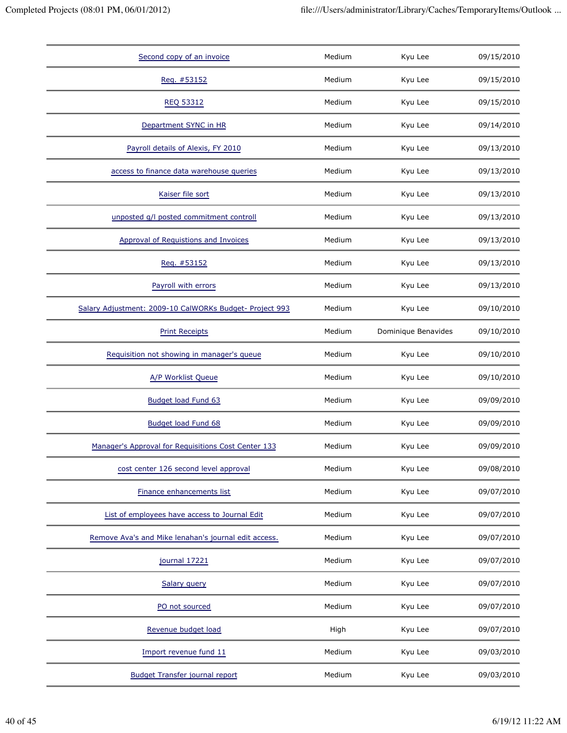| | | | |
|---|---|---|---|
| Second copy of an invoice | Medium | Kyu Lee | 09/15/2010 |
| Req. #53152 | Medium | Kyu Lee | 09/15/2010 |
| REQ 53312 | Medium | Kyu Lee | 09/15/2010 |
| Department SYNC in HR | Medium | Kyu Lee | 09/14/2010 |
| Payroll details of Alexis, FY 2010 | Medium | Kyu Lee | 09/13/2010 |
| access to finance data warehouse queries | Medium | Kyu Lee | 09/13/2010 |
| Kaiser file sort | Medium | Kyu Lee | 09/13/2010 |
| unposted g/l posted commitment controll | Medium | Kyu Lee | 09/13/2010 |
| Approval of Requistions and Invoices | Medium | Kyu Lee | 09/13/2010 |
| Req. #53152 | Medium | Kyu Lee | 09/13/2010 |
| Payroll with errors | Medium | Kyu Lee | 09/13/2010 |
| Salary Adjustment: 2009-10 CalWORKs Budget- Project 993 | Medium | Kyu Lee | 09/10/2010 |
| Print Receipts | Medium | Dominique Benavides | 09/10/2010 |
| Requisition not showing in manager's queue | Medium | Kyu Lee | 09/10/2010 |
| A/P Worklist Queue | Medium | Kyu Lee | 09/10/2010 |
| Budget load Fund 63 | Medium | Kyu Lee | 09/09/2010 |
| Budget load Fund 68 | Medium | Kyu Lee | 09/09/2010 |
| Manager's Approval for Requisitions Cost Center 133 | Medium | Kyu Lee | 09/09/2010 |
| cost center 126 second level approval | Medium | Kyu Lee | 09/08/2010 |
| Finance enhancements list | Medium | Kyu Lee | 09/07/2010 |
| List of employees have access to Journal Edit | Medium | Kyu Lee | 09/07/2010 |
| Remove Ava's and Mike lenahan's journal edit access. | Medium | Kyu Lee | 09/07/2010 |
| journal 17221 | Medium | Kyu Lee | 09/07/2010 |
| Salary query | Medium | Kyu Lee | 09/07/2010 |
| PO not sourced | Medium | Kyu Lee | 09/07/2010 |
| Revenue budget load | High | Kyu Lee | 09/07/2010 |
| Import revenue fund 11 | Medium | Kyu Lee | 09/03/2010 |
| Budget Transfer journal report | Medium | Kyu Lee | 09/03/2010 |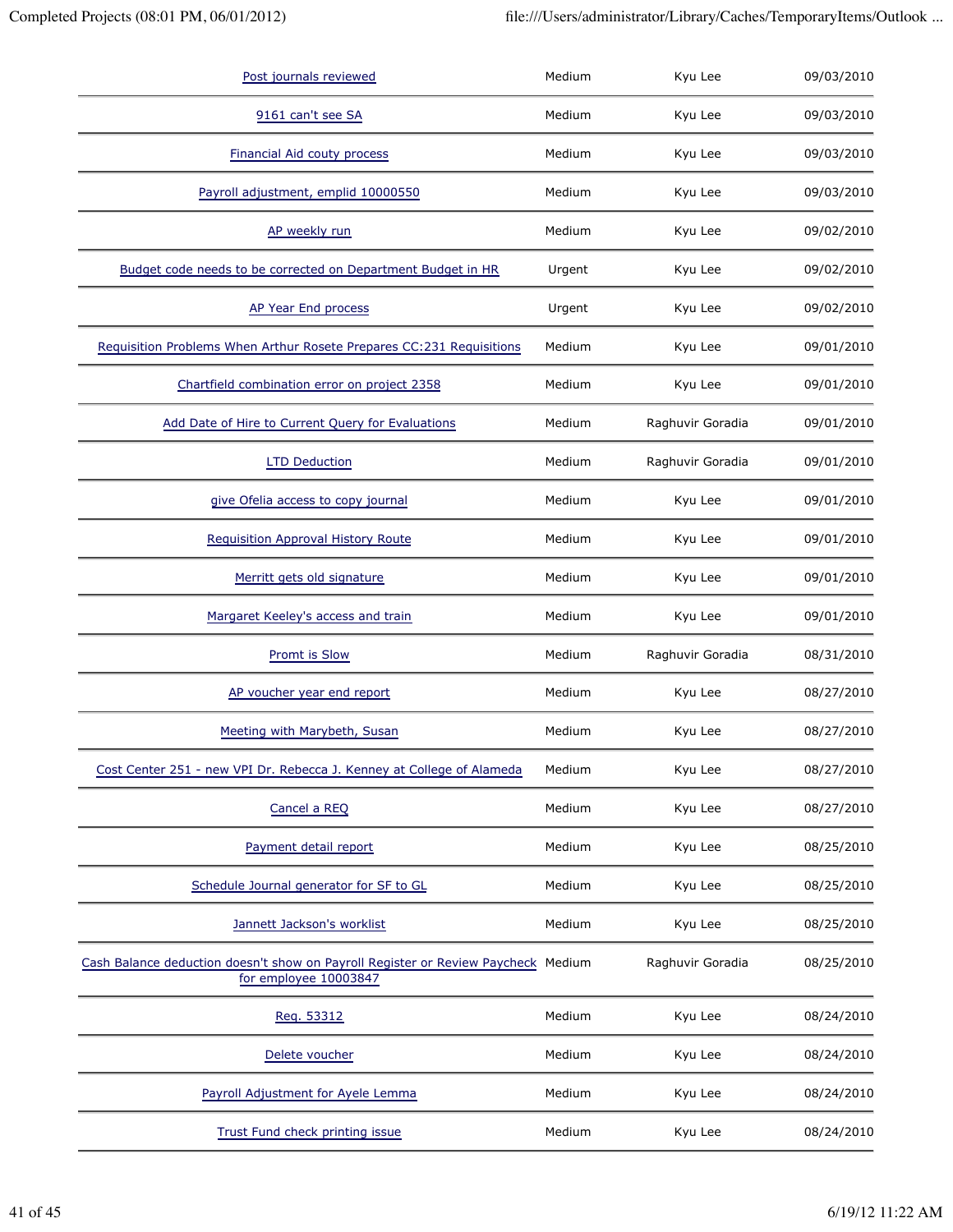| | | | |
|---|---|---|---|
| Post journals reviewed | Medium | Kyu Lee | 09/03/2010 |
| 9161 can't see SA | Medium | Kyu Lee | 09/03/2010 |
| Financial Aid couty process | Medium | Kyu Lee | 09/03/2010 |
| Payroll adjustment, emplid 10000550 | Medium | Kyu Lee | 09/03/2010 |
| AP weekly run | Medium | Kyu Lee | 09/02/2010 |
| Budget code needs to be corrected on Department Budget in HR | Urgent | Kyu Lee | 09/02/2010 |
| AP Year End process | Urgent | Kyu Lee | 09/02/2010 |
| Requisition Problems When Arthur Rosete Prepares CC:231 Requisitions | Medium | Kyu Lee | 09/01/2010 |
| Chartfield combination error on project 2358 | Medium | Kyu Lee | 09/01/2010 |
| Add Date of Hire to Current Query for Evaluations | Medium | Raghuvir Goradia | 09/01/2010 |
| LTD Deduction | Medium | Raghuvir Goradia | 09/01/2010 |
| give Ofelia access to copy journal | Medium | Kyu Lee | 09/01/2010 |
| Requisition Approval History Route | Medium | Kyu Lee | 09/01/2010 |
| Merritt gets old signature | Medium | Kyu Lee | 09/01/2010 |
| Margaret Keeley's access and train | Medium | Kyu Lee | 09/01/2010 |
| Promt is Slow | Medium | Raghuvir Goradia | 08/31/2010 |
| AP voucher year end report | Medium | Kyu Lee | 08/27/2010 |
| Meeting with Marybeth, Susan | Medium | Kyu Lee | 08/27/2010 |
| Cost Center 251 - new VPI Dr. Rebecca J. Kenney at College of Alameda | Medium | Kyu Lee | 08/27/2010 |
| Cancel a REQ | Medium | Kyu Lee | 08/27/2010 |
| Payment detail report | Medium | Kyu Lee | 08/25/2010 |
| Schedule Journal generator for SF to GL | Medium | Kyu Lee | 08/25/2010 |
| Jannett Jackson's worklist | Medium | Kyu Lee | 08/25/2010 |
| Cash Balance deduction doesn't show on Payroll Register or Review Paycheck for employee 10003847 | Medium | Raghuvir Goradia | 08/25/2010 |
| Req. 53312 | Medium | Kyu Lee | 08/24/2010 |
| Delete voucher | Medium | Kyu Lee | 08/24/2010 |
| Payroll Adjustment for Ayele Lemma | Medium | Kyu Lee | 08/24/2010 |
| Trust Fund check printing issue | Medium | Kyu Lee | 08/24/2010 |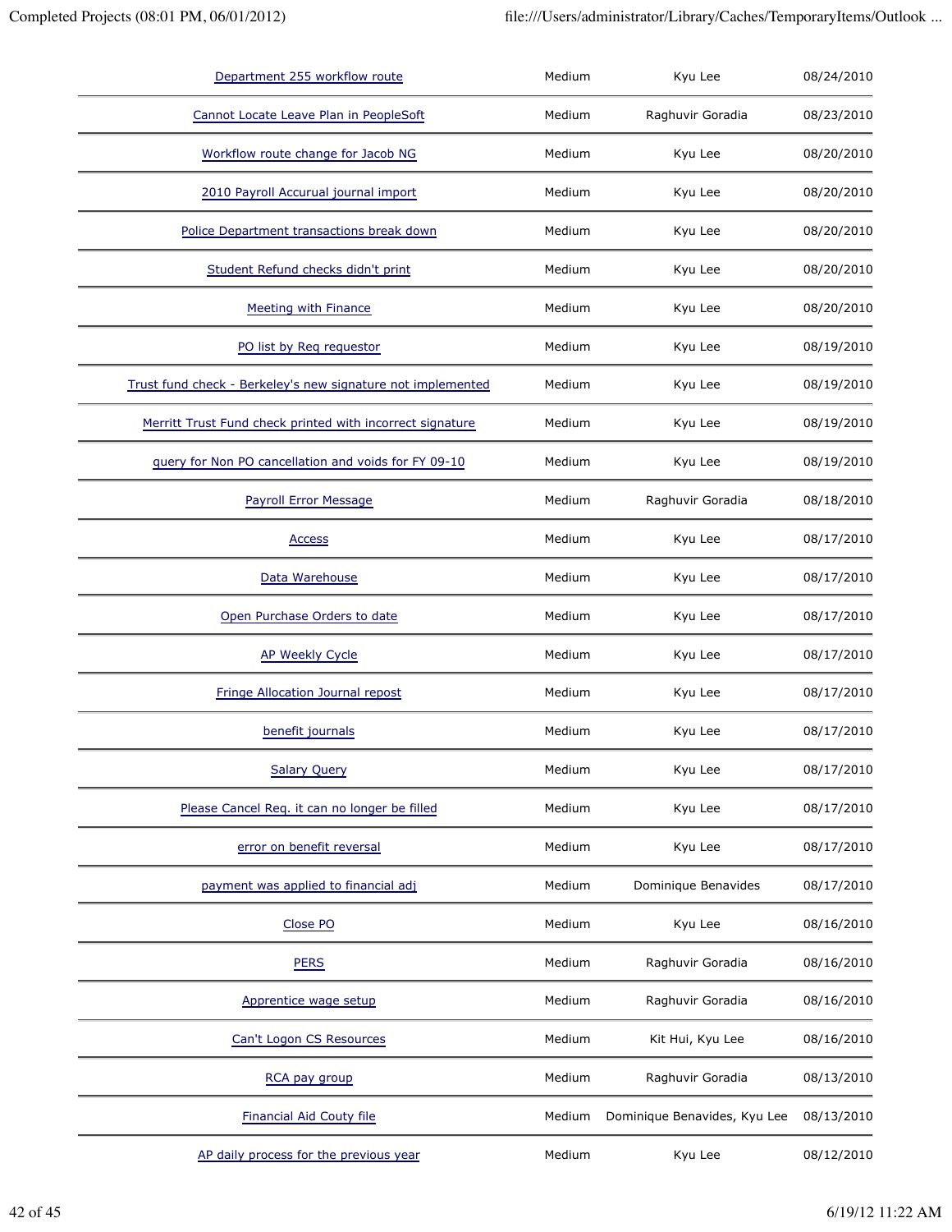| | | | |
|---|---|---|---|
| Department 255 workflow route | Medium | Kyu Lee | 08/24/2010 |
| Cannot Locate Leave Plan in PeopleSoft | Medium | Raghuvir Goradia | 08/23/2010 |
| Workflow route change for Jacob NG | Medium | Kyu Lee | 08/20/2010 |
| 2010 Payroll Accurual journal import | Medium | Kyu Lee | 08/20/2010 |
| Police Department transactions break down | Medium | Kyu Lee | 08/20/2010 |
| Student Refund checks didn't print | Medium | Kyu Lee | 08/20/2010 |
| Meeting with Finance | Medium | Kyu Lee | 08/20/2010 |
| PO list by Req requestor | Medium | Kyu Lee | 08/19/2010 |
| Trust fund check - Berkeley's new signature not implemented | Medium | Kyu Lee | 08/19/2010 |
| Merritt Trust Fund check printed with incorrect signature | Medium | Kyu Lee | 08/19/2010 |
| query for Non PO cancellation and voids for FY 09-10 | Medium | Kyu Lee | 08/19/2010 |
| Payroll Error Message | Medium | Raghuvir Goradia | 08/18/2010 |
| Access | Medium | Kyu Lee | 08/17/2010 |
| Data Warehouse | Medium | Kyu Lee | 08/17/2010 |
| Open Purchase Orders to date | Medium | Kyu Lee | 08/17/2010 |
| AP Weekly Cycle | Medium | Kyu Lee | 08/17/2010 |
| Fringe Allocation Journal repost | Medium | Kyu Lee | 08/17/2010 |
| benefit journals | Medium | Kyu Lee | 08/17/2010 |
| Salary Query | Medium | Kyu Lee | 08/17/2010 |
| Please Cancel Req. it can no longer be filled | Medium | Kyu Lee | 08/17/2010 |
| error on benefit reversal | Medium | Kyu Lee | 08/17/2010 |
| payment was applied to financial adj | Medium | Dominique Benavides | 08/17/2010 |
| Close PO | Medium | Kyu Lee | 08/16/2010 |
| PERS | Medium | Raghuvir Goradia | 08/16/2010 |
| Apprentice wage setup | Medium | Raghuvir Goradia | 08/16/2010 |
| Can't Logon CS Resources | Medium | Kit Hui, Kyu Lee | 08/16/2010 |
| RCA pay group | Medium | Raghuvir Goradia | 08/13/2010 |
| Financial Aid Couty file | Medium | Dominique Benavides, Kyu Lee | 08/13/2010 |
| AP daily process for the previous year | Medium | Kyu Lee | 08/12/2010 |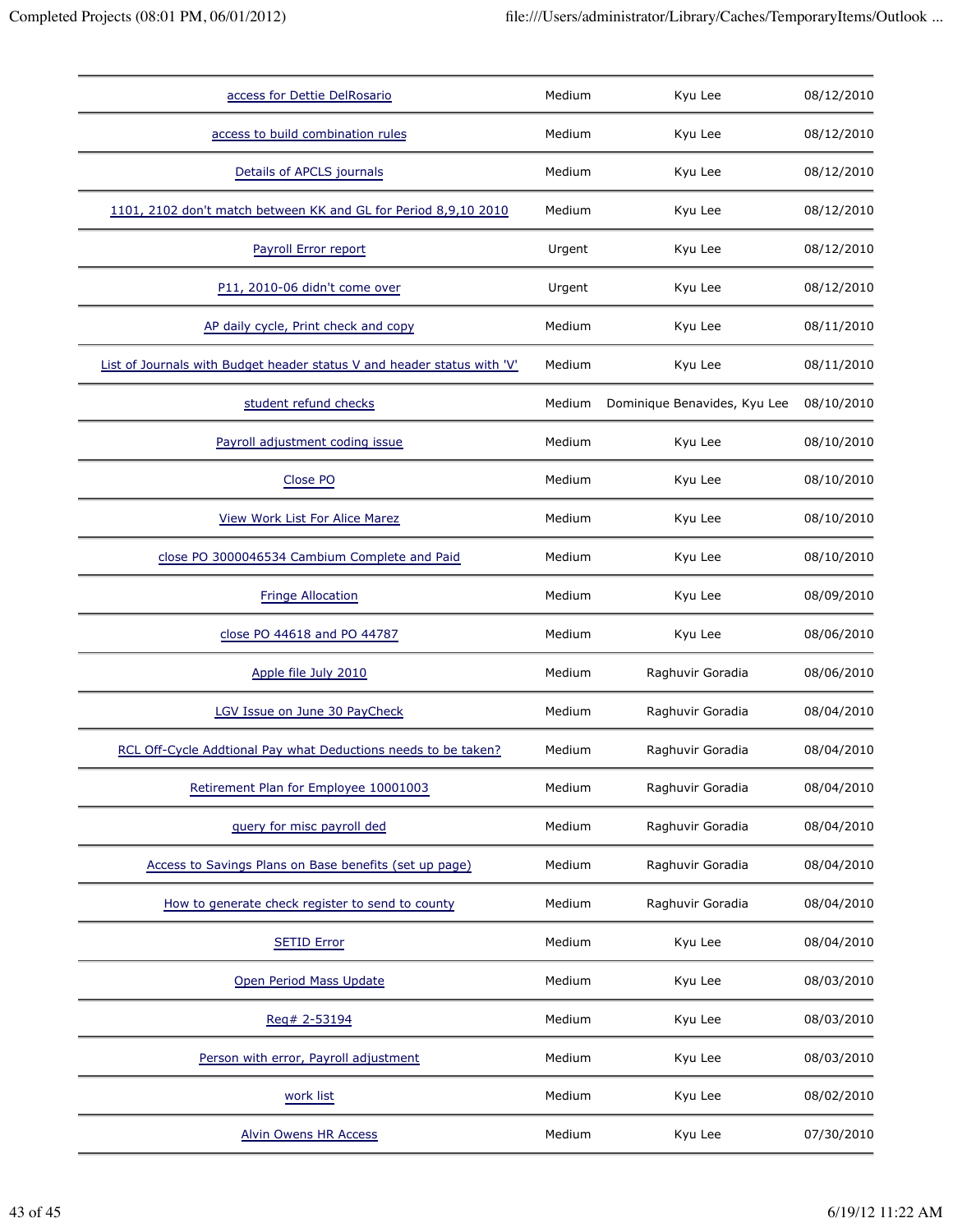| | | | |
|---|---|---|---|
| access for Dettie DelRosario | Medium | Kyu Lee | 08/12/2010 |
| access to build combination rules | Medium | Kyu Lee | 08/12/2010 |
| Details of APCLS journals | Medium | Kyu Lee | 08/12/2010 |
| 1101, 2102 don't match between KK and GL for Period 8,9,10 2010 | Medium | Kyu Lee | 08/12/2010 |
| Payroll Error report | Urgent | Kyu Lee | 08/12/2010 |
| P11, 2010-06 didn't come over | Urgent | Kyu Lee | 08/12/2010 |
| AP daily cycle, Print check and copy | Medium | Kyu Lee | 08/11/2010 |
| List of Journals with Budget header status V and header status with 'V' | Medium | Kyu Lee | 08/11/2010 |
| student refund checks | Medium | Dominique Benavides, Kyu Lee | 08/10/2010 |
| Payroll adjustment coding issue | Medium | Kyu Lee | 08/10/2010 |
| Close PO | Medium | Kyu Lee | 08/10/2010 |
| View Work List For Alice Marez | Medium | Kyu Lee | 08/10/2010 |
| close PO 3000046534 Cambium Complete and Paid | Medium | Kyu Lee | 08/10/2010 |
| Fringe Allocation | Medium | Kyu Lee | 08/09/2010 |
| close PO 44618 and PO 44787 | Medium | Kyu Lee | 08/06/2010 |
| Apple file July 2010 | Medium | Raghuvir Goradia | 08/06/2010 |
| LGV Issue on June 30 PayCheck | Medium | Raghuvir Goradia | 08/04/2010 |
| RCL Off-Cycle Addtional Pay what Deductions needs to be taken? | Medium | Raghuvir Goradia | 08/04/2010 |
| Retirement Plan for Employee 10001003 | Medium | Raghuvir Goradia | 08/04/2010 |
| query for misc payroll ded | Medium | Raghuvir Goradia | 08/04/2010 |
| Access to Savings Plans on Base benefits (set up page) | Medium | Raghuvir Goradia | 08/04/2010 |
| How to generate check register to send to county | Medium | Raghuvir Goradia | 08/04/2010 |
| SETID Error | Medium | Kyu Lee | 08/04/2010 |
| Open Period Mass Update | Medium | Kyu Lee | 08/03/2010 |
| Req# 2-53194 | Medium | Kyu Lee | 08/03/2010 |
| Person with error, Payroll adjustment | Medium | Kyu Lee | 08/03/2010 |
| work list | Medium | Kyu Lee | 08/02/2010 |
| Alvin Owens HR Access | Medium | Kyu Lee | 07/30/2010 |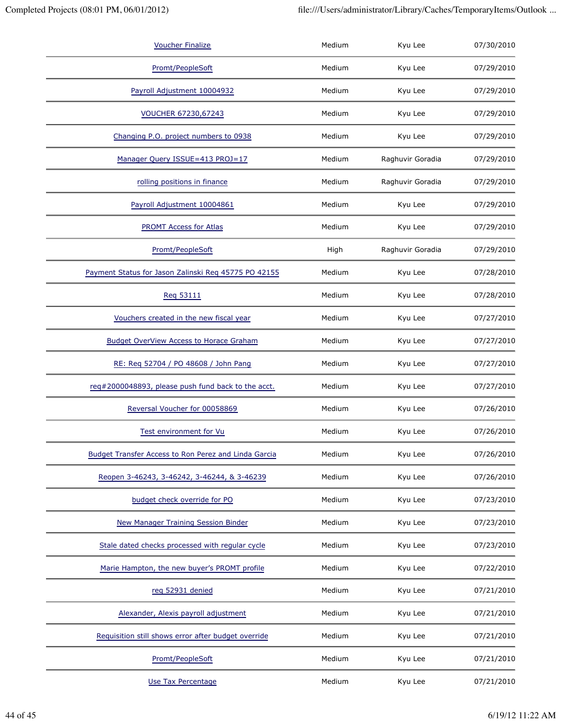| | | | |
|---|---|---|---|
| Voucher Finalize | Medium | Kyu Lee | 07/30/2010 |
| Promt/PeopleSoft | Medium | Kyu Lee | 07/29/2010 |
| Payroll Adjustment 10004932 | Medium | Kyu Lee | 07/29/2010 |
| VOUCHER 67230,67243 | Medium | Kyu Lee | 07/29/2010 |
| Changing P.O. project numbers to 0938 | Medium | Kyu Lee | 07/29/2010 |
| Manager Query ISSUE=413 PROJ=17 | Medium | Raghuvir Goradia | 07/29/2010 |
| rolling positions in finance | Medium | Raghuvir Goradia | 07/29/2010 |
| Payroll Adjustment 10004861 | Medium | Kyu Lee | 07/29/2010 |
| PROMT Access for Atlas | Medium | Kyu Lee | 07/29/2010 |
| Promt/PeopleSoft | High | Raghuvir Goradia | 07/29/2010 |
| Payment Status for Jason Zalinski Req 45775 PO 42155 | Medium | Kyu Lee | 07/28/2010 |
| Req 53111 | Medium | Kyu Lee | 07/28/2010 |
| Vouchers created in the new fiscal year | Medium | Kyu Lee | 07/27/2010 |
| Budget OverView Access to Horace Graham | Medium | Kyu Lee | 07/27/2010 |
| RE: Req 52704 / PO 48608 / John Pang | Medium | Kyu Lee | 07/27/2010 |
| req#2000048893, please push fund back to the acct. | Medium | Kyu Lee | 07/27/2010 |
| Reversal Voucher for 00058869 | Medium | Kyu Lee | 07/26/2010 |
| Test environment for Vu | Medium | Kyu Lee | 07/26/2010 |
| Budget Transfer Access to Ron Perez and Linda Garcia | Medium | Kyu Lee | 07/26/2010 |
| Reopen 3-46243, 3-46242, & 3-46239 | Medium | Kyu Lee | 07/26/2010 |
| budget check override for PO | Medium | Kyu Lee | 07/23/2010 |
| New Manager Training Session Binder | Medium | Kyu Lee | 07/23/2010 |
| Stale dated checks processed with regular cycle | Medium | Kyu Lee | 07/23/2010 |
| Marie Hampton, the new buyer's PROMT profile | Medium | Kyu Lee | 07/22/2010 |
| req 52931 denied | Medium | Kyu Lee | 07/21/2010 |
| Alexander, Alexis payroll adjustment | Medium | Kyu Lee | 07/21/2010 |
| Requisition still shows error after budget override | Medium | Kyu Lee | 07/21/2010 |
| Promt/PeopleSoft | Medium | Kyu Lee | 07/21/2010 |
| Use Tax Percentage | Medium | Kyu Lee | 07/21/2010 |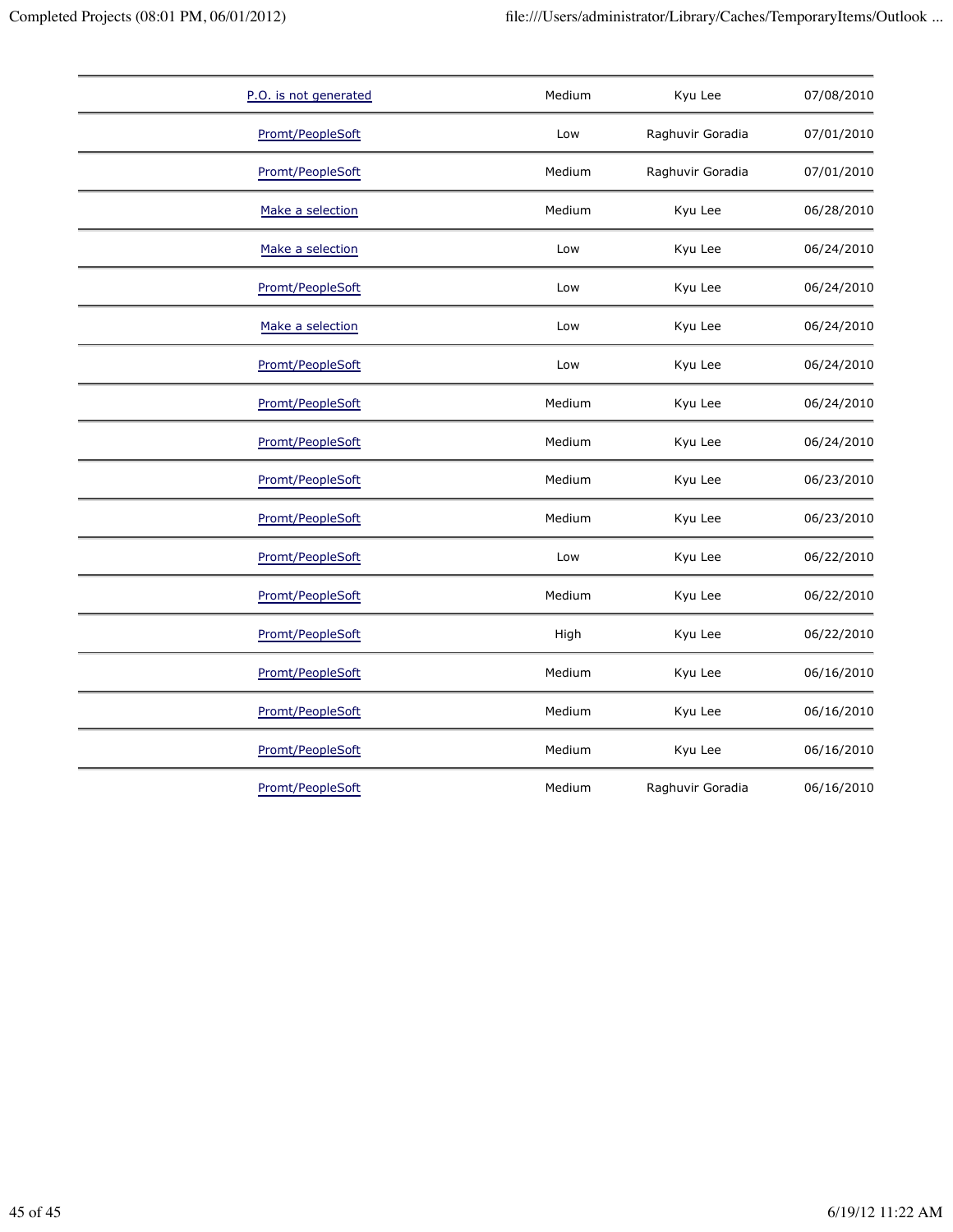| | | | |
|---|---|---|---|
| P.O. is not generated | Medium | Kyu Lee | 07/08/2010 |
| Promt/PeopleSoft | Low | Raghuvir Goradia | 07/01/2010 |
| Promt/PeopleSoft | Medium | Raghuvir Goradia | 07/01/2010 |
| Make a selection | Medium | Kyu Lee | 06/28/2010 |
| Make a selection | Low | Kyu Lee | 06/24/2010 |
| Promt/PeopleSoft | Low | Kyu Lee | 06/24/2010 |
| Make a selection | Low | Kyu Lee | 06/24/2010 |
| Promt/PeopleSoft | Low | Kyu Lee | 06/24/2010 |
| Promt/PeopleSoft | Medium | Kyu Lee | 06/24/2010 |
| Promt/PeopleSoft | Medium | Kyu Lee | 06/24/2010 |
| Promt/PeopleSoft | Medium | Kyu Lee | 06/23/2010 |
| Promt/PeopleSoft | Medium | Kyu Lee | 06/23/2010 |
| Promt/PeopleSoft | Low | Kyu Lee | 06/22/2010 |
| Promt/PeopleSoft | Medium | Kyu Lee | 06/22/2010 |
| Promt/PeopleSoft | High | Kyu Lee | 06/22/2010 |
| Promt/PeopleSoft | Medium | Kyu Lee | 06/16/2010 |
| Promt/PeopleSoft | Medium | Kyu Lee | 06/16/2010 |
| Promt/PeopleSoft | Medium | Kyu Lee | 06/16/2010 |
| Promt/PeopleSoft | Medium | Raghuvir Goradia | 06/16/2010 |